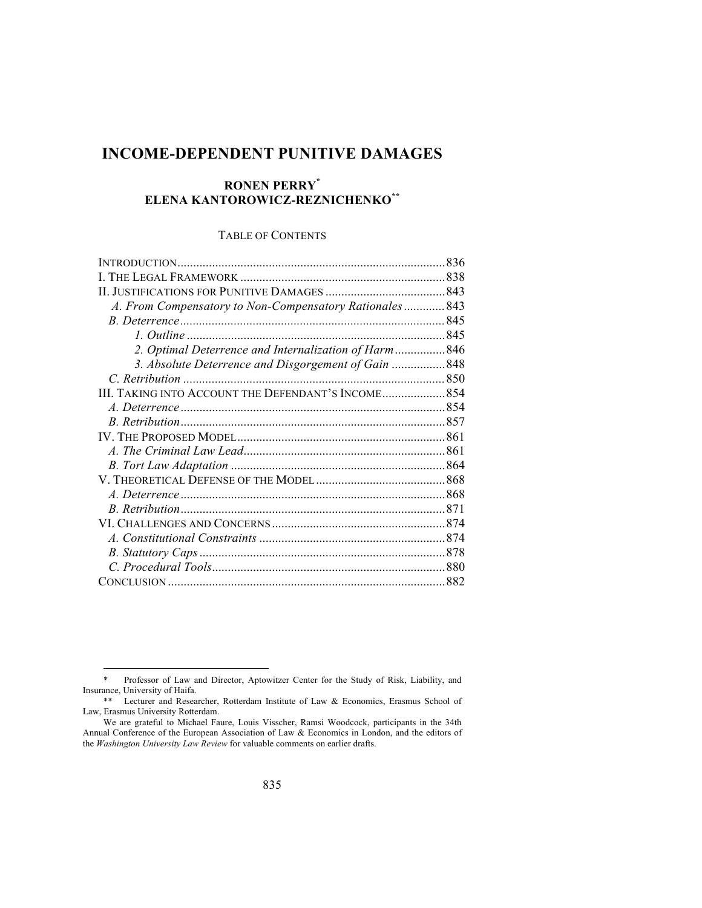# INCOME-DEPENDENT PUNITIVE DAMAGES

**RONEN PERRY[*]**
**ELENA KANTOROWICZ-REZNICHENKO[**]**

TABLE OF CONTENTS

INTRODUCTION .......... 836
I. THE LEGAL FRAMEWORK .......... 838
II. JUSTIFICATIONS FOR PUNITIVE DAMAGES .......... 843
  *A. From Compensatory to Non-Compensatory Rationales* .......... 843
  *B. Deterrence* .......... 845
    *1. Outline* .......... 845
    *2. Optimal Deterrence and Internalization of Harm* .......... 846
    *3. Absolute Deterrence and Disgorgement of Gain* .......... 848
  *C. Retribution* .......... 850
III. TAKING INTO ACCOUNT THE DEFENDANT'S INCOME .......... 854
  *A. Deterrence* .......... 854
  *B. Retribution* .......... 857
IV. THE PROPOSED MODEL .......... 861
  *A. The Criminal Law Lead* .......... 861
  *B. Tort Law Adaptation* .......... 864
V. THEORETICAL DEFENSE OF THE MODEL .......... 868
  *A. Deterrence* .......... 868
  *B. Retribution* .......... 871
VI. CHALLENGES AND CONCERNS .......... 874
  *A. Constitutional Constraints* .......... 874
  *B. Statutory Caps* .......... 878
  *C. Procedural Tools* .......... 880
CONCLUSION .......... 882

---

[*] Professor of Law and Director, Aptowitzer Center for the Study of Risk, Liability, and Insurance, University of Haifa.

[**] Lecturer and Researcher, Rotterdam Institute of Law & Economics, Erasmus School of Law, Erasmus University Rotterdam.

We are grateful to Michael Faure, Louis Visscher, Ramsi Woodcock, participants in the 34th Annual Conference of the European Association of Law & Economics in London, and the editors of the *Washington University Law Review* for valuable comments on earlier drafts.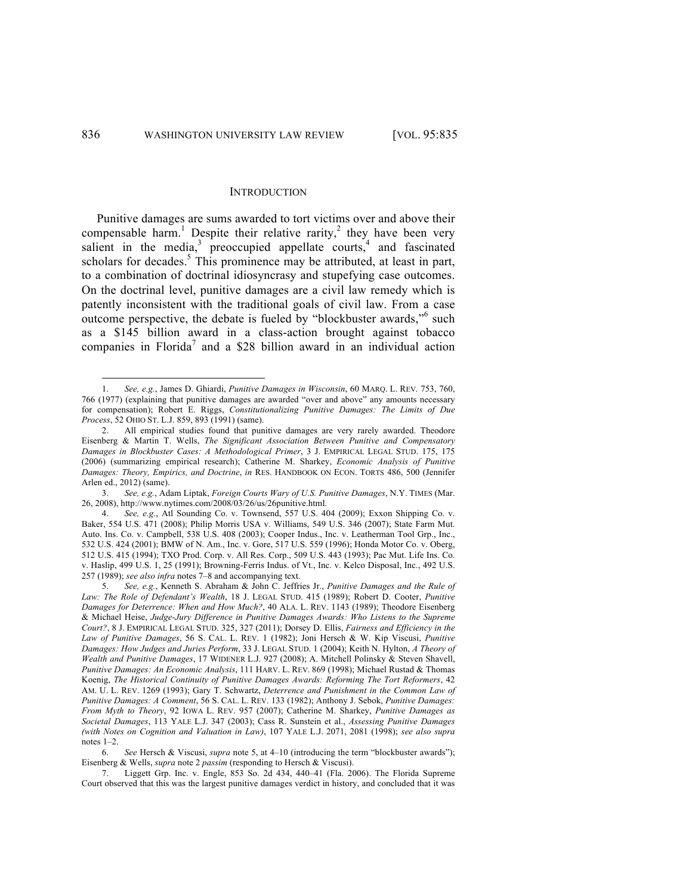## INTRODUCTION

Punitive damages are sums awarded to tort victims over and above their compensable harm.[1] Despite their relative rarity,[2] they have been very salient in the media,[3] preoccupied appellate courts,[4] and fascinated scholars for decades.[5] This prominence may be attributed, at least in part, to a combination of doctrinal idiosyncrasy and stupefying case outcomes. On the doctrinal level, punitive damages are a civil law remedy which is patently inconsistent with the traditional goals of civil law. From a case outcome perspective, the debate is fueled by "blockbuster awards,"[6] such as a $145 billion award in a class-action brought against tobacco companies in Florida[7] and a $28 billion award in an individual action

---

1. *See, e.g.*, James D. Ghiardi, *Punitive Damages in Wisconsin*, 60 MARQ. L. REV. 753, 760, 766 (1977) (explaining that punitive damages are awarded "over and above" any amounts necessary for compensation); Robert E. Riggs, *Constitutionalizing Punitive Damages: The Limits of Due Process*, 52 OHIO ST. L.J. 859, 893 (1991) (same).

2. All empirical studies found that punitive damages are very rarely awarded. Theodore Eisenberg & Martin T. Wells, *The Significant Association Between Punitive and Compensatory Damages in Blockbuster Cases: A Methodological Primer*, 3 J. EMPIRICAL LEGAL STUD. 175, 175 (2006) (summarizing empirical research); Catherine M. Sharkey, *Economic Analysis of Punitive Damages: Theory, Empirics, and Doctrine*, *in* RES. HANDBOOK ON ECON. TORTS 486, 500 (Jennifer Arlen ed., 2012) (same).

3. *See, e.g.*, Adam Liptak, *Foreign Courts Wary of U.S. Punitive Damages*, N.Y. TIMES (Mar. 26, 2008), http://www.nytimes.com/2008/03/26/us/26punitive.html.

4. *See, e.g.*, Atl Sounding Co. v. Townsend, 557 U.S. 404 (2009); Exxon Shipping Co. v. Baker, 554 U.S. 471 (2008); Philip Morris USA v. Williams, 549 U.S. 346 (2007); State Farm Mut. Auto. Ins. Co. v. Campbell, 538 U.S. 408 (2003); Cooper Indus., Inc. v. Leatherman Tool Grp., Inc., 532 U.S. 424 (2001); BMW of N. Am., Inc. v. Gore, 517 U.S. 559 (1996); Honda Motor Co. v. Oberg, 512 U.S. 415 (1994); TXO Prod. Corp. v. All Res. Corp., 509 U.S. 443 (1993); Pac Mut. Life Ins. Co. v. Haslip, 499 U.S. 1, 25 (1991); Browning-Ferris Indus. of Vt., Inc. v. Kelco Disposal, Inc., 492 U.S. 257 (1989); *see also infra* notes 7–8 and accompanying text.

5. *See, e.g.*, Kenneth S. Abraham & John C. Jeffries Jr., *Punitive Damages and the Rule of Law: The Role of Defendant's Wealth*, 18 J. LEGAL STUD. 415 (1989); Robert D. Cooter, *Punitive Damages for Deterrence: When and How Much?*, 40 ALA. L. REV. 1143 (1989); Theodore Eisenberg & Michael Heise, *Judge-Jury Difference in Punitive Damages Awards: Who Listens to the Supreme Court?*, 8 J. EMPIRICAL LEGAL STUD. 325, 327 (2011); Dorsey D. Ellis, *Fairness and Efficiency in the Law of Punitive Damages*, 56 S. CAL. L. REV. 1 (1982); Joni Hersch & W. Kip Viscusi, *Punitive Damages: How Judges and Juries Perform*, 33 J. LEGAL STUD. 1 (2004); Keith N. Hylton, *A Theory of Wealth and Punitive Damages*, 17 WIDENER L.J. 927 (2008); A. Mitchell Polinsky & Steven Shavell, *Punitive Damages: An Economic Analysis*, 111 HARV. L. REV. 869 (1998); Michael Rustad & Thomas Koenig, *The Historical Continuity of Punitive Damages Awards: Reforming The Tort Reformers*, 42 AM. U. L. REV. 1269 (1993); Gary T. Schwartz, *Deterrence and Punishment in the Common Law of Punitive Damages: A Comment*, 56 S. CAL. L. REV. 133 (1982); Anthony J. Sebok, *Punitive Damages: From Myth to Theory*, 92 IOWA L. REV. 957 (2007); Catherine M. Sharkey, *Punitive Damages as Societal Damages*, 113 YALE L.J. 347 (2003); Cass R. Sunstein et al., *Assessing Punitive Damages (with Notes on Cognition and Valuation in Law)*, 107 YALE L.J. 2071, 2081 (1998); *see also supra* notes 1–2.

6. *See* Hersch & Viscusi, *supra* note 5, at 4–10 (introducing the term "blockbuster awards"); Eisenberg & Wells, *supra* note 2 *passim* (responding to Hersch & Viscusi).

7. Liggett Grp. Inc. v. Engle, 853 So. 2d 434, 440–41 (Fla. 2006). The Florida Supreme Court observed that this was the largest punitive damages verdict in history, and concluded that it was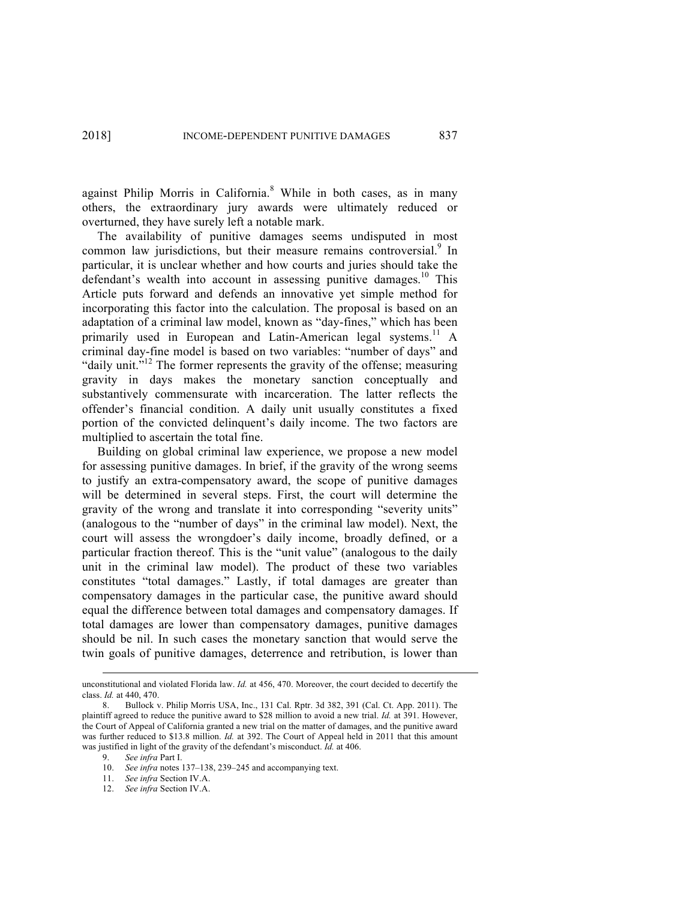against Philip Morris in California.[8] While in both cases, as in many others, the extraordinary jury awards were ultimately reduced or overturned, they have surely left a notable mark.

The availability of punitive damages seems undisputed in most common law jurisdictions, but their measure remains controversial.[9] In particular, it is unclear whether and how courts and juries should take the defendant's wealth into account in assessing punitive damages.[10] This Article puts forward and defends an innovative yet simple method for incorporating this factor into the calculation. The proposal is based on an adaptation of a criminal law model, known as "day-fines," which has been primarily used in European and Latin-American legal systems.[11] A criminal day-fine model is based on two variables: "number of days" and "daily unit."[12] The former represents the gravity of the offense; measuring gravity in days makes the monetary sanction conceptually and substantively commensurate with incarceration. The latter reflects the offender's financial condition. A daily unit usually constitutes a fixed portion of the convicted delinquent's daily income. The two factors are multiplied to ascertain the total fine.

Building on global criminal law experience, we propose a new model for assessing punitive damages. In brief, if the gravity of the wrong seems to justify an extra-compensatory award, the scope of punitive damages will be determined in several steps. First, the court will determine the gravity of the wrong and translate it into corresponding "severity units" (analogous to the "number of days" in the criminal law model). Next, the court will assess the wrongdoer's daily income, broadly defined, or a particular fraction thereof. This is the "unit value" (analogous to the daily unit in the criminal law model). The product of these two variables constitutes "total damages." Lastly, if total damages are greater than compensatory damages in the particular case, the punitive award should equal the difference between total damages and compensatory damages. If total damages are lower than compensatory damages, punitive damages should be nil. In such cases the monetary sanction that would serve the twin goals of punitive damages, deterrence and retribution, is lower than

---

unconstitutional and violated Florida law. *Id.* at 456, 470. Moreover, the court decided to decertify the class. *Id.* at 440, 470.

8. Bullock v. Philip Morris USA, Inc., 131 Cal. Rptr. 3d 382, 391 (Cal. Ct. App. 2011). The plaintiff agreed to reduce the punitive award to $28 million to avoid a new trial. *Id.* at 391. However, the Court of Appeal of California granted a new trial on the matter of damages, and the punitive award was further reduced to $13.8 million. *Id.* at 392. The Court of Appeal held in 2011 that this amount was justified in light of the gravity of the defendant's misconduct. *Id.* at 406.

9. *See infra* Part I.

10. *See infra* notes 137–138, 239–245 and accompanying text.

11. *See infra* Section IV.A.

12. *See infra* Section IV.A.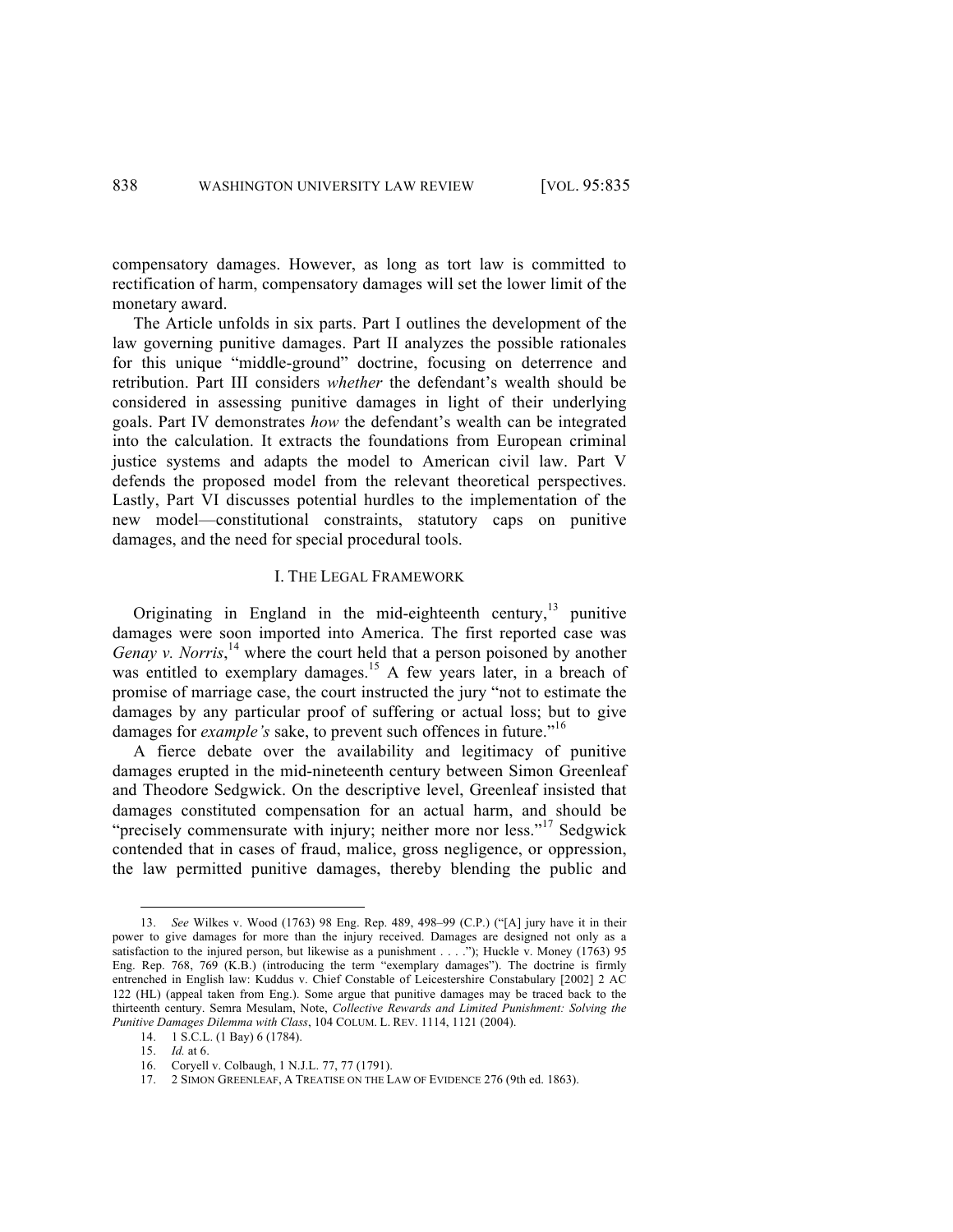compensatory damages. However, as long as tort law is committed to rectification of harm, compensatory damages will set the lower limit of the monetary award.

The Article unfolds in six parts. Part I outlines the development of the law governing punitive damages. Part II analyzes the possible rationales for this unique "middle-ground" doctrine, focusing on deterrence and retribution. Part III considers *whether* the defendant's wealth should be considered in assessing punitive damages in light of their underlying goals. Part IV demonstrates *how* the defendant's wealth can be integrated into the calculation. It extracts the foundations from European criminal justice systems and adapts the model to American civil law. Part V defends the proposed model from the relevant theoretical perspectives. Lastly, Part VI discusses potential hurdles to the implementation of the new model—constitutional constraints, statutory caps on punitive damages, and the need for special procedural tools.

## I. THE LEGAL FRAMEWORK

Originating in England in the mid-eighteenth century,[13] punitive damages were soon imported into America. The first reported case was *Genay v. Norris*,[14] where the court held that a person poisoned by another was entitled to exemplary damages.[15] A few years later, in a breach of promise of marriage case, the court instructed the jury "not to estimate the damages by any particular proof of suffering or actual loss; but to give damages for *example's* sake, to prevent such offences in future."[16]

A fierce debate over the availability and legitimacy of punitive damages erupted in the mid-nineteenth century between Simon Greenleaf and Theodore Sedgwick. On the descriptive level, Greenleaf insisted that damages constituted compensation for an actual harm, and should be "precisely commensurate with injury; neither more nor less."[17] Sedgwick contended that in cases of fraud, malice, gross negligence, or oppression, the law permitted punitive damages, thereby blending the public and

---

13. *See* Wilkes v. Wood (1763) 98 Eng. Rep. 489, 498–99 (C.P.) ("[A] jury have it in their power to give damages for more than the injury received. Damages are designed not only as a satisfaction to the injured person, but likewise as a punishment . . . ."); Huckle v. Money (1763) 95 Eng. Rep. 768, 769 (K.B.) (introducing the term "exemplary damages"). The doctrine is firmly entrenched in English law: Kuddus v. Chief Constable of Leicestershire Constabulary [2002] 2 AC 122 (HL) (appeal taken from Eng.). Some argue that punitive damages may be traced back to the thirteenth century. Semra Mesulam, Note, *Collective Rewards and Limited Punishment: Solving the Punitive Damages Dilemma with Class*, 104 COLUM. L. REV. 1114, 1121 (2004).

14. 1 S.C.L. (1 Bay) 6 (1784).

15. *Id.* at 6.

16. Coryell v. Colbaugh, 1 N.J.L. 77, 77 (1791).

17. 2 SIMON GREENLEAF, A TREATISE ON THE LAW OF EVIDENCE 276 (9th ed. 1863).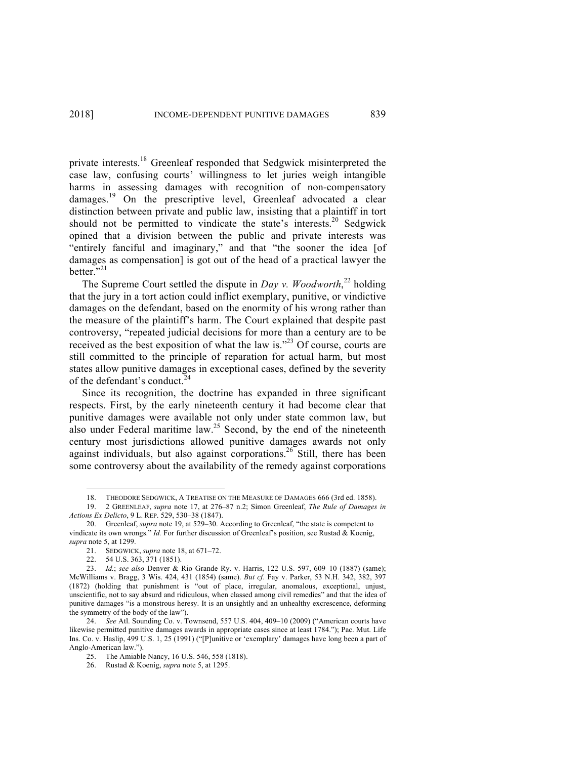private interests.[18] Greenleaf responded that Sedgwick misinterpreted the case law, confusing courts' willingness to let juries weigh intangible harms in assessing damages with recognition of non-compensatory damages.[19] On the prescriptive level, Greenleaf advocated a clear distinction between private and public law, insisting that a plaintiff in tort should not be permitted to vindicate the state's interests.[20] Sedgwick opined that a division between the public and private interests was "entirely fanciful and imaginary," and that "the sooner the idea [of damages as compensation] is got out of the head of a practical lawyer the better."[21]

The Supreme Court settled the dispute in *Day v. Woodworth*,[22] holding that the jury in a tort action could inflict exemplary, punitive, or vindictive damages on the defendant, based on the enormity of his wrong rather than the measure of the plaintiff's harm. The Court explained that despite past controversy, "repeated judicial decisions for more than a century are to be received as the best exposition of what the law is."[23] Of course, courts are still committed to the principle of reparation for actual harm, but most states allow punitive damages in exceptional cases, defined by the severity of the defendant's conduct.[24]

Since its recognition, the doctrine has expanded in three significant respects. First, by the early nineteenth century it had become clear that punitive damages were available not only under state common law, but also under Federal maritime law.[25] Second, by the end of the nineteenth century most jurisdictions allowed punitive damages awards not only against individuals, but also against corporations.[26] Still, there has been some controversy about the availability of the remedy against corporations

---

18. THEODORE SEDGWICK, A TREATISE ON THE MEASURE OF DAMAGES 666 (3rd ed. 1858).

19. 2 GREENLEAF, *supra* note 17, at 276–87 n.2; Simon Greenleaf, *The Rule of Damages in Actions Ex Delicto*, 9 L. REP. 529, 530–38 (1847).

20. Greenleaf, *supra* note 19, at 529–30. According to Greenleaf, "the state is competent to vindicate its own wrongs." *Id.* For further discussion of Greenleaf's position, see Rustad & Koenig, *supra* note 5, at 1299.

21. SEDGWICK, *supra* note 18, at 671–72.

22. 54 U.S. 363, 371 (1851).

23. *Id.*; *see also* Denver & Rio Grande Ry. v. Harris, 122 U.S. 597, 609–10 (1887) (same); McWilliams v. Bragg, 3 Wis. 424, 431 (1854) (same). *But cf.* Fay v. Parker, 53 N.H. 342, 382, 397 (1872) (holding that punishment is "out of place, irregular, anomalous, exceptional, unjust, unscientific, not to say absurd and ridiculous, when classed among civil remedies" and that the idea of punitive damages "is a monstrous heresy. It is an unsightly and an unhealthy excrescence, deforming the symmetry of the body of the law").

24. *See* Atl. Sounding Co. v. Townsend, 557 U.S. 404, 409–10 (2009) ("American courts have likewise permitted punitive damages awards in appropriate cases since at least 1784."); Pac. Mut. Life Ins. Co. v. Haslip, 499 U.S. 1, 25 (1991) ("[P]unitive or 'exemplary' damages have long been a part of Anglo-American law.").

25. The Amiable Nancy, 16 U.S. 546, 558 (1818).

26. Rustad & Koenig, *supra* note 5, at 1295.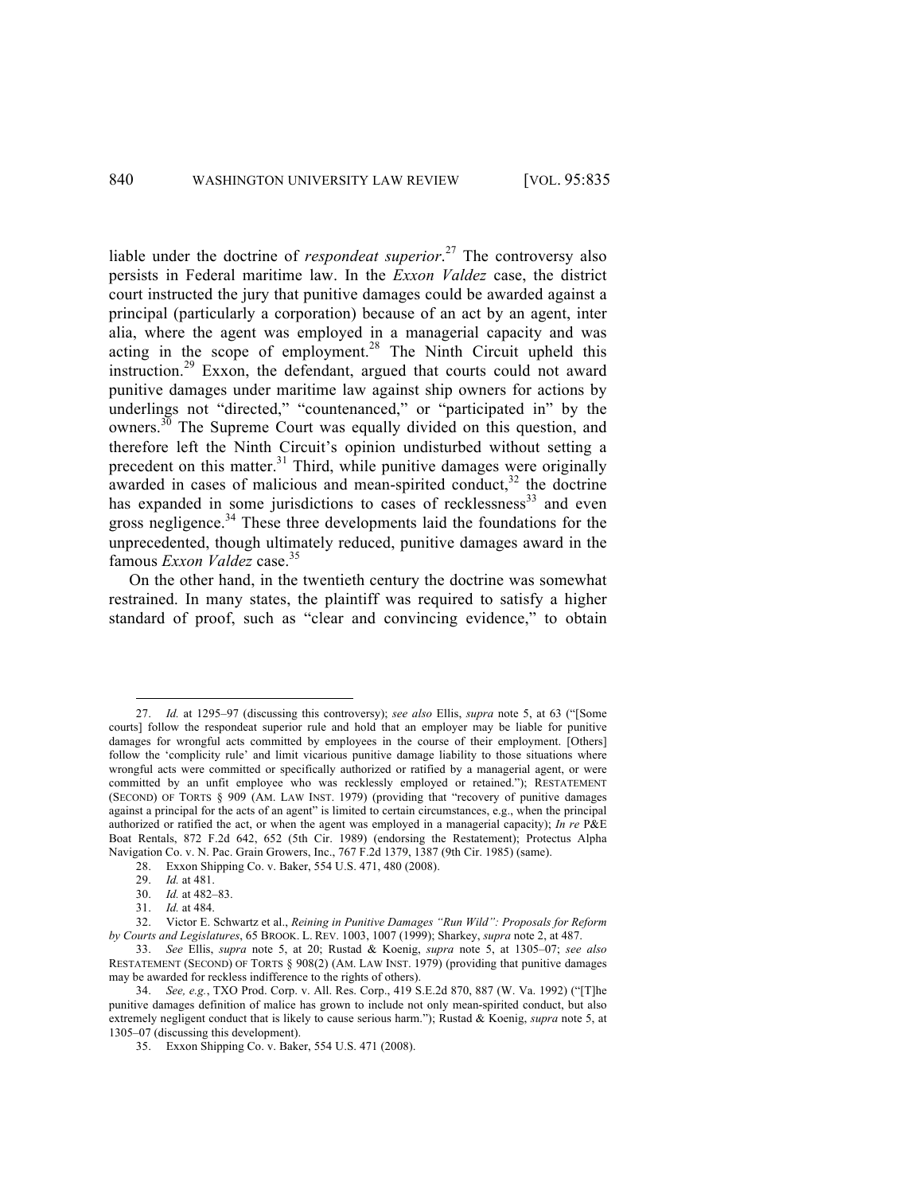liable under the doctrine of *respondeat superior*.[27] The controversy also persists in Federal maritime law. In the *Exxon Valdez* case, the district court instructed the jury that punitive damages could be awarded against a principal (particularly a corporation) because of an act by an agent, inter alia, where the agent was employed in a managerial capacity and was acting in the scope of employment.[28] The Ninth Circuit upheld this instruction.[29] Exxon, the defendant, argued that courts could not award punitive damages under maritime law against ship owners for actions by underlings not "directed," "countenanced," or "participated in" by the owners.[30] The Supreme Court was equally divided on this question, and therefore left the Ninth Circuit's opinion undisturbed without setting a precedent on this matter.[31] Third, while punitive damages were originally awarded in cases of malicious and mean-spirited conduct,[32] the doctrine has expanded in some jurisdictions to cases of recklessness[33] and even gross negligence.[34] These three developments laid the foundations for the unprecedented, though ultimately reduced, punitive damages award in the famous *Exxon Valdez* case.[35]

On the other hand, in the twentieth century the doctrine was somewhat restrained. In many states, the plaintiff was required to satisfy a higher standard of proof, such as "clear and convincing evidence," to obtain

---

27. *Id.* at 1295–97 (discussing this controversy); *see also* Ellis, *supra* note 5, at 63 ("[Some courts] follow the respondeat superior rule and hold that an employer may be liable for punitive damages for wrongful acts committed by employees in the course of their employment. [Others] follow the 'complicity rule' and limit vicarious punitive damage liability to those situations where wrongful acts were committed or specifically authorized or ratified by a managerial agent, or were committed by an unfit employee who was recklessly employed or retained."); RESTATEMENT (SECOND) OF TORTS § 909 (AM. LAW INST. 1979) (providing that "recovery of punitive damages against a principal for the acts of an agent" is limited to certain circumstances, e.g., when the principal authorized or ratified the act, or when the agent was employed in a managerial capacity); *In re* P&E Boat Rentals, 872 F.2d 642, 652 (5th Cir. 1989) (endorsing the Restatement); Protectus Alpha Navigation Co. v. N. Pac. Grain Growers, Inc., 767 F.2d 1379, 1387 (9th Cir. 1985) (same).

28. Exxon Shipping Co. v. Baker, 554 U.S. 471, 480 (2008).

29. *Id.* at 481.

30. *Id.* at 482–83.

31. *Id.* at 484.

32. Victor E. Schwartz et al., *Reining in Punitive Damages "Run Wild": Proposals for Reform by Courts and Legislatures*, 65 BROOK. L. REV. 1003, 1007 (1999); Sharkey, *supra* note 2, at 487.

33. *See* Ellis, *supra* note 5, at 20; Rustad & Koenig, *supra* note 5, at 1305–07; *see also* RESTATEMENT (SECOND) OF TORTS § 908(2) (AM. LAW INST. 1979) (providing that punitive damages may be awarded for reckless indifference to the rights of others).

34. *See, e.g.*, TXO Prod. Corp. v. All. Res. Corp., 419 S.E.2d 870, 887 (W. Va. 1992) ("[T]he punitive damages definition of malice has grown to include not only mean-spirited conduct, but also extremely negligent conduct that is likely to cause serious harm."); Rustad & Koenig, *supra* note 5, at 1305–07 (discussing this development).

35. Exxon Shipping Co. v. Baker, 554 U.S. 471 (2008).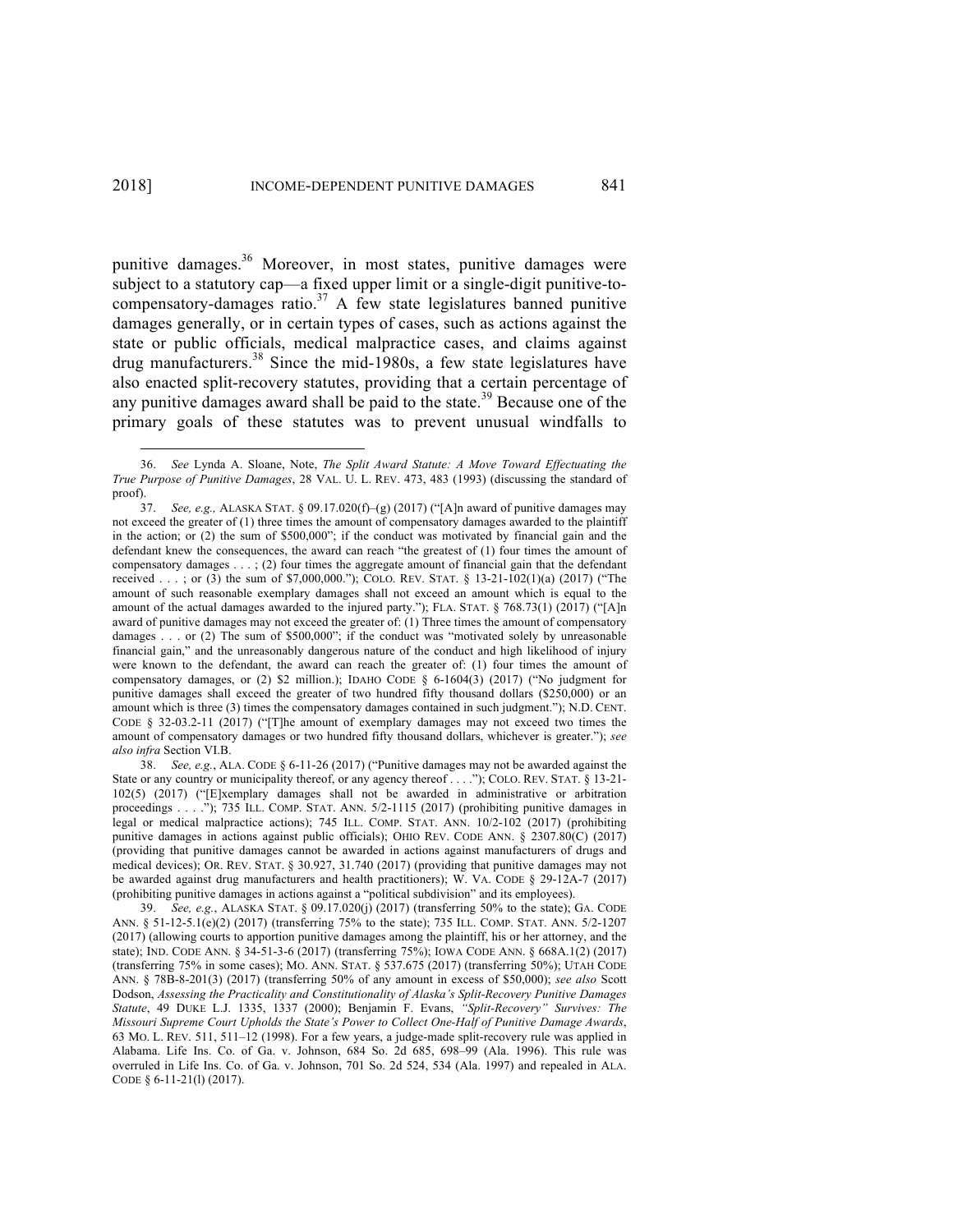punitive damages.[36] Moreover, in most states, punitive damages were subject to a statutory cap—a fixed upper limit or a single-digit punitive-to-compensatory-damages ratio.[37] A few state legislatures banned punitive damages generally, or in certain types of cases, such as actions against the state or public officials, medical malpractice cases, and claims against drug manufacturers.[38] Since the mid-1980s, a few state legislatures have also enacted split-recovery statutes, providing that a certain percentage of any punitive damages award shall be paid to the state.[39] Because one of the primary goals of these statutes was to prevent unusual windfalls to

---

36. *See* Lynda A. Sloane, Note, *The Split Award Statute: A Move Toward Effectuating the True Purpose of Punitive Damages*, 28 VAL. U. L. REV. 473, 483 (1993) (discussing the standard of proof).

37. *See, e.g.,* ALASKA STAT. § 09.17.020(f)–(g) (2017) ("[A]n award of punitive damages may not exceed the greater of (1) three times the amount of compensatory damages awarded to the plaintiff in the action; or (2) the sum of $500,000"; if the conduct was motivated by financial gain and the defendant knew the consequences, the award can reach "the greatest of (1) four times the amount of compensatory damages . . . ; (2) four times the aggregate amount of financial gain that the defendant received . . . ; or (3) the sum of $7,000,000."); COLO. REV. STAT. § 13-21-102(1)(a) (2017) ("The amount of such reasonable exemplary damages shall not exceed an amount which is equal to the amount of the actual damages awarded to the injured party."); FLA. STAT. § 768.73(1) (2017) ("[A]n award of punitive damages may not exceed the greater of: (1) Three times the amount of compensatory damages . . . or (2) The sum of $500,000"; if the conduct was "motivated solely by unreasonable financial gain," and the unreasonably dangerous nature of the conduct and high likelihood of injury were known to the defendant, the award can reach the greater of: (1) four times the amount of compensatory damages, or (2) $2 million.); IDAHO CODE § 6-1604(3) (2017) ("No judgment for punitive damages shall exceed the greater of two hundred fifty thousand dollars ($250,000) or an amount which is three (3) times the compensatory damages contained in such judgment."); N.D. CENT. CODE § 32-03.2-11 (2017) ("[T]he amount of exemplary damages may not exceed two times the amount of compensatory damages or two hundred fifty thousand dollars, whichever is greater."); *see also infra* Section VI.B.

38. *See, e.g.*, ALA. CODE § 6-11-26 (2017) ("Punitive damages may not be awarded against the State or any country or municipality thereof, or any agency thereof . . . ."); COLO. REV. STAT. § 13-21-102(5) (2017) ("[E]xemplary damages shall not be awarded in administrative or arbitration proceedings . . . ."); 735 ILL. COMP. STAT. ANN. 5/2-1115 (2017) (prohibiting punitive damages in legal or medical malpractice actions); 745 ILL. COMP. STAT. ANN. 10/2-102 (2017) (prohibiting punitive damages in actions against public officials); OHIO REV. CODE ANN. § 2307.80(C) (2017) (providing that punitive damages cannot be awarded in actions against manufacturers of drugs and medical devices); OR. REV. STAT. § 30.927, 31.740 (2017) (providing that punitive damages may not be awarded against drug manufacturers and health practitioners); W. VA. CODE § 29-12A-7 (2017) (prohibiting punitive damages in actions against a "political subdivision" and its employees).

39. *See, e.g.*, ALASKA STAT. § 09.17.020(j) (2017) (transferring 50% to the state); GA. CODE ANN. § 51-12-5.1(e)(2) (2017) (transferring 75% to the state); 735 ILL. COMP. STAT. ANN. 5/2-1207 (2017) (allowing courts to apportion punitive damages among the plaintiff, his or her attorney, and the state); IND. CODE ANN. § 34-51-3-6 (2017) (transferring 75%); IOWA CODE ANN. § 668A.1(2) (2017) (transferring 75% in some cases); MO. ANN. STAT. § 537.675 (2017) (transferring 50%); UTAH CODE ANN. § 78B-8-201(3) (2017) (transferring 50% of any amount in excess of $50,000); *see also* Scott Dodson, *Assessing the Practicality and Constitutionality of Alaska's Split-Recovery Punitive Damages Statute*, 49 DUKE L.J. 1335, 1337 (2000); Benjamin F. Evans, *"Split-Recovery" Survives: The Missouri Supreme Court Upholds the State's Power to Collect One-Half of Punitive Damage Awards*, 63 MO. L. REV. 511, 511–12 (1998). For a few years, a judge-made split-recovery rule was applied in Alabama. Life Ins. Co. of Ga. v. Johnson, 684 So. 2d 685, 698–99 (Ala. 1996). This rule was overruled in Life Ins. Co. of Ga. v. Johnson, 701 So. 2d 524, 534 (Ala. 1997) and repealed in ALA. CODE § 6-11-21(l) (2017).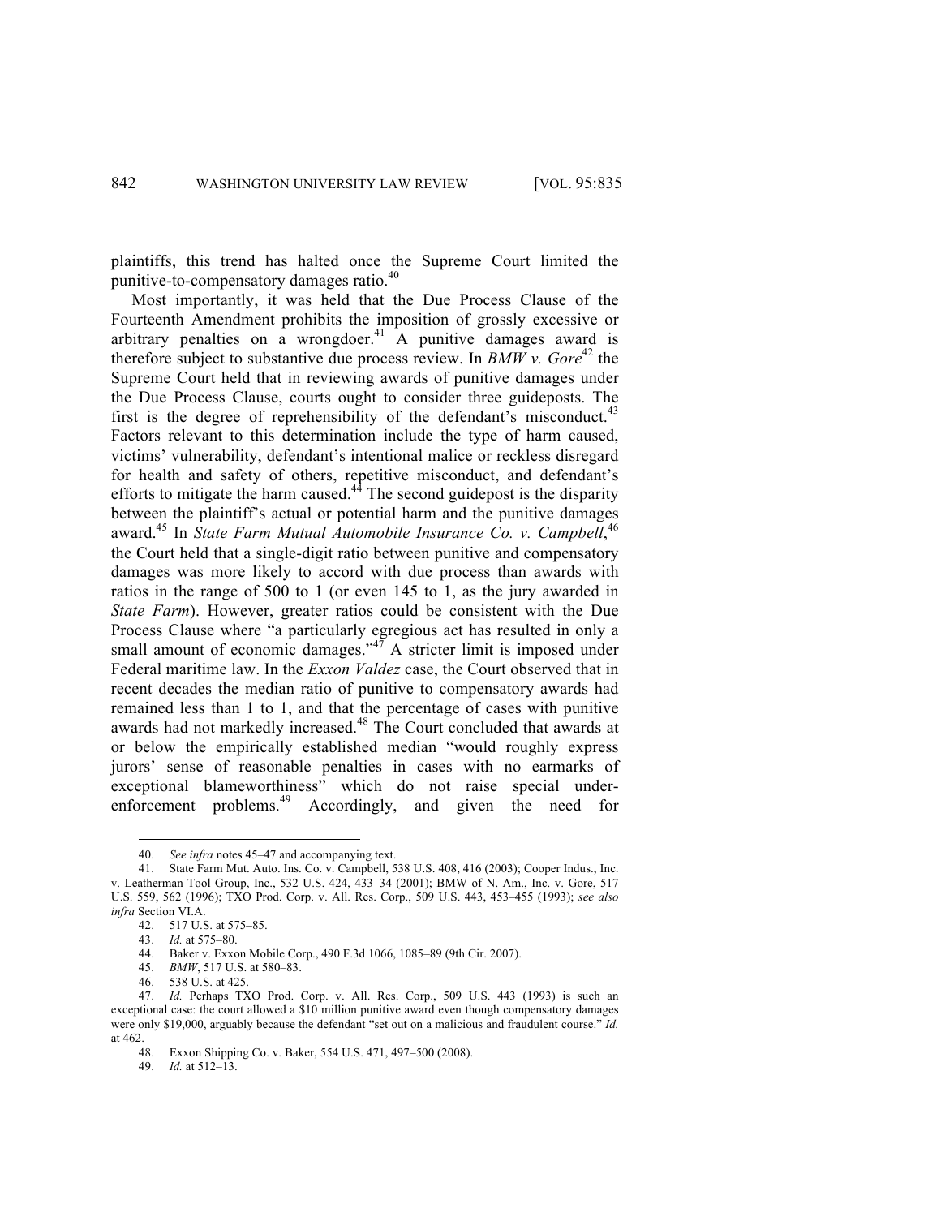plaintiffs, this trend has halted once the Supreme Court limited the punitive-to-compensatory damages ratio.[40]

Most importantly, it was held that the Due Process Clause of the Fourteenth Amendment prohibits the imposition of grossly excessive or arbitrary penalties on a wrongdoer.[41] A punitive damages award is therefore subject to substantive due process review. In *BMW v. Gore*[42] the Supreme Court held that in reviewing awards of punitive damages under the Due Process Clause, courts ought to consider three guideposts. The first is the degree of reprehensibility of the defendant's misconduct.[43] Factors relevant to this determination include the type of harm caused, victims' vulnerability, defendant's intentional malice or reckless disregard for health and safety of others, repetitive misconduct, and defendant's efforts to mitigate the harm caused.[44] The second guidepost is the disparity between the plaintiff's actual or potential harm and the punitive damages award.[45] In *State Farm Mutual Automobile Insurance Co. v. Campbell*,[46] the Court held that a single-digit ratio between punitive and compensatory damages was more likely to accord with due process than awards with ratios in the range of 500 to 1 (or even 145 to 1, as the jury awarded in *State Farm*). However, greater ratios could be consistent with the Due Process Clause where "a particularly egregious act has resulted in only a small amount of economic damages."[47] A stricter limit is imposed under Federal maritime law. In the *Exxon Valdez* case, the Court observed that in recent decades the median ratio of punitive to compensatory awards had remained less than 1 to 1, and that the percentage of cases with punitive awards had not markedly increased.[48] The Court concluded that awards at or below the empirically established median "would roughly express jurors' sense of reasonable penalties in cases with no earmarks of exceptional blameworthiness" which do not raise special under-enforcement problems.[49] Accordingly, and given the need for

---

40. *See infra* notes 45–47 and accompanying text.

41. State Farm Mut. Auto. Ins. Co. v. Campbell, 538 U.S. 408, 416 (2003); Cooper Indus., Inc. v. Leatherman Tool Group, Inc., 532 U.S. 424, 433–34 (2001); BMW of N. Am., Inc. v. Gore, 517 U.S. 559, 562 (1996); TXO Prod. Corp. v. All. Res. Corp., 509 U.S. 443, 453–455 (1993); *see also infra* Section VI.A.

42. 517 U.S. at 575–85.

43. *Id.* at 575–80.

44. Baker v. Exxon Mobile Corp., 490 F.3d 1066, 1085–89 (9th Cir. 2007).

45. *BMW*, 517 U.S. at 580–83.

46. 538 U.S. at 425.

47. *Id.* Perhaps TXO Prod. Corp. v. All. Res. Corp., 509 U.S. 443 (1993) is such an exceptional case: the court allowed a $10 million punitive award even though compensatory damages were only $19,000, arguably because the defendant "set out on a malicious and fraudulent course." *Id.* at 462.

48. Exxon Shipping Co. v. Baker, 554 U.S. 471, 497–500 (2008).

49. *Id.* at 512–13.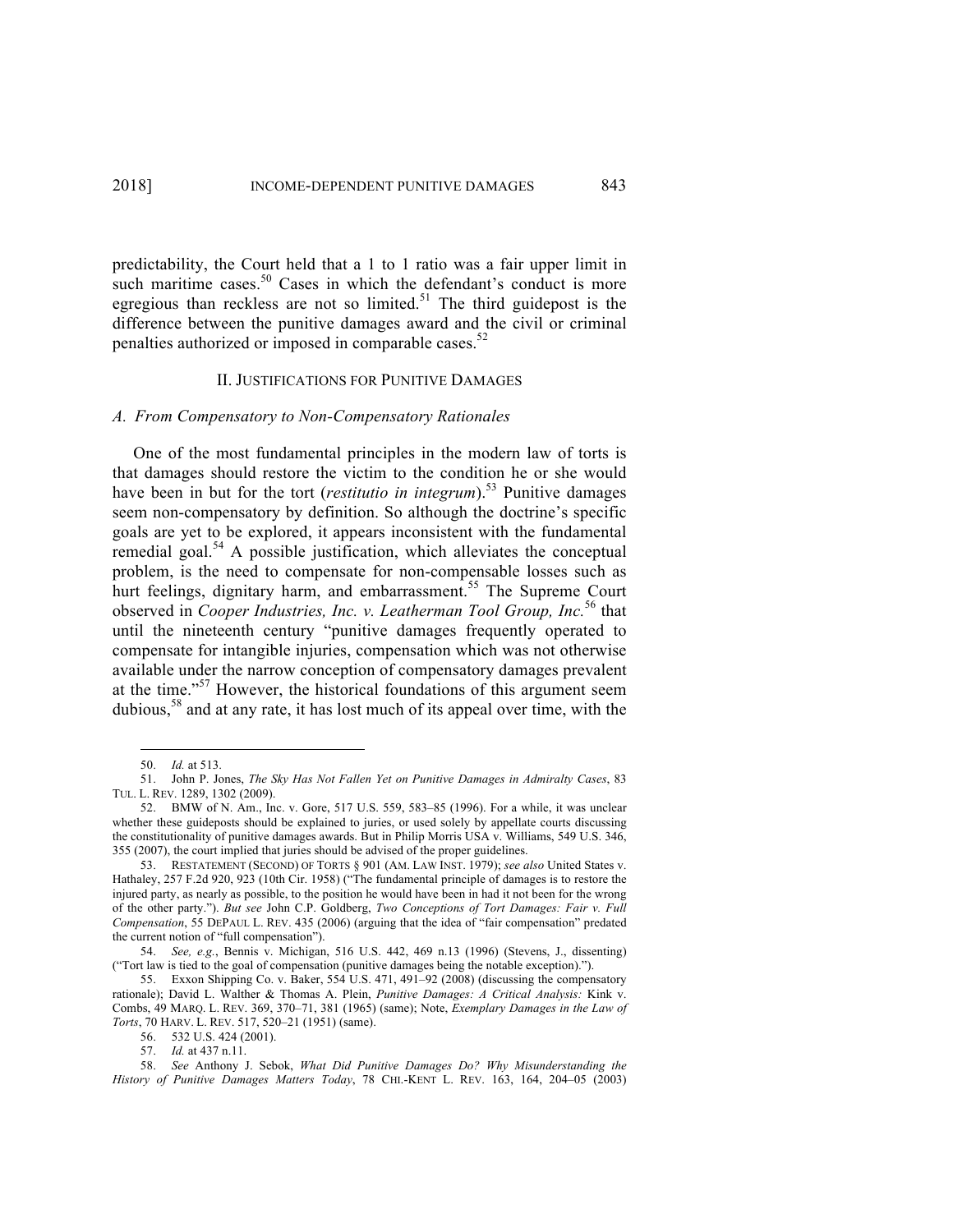predictability, the Court held that a 1 to 1 ratio was a fair upper limit in such maritime cases.[50] Cases in which the defendant's conduct is more egregious than reckless are not so limited.[51] The third guidepost is the difference between the punitive damages award and the civil or criminal penalties authorized or imposed in comparable cases.[52]

## II. JUSTIFICATIONS FOR PUNITIVE DAMAGES

### *A. From Compensatory to Non-Compensatory Rationales*

One of the most fundamental principles in the modern law of torts is that damages should restore the victim to the condition he or she would have been in but for the tort (*restitutio in integrum*).[53] Punitive damages seem non-compensatory by definition. So although the doctrine's specific goals are yet to be explored, it appears inconsistent with the fundamental remedial goal.[54] A possible justification, which alleviates the conceptual problem, is the need to compensate for non-compensable losses such as hurt feelings, dignitary harm, and embarrassment.[55] The Supreme Court observed in *Cooper Industries, Inc. v. Leatherman Tool Group, Inc.*[56] that until the nineteenth century "punitive damages frequently operated to compensate for intangible injuries, compensation which was not otherwise available under the narrow conception of compensatory damages prevalent at the time."[57] However, the historical foundations of this argument seem dubious,[58] and at any rate, it has lost much of its appeal over time, with the

---

50. *Id.* at 513.

51. John P. Jones, *The Sky Has Not Fallen Yet on Punitive Damages in Admiralty Cases*, 83 TUL. L. REV. 1289, 1302 (2009).

52. BMW of N. Am., Inc. v. Gore, 517 U.S. 559, 583–85 (1996). For a while, it was unclear whether these guideposts should be explained to juries, or used solely by appellate courts discussing the constitutionality of punitive damages awards. But in Philip Morris USA v. Williams, 549 U.S. 346, 355 (2007), the court implied that juries should be advised of the proper guidelines.

53. RESTATEMENT (SECOND) OF TORTS § 901 (AM. LAW INST. 1979); *see also* United States v. Hathaley, 257 F.2d 920, 923 (10th Cir. 1958) ("The fundamental principle of damages is to restore the injured party, as nearly as possible, to the position he would have been in had it not been for the wrong of the other party."). *But see* John C.P. Goldberg, *Two Conceptions of Tort Damages: Fair v. Full Compensation*, 55 DEPAUL L. REV. 435 (2006) (arguing that the idea of "fair compensation" predated the current notion of "full compensation").

54. *See, e.g.*, Bennis v. Michigan, 516 U.S. 442, 469 n.13 (1996) (Stevens, J., dissenting) ("Tort law is tied to the goal of compensation (punitive damages being the notable exception).").

55. Exxon Shipping Co. v. Baker, 554 U.S. 471, 491–92 (2008) (discussing the compensatory rationale); David L. Walther & Thomas A. Plein, *Punitive Damages: A Critical Analysis:* Kink v. Combs, 49 MARQ. L. REV. 369, 370–71, 381 (1965) (same); Note, *Exemplary Damages in the Law of Torts*, 70 HARV. L. REV. 517, 520–21 (1951) (same).

56. 532 U.S. 424 (2001).

57. *Id.* at 437 n.11.

58. *See* Anthony J. Sebok, *What Did Punitive Damages Do? Why Misunderstanding the History of Punitive Damages Matters Today*, 78 CHI.-KENT L. REV. 163, 164, 204–05 (2003)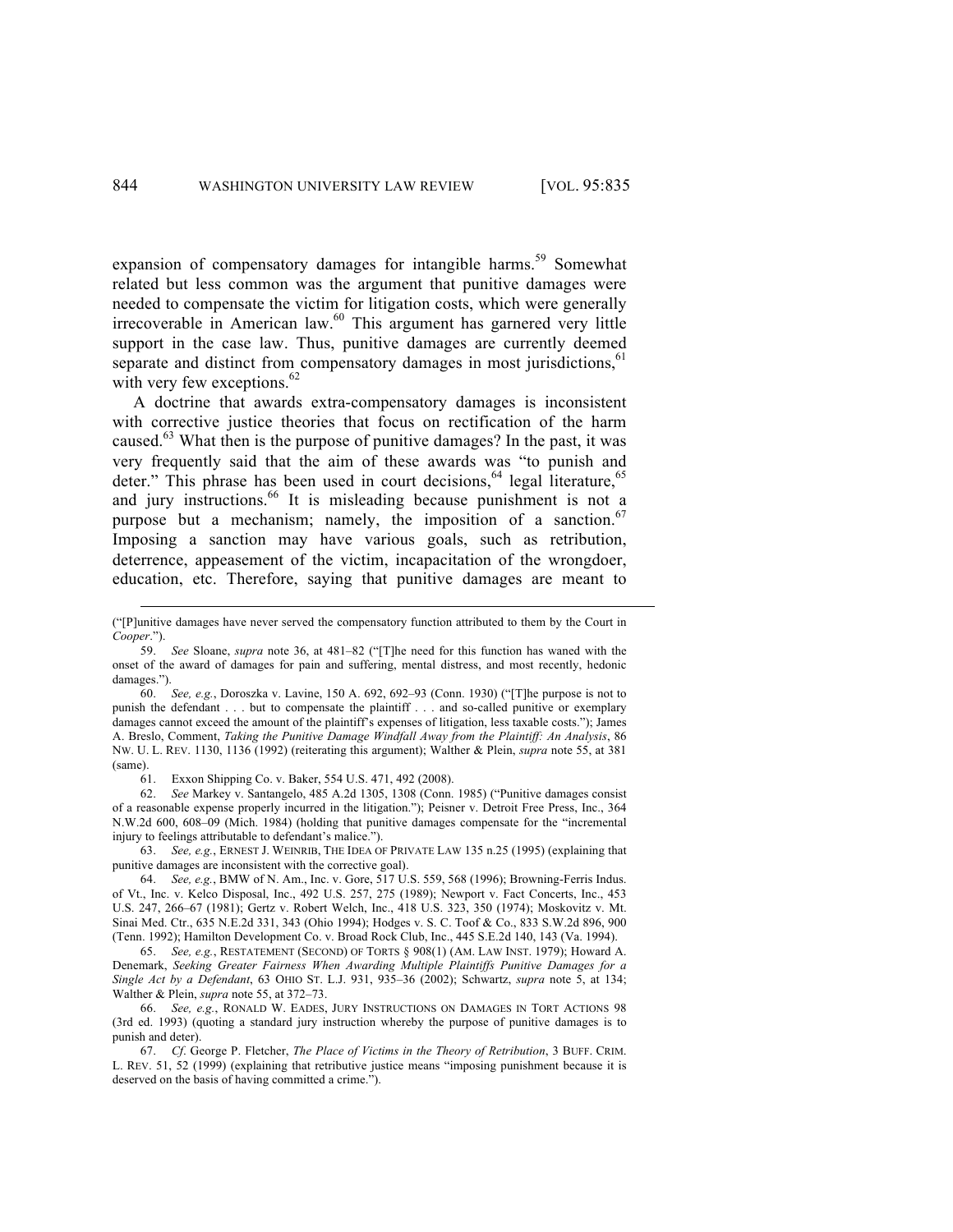expansion of compensatory damages for intangible harms.[59] Somewhat related but less common was the argument that punitive damages were needed to compensate the victim for litigation costs, which were generally irrecoverable in American law.[60] This argument has garnered very little support in the case law. Thus, punitive damages are currently deemed separate and distinct from compensatory damages in most jurisdictions,[61] with very few exceptions.[62]

A doctrine that awards extra-compensatory damages is inconsistent with corrective justice theories that focus on rectification of the harm caused.[63] What then is the purpose of punitive damages? In the past, it was very frequently said that the aim of these awards was "to punish and deter." This phrase has been used in court decisions,[64] legal literature,[65] and jury instructions.[66] It is misleading because punishment is not a purpose but a mechanism; namely, the imposition of a sanction.[67] Imposing a sanction may have various goals, such as retribution, deterrence, appeasement of the victim, incapacitation of the wrongdoer, education, etc. Therefore, saying that punitive damages are meant to

---

("[P]unitive damages have never served the compensatory function attributed to them by the Court in *Cooper*.").

59. *See* Sloane, *supra* note 36, at 481–82 ("[T]he need for this function has waned with the onset of the award of damages for pain and suffering, mental distress, and most recently, hedonic damages.").

60. *See, e.g.*, Doroszka v. Lavine, 150 A. 692, 692–93 (Conn. 1930) ("[T]he purpose is not to punish the defendant . . . but to compensate the plaintiff . . . and so-called punitive or exemplary damages cannot exceed the amount of the plaintiff's expenses of litigation, less taxable costs."); James A. Breslo, Comment, *Taking the Punitive Damage Windfall Away from the Plaintiff: An Analysis*, 86 NW. U. L. REV. 1130, 1136 (1992) (reiterating this argument); Walther & Plein, *supra* note 55, at 381 (same).

61. Exxon Shipping Co. v. Baker, 554 U.S. 471, 492 (2008).

62. *See* Markey v. Santangelo, 485 A.2d 1305, 1308 (Conn. 1985) ("Punitive damages consist of a reasonable expense properly incurred in the litigation."); Peisner v. Detroit Free Press, Inc., 364 N.W.2d 600, 608–09 (Mich. 1984) (holding that punitive damages compensate for the "incremental injury to feelings attributable to defendant's malice.").

63. *See, e.g.*, ERNEST J. WEINRIB, THE IDEA OF PRIVATE LAW 135 n.25 (1995) (explaining that punitive damages are inconsistent with the corrective goal).

64. *See, e.g.*, BMW of N. Am., Inc. v. Gore, 517 U.S. 559, 568 (1996); Browning-Ferris Indus. of Vt., Inc. v. Kelco Disposal, Inc., 492 U.S. 257, 275 (1989); Newport v. Fact Concerts, Inc., 453 U.S. 247, 266–67 (1981); Gertz v. Robert Welch, Inc., 418 U.S. 323, 350 (1974); Moskovitz v. Mt. Sinai Med. Ctr., 635 N.E.2d 331, 343 (Ohio 1994); Hodges v. S. C. Toof & Co., 833 S.W.2d 896, 900 (Tenn. 1992); Hamilton Development Co. v. Broad Rock Club, Inc., 445 S.E.2d 140, 143 (Va. 1994).

65. *See, e.g.*, RESTATEMENT (SECOND) OF TORTS § 908(1) (AM. LAW INST. 1979); Howard A. Denemark, *Seeking Greater Fairness When Awarding Multiple Plaintiffs Punitive Damages for a Single Act by a Defendant*, 63 OHIO ST. L.J. 931, 935–36 (2002); Schwartz, *supra* note 5, at 134; Walther & Plein, *supra* note 55, at 372–73.

66. *See, e.g.*, RONALD W. EADES, JURY INSTRUCTIONS ON DAMAGES IN TORT ACTIONS 98 (3rd ed. 1993) (quoting a standard jury instruction whereby the purpose of punitive damages is to punish and deter).

67. *Cf*. George P. Fletcher, *The Place of Victims in the Theory of Retribution*, 3 BUFF. CRIM. L. REV. 51, 52 (1999) (explaining that retributive justice means "imposing punishment because it is deserved on the basis of having committed a crime.").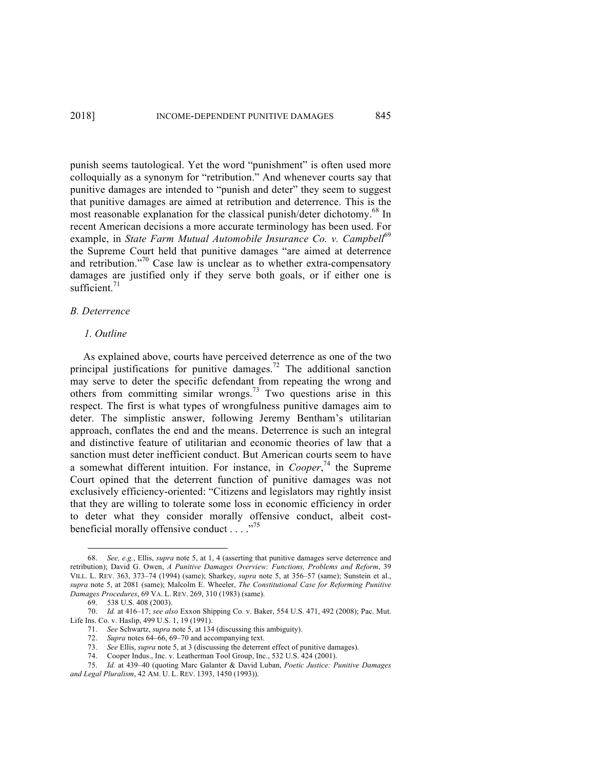punish seems tautological. Yet the word "punishment" is often used more colloquially as a synonym for "retribution." And whenever courts say that punitive damages are intended to "punish and deter" they seem to suggest that punitive damages are aimed at retribution and deterrence. This is the most reasonable explanation for the classical punish/deter dichotomy.[68] In recent American decisions a more accurate terminology has been used. For example, in *State Farm Mutual Automobile Insurance Co. v. Campbell*[69] the Supreme Court held that punitive damages "are aimed at deterrence and retribution."[70] Case law is unclear as to whether extra-compensatory damages are justified only if they serve both goals, or if either one is sufficient.[71]

### *B. Deterrence*

#### *1. Outline*

As explained above, courts have perceived deterrence as one of the two principal justifications for punitive damages.[72] The additional sanction may serve to deter the specific defendant from repeating the wrong and others from committing similar wrongs.[73] Two questions arise in this respect. The first is what types of wrongfulness punitive damages aim to deter. The simplistic answer, following Jeremy Bentham's utilitarian approach, conflates the end and the means. Deterrence is such an integral and distinctive feature of utilitarian and economic theories of law that a sanction must deter inefficient conduct. But American courts seem to have a somewhat different intuition. For instance, in *Cooper*,[74] the Supreme Court opined that the deterrent function of punitive damages was not exclusively efficiency-oriented: "Citizens and legislators may rightly insist that they are willing to tolerate some loss in economic efficiency in order to deter what they consider morally offensive conduct, albeit cost-beneficial morally offensive conduct . . . ."[75]

---

68. *See, e.g.*, Ellis, *supra* note 5, at 1, 4 (asserting that punitive damages serve deterrence and retribution); David G. Owen, *A Punitive Damages Overview: Functions, Problems and Reform*, 39 VILL. L. REV. 363, 373–74 (1994) (same); Sharkey, *supra* note 5, at 356–57 (same); Sunstein et al., *supra* note 5, at 2081 (same); Malcolm E. Wheeler, *The Constitutional Case for Reforming Punitive Damages Procedures*, 69 VA. L. REV. 269, 310 (1983) (same).

69. 538 U.S. 408 (2003).

70. *Id.* at 416–17; *see also* Exxon Shipping Co. v. Baker, 554 U.S. 471, 492 (2008); Pac. Mut. Life Ins. Co. v. Haslip, 499 U.S. 1, 19 (1991).

71. *See* Schwartz, *supra* note 5, at 134 (discussing this ambiguity).

72. *Supra* notes 64–66, 69–70 and accompanying text.

73. *See* Ellis, *supra* note 5, at 3 (discussing the deterrent effect of punitive damages).

74. Cooper Indus., Inc. v. Leatherman Tool Group, Inc., 532 U.S. 424 (2001).

75. *Id.* at 439–40 (quoting Marc Galanter & David Luban, *Poetic Justice: Punitive Damages and Legal Pluralism*, 42 AM. U. L. REV. 1393, 1450 (1993)).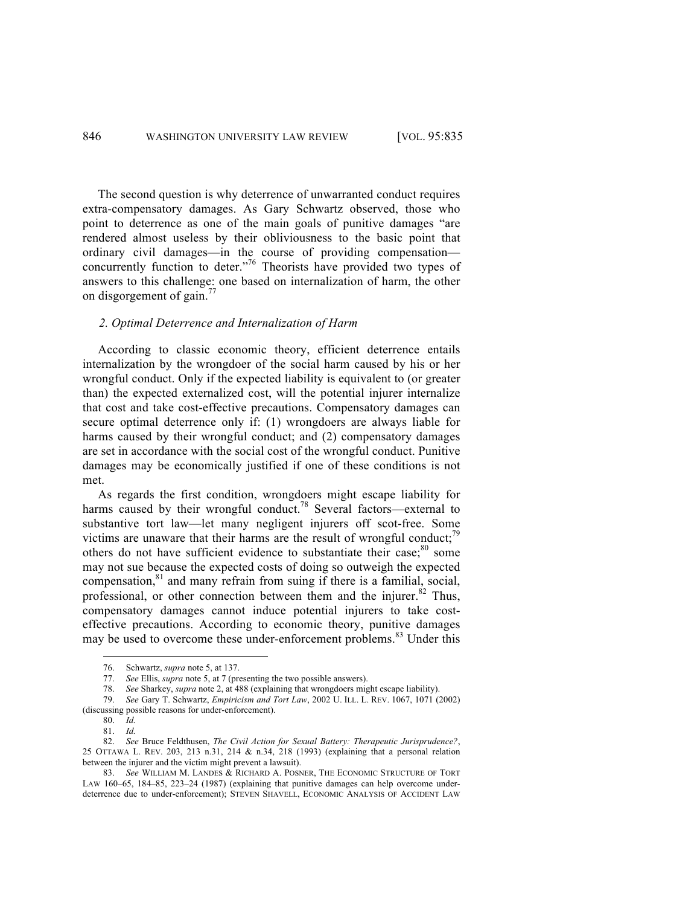The second question is why deterrence of unwarranted conduct requires extra-compensatory damages. As Gary Schwartz observed, those who point to deterrence as one of the main goals of punitive damages "are rendered almost useless by their obliviousness to the basic point that ordinary civil damages—in the course of providing compensation—concurrently function to deter."[76] Theorists have provided two types of answers to this challenge: one based on internalization of harm, the other on disgorgement of gain.[77]

### *2. Optimal Deterrence and Internalization of Harm*

According to classic economic theory, efficient deterrence entails internalization by the wrongdoer of the social harm caused by his or her wrongful conduct. Only if the expected liability is equivalent to (or greater than) the expected externalized cost, will the potential injurer internalize that cost and take cost-effective precautions. Compensatory damages can secure optimal deterrence only if: (1) wrongdoers are always liable for harms caused by their wrongful conduct; and (2) compensatory damages are set in accordance with the social cost of the wrongful conduct. Punitive damages may be economically justified if one of these conditions is not met.

As regards the first condition, wrongdoers might escape liability for harms caused by their wrongful conduct.[78] Several factors—external to substantive tort law—let many negligent injurers off scot-free. Some victims are unaware that their harms are the result of wrongful conduct;[79] others do not have sufficient evidence to substantiate their case;[80] some may not sue because the expected costs of doing so outweigh the expected compensation,[81] and many refrain from suing if there is a familial, social, professional, or other connection between them and the injurer.[82] Thus, compensatory damages cannot induce potential injurers to take cost-effective precautions. According to economic theory, punitive damages may be used to overcome these under-enforcement problems.[83] Under this

---

76. Schwartz, *supra* note 5, at 137.

77. *See* Ellis, *supra* note 5, at 7 (presenting the two possible answers).

78. *See* Sharkey, *supra* note 2, at 488 (explaining that wrongdoers might escape liability).

79. *See* Gary T. Schwartz, *Empiricism and Tort Law*, 2002 U. ILL. L. REV. 1067, 1071 (2002) (discussing possible reasons for under-enforcement).

80. *Id.*

81. *Id.*

82. *See* Bruce Feldthusen, *The Civil Action for Sexual Battery: Therapeutic Jurisprudence?*, 25 OTTAWA L. REV. 203, 213 n.31, 214 & n.34, 218 (1993) (explaining that a personal relation between the injurer and the victim might prevent a lawsuit).

83. *See* WILLIAM M. LANDES & RICHARD A. POSNER, THE ECONOMIC STRUCTURE OF TORT LAW 160–65, 184–85, 223–24 (1987) (explaining that punitive damages can help overcome under-deterrence due to under-enforcement); STEVEN SHAVELL, ECONOMIC ANALYSIS OF ACCIDENT LAW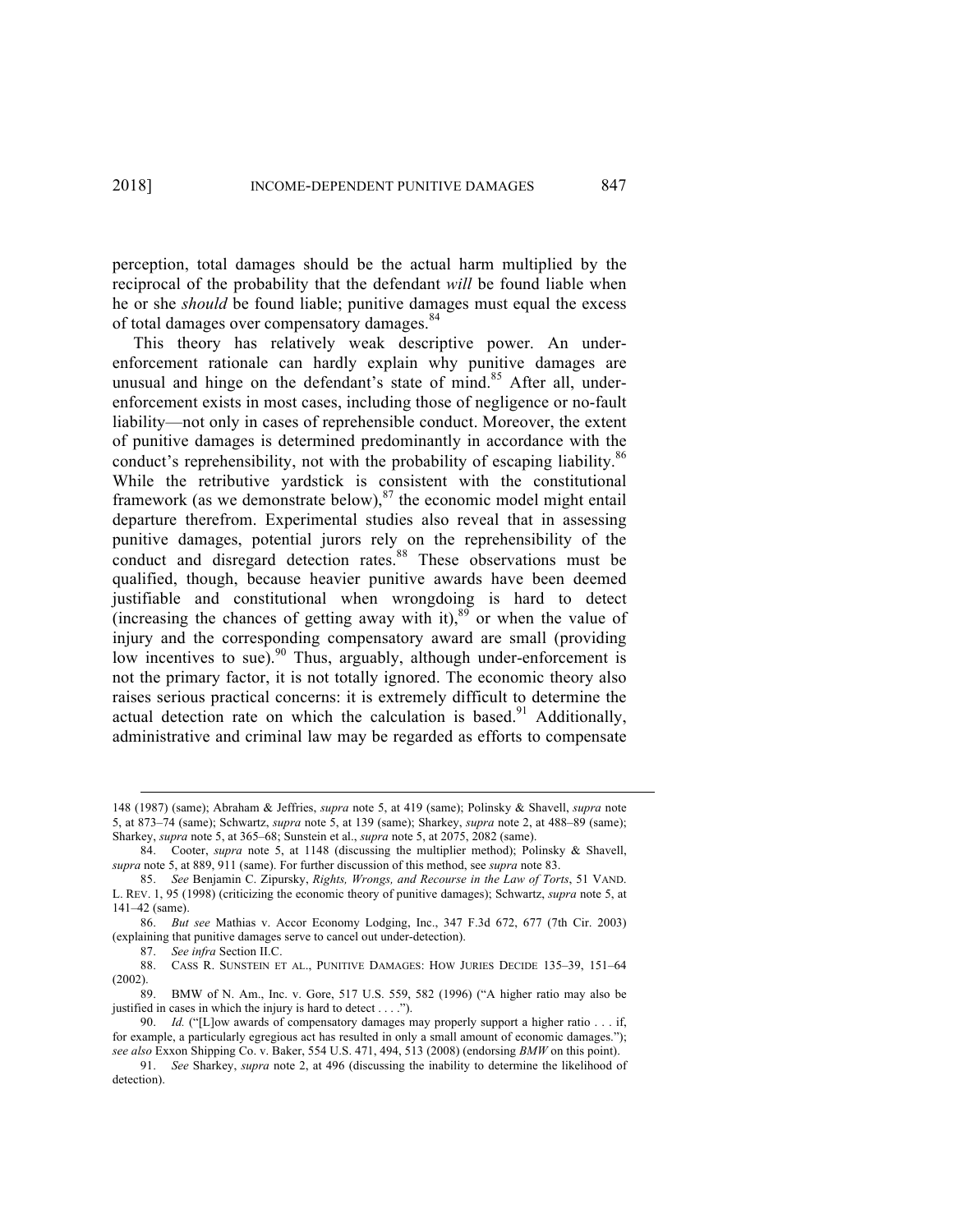perception, total damages should be the actual harm multiplied by the reciprocal of the probability that the defendant *will* be found liable when he or she *should* be found liable; punitive damages must equal the excess of total damages over compensatory damages.[84]

This theory has relatively weak descriptive power. An under-enforcement rationale can hardly explain why punitive damages are unusual and hinge on the defendant's state of mind.[85] After all, under-enforcement exists in most cases, including those of negligence or no-fault liability—not only in cases of reprehensible conduct. Moreover, the extent of punitive damages is determined predominantly in accordance with the conduct's reprehensibility, not with the probability of escaping liability.[86] While the retributive yardstick is consistent with the constitutional framework (as we demonstrate below),[87] the economic model might entail departure therefrom. Experimental studies also reveal that in assessing punitive damages, potential jurors rely on the reprehensibility of the conduct and disregard detection rates.[88] These observations must be qualified, though, because heavier punitive awards have been deemed justifiable and constitutional when wrongdoing is hard to detect (increasing the chances of getting away with it),[89] or when the value of injury and the corresponding compensatory award are small (providing low incentives to sue).[90] Thus, arguably, although under-enforcement is not the primary factor, it is not totally ignored. The economic theory also raises serious practical concerns: it is extremely difficult to determine the actual detection rate on which the calculation is based.[91] Additionally, administrative and criminal law may be regarded as efforts to compensate

---

148 (1987) (same); Abraham & Jeffries, *supra* note 5, at 419 (same); Polinsky & Shavell, *supra* note 5, at 873–74 (same); Schwartz, *supra* note 5, at 139 (same); Sharkey, *supra* note 2, at 488–89 (same); Sharkey, *supra* note 5, at 365–68; Sunstein et al., *supra* note 5, at 2075, 2082 (same).

84. Cooter, *supra* note 5, at 1148 (discussing the multiplier method); Polinsky & Shavell, *supra* note 5, at 889, 911 (same). For further discussion of this method, see *supra* note 83.

85. *See* Benjamin C. Zipursky, *Rights, Wrongs, and Recourse in the Law of Torts*, 51 VAND. L. REV. 1, 95 (1998) (criticizing the economic theory of punitive damages); Schwartz, *supra* note 5, at 141–42 (same).

86. *But see* Mathias v. Accor Economy Lodging, Inc., 347 F.3d 672, 677 (7th Cir. 2003) (explaining that punitive damages serve to cancel out under-detection).

87. *See infra* Section II.C.

88. CASS R. SUNSTEIN ET AL., PUNITIVE DAMAGES: HOW JURIES DECIDE 135–39, 151–64 (2002).

89. BMW of N. Am., Inc. v. Gore, 517 U.S. 559, 582 (1996) ("A higher ratio may also be justified in cases in which the injury is hard to detect . . . .").

90. *Id.* ("[L]ow awards of compensatory damages may properly support a higher ratio . . . if, for example, a particularly egregious act has resulted in only a small amount of economic damages."); *see also* Exxon Shipping Co. v. Baker, 554 U.S. 471, 494, 513 (2008) (endorsing *BMW* on this point).

91. *See* Sharkey, *supra* note 2, at 496 (discussing the inability to determine the likelihood of detection).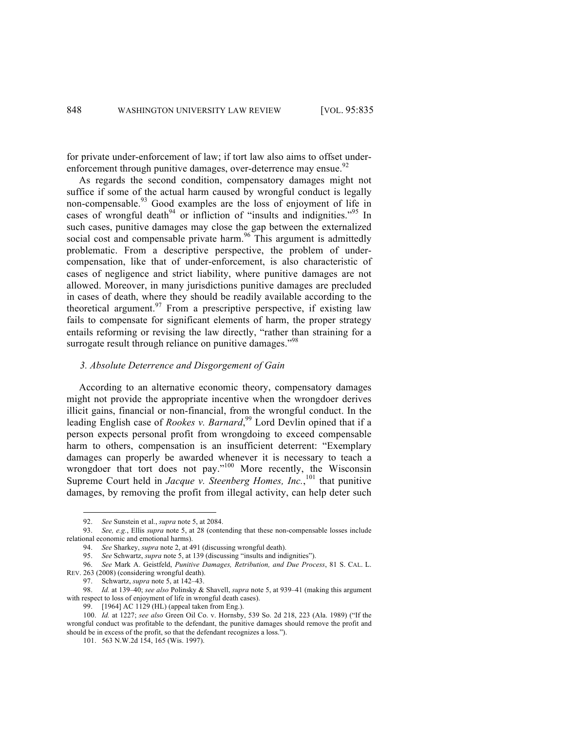for private under-enforcement of law; if tort law also aims to offset under-enforcement through punitive damages, over-deterrence may ensue.[92]

As regards the second condition, compensatory damages might not suffice if some of the actual harm caused by wrongful conduct is legally non-compensable.[93] Good examples are the loss of enjoyment of life in cases of wrongful death[94] or infliction of "insults and indignities."[95] In such cases, punitive damages may close the gap between the externalized social cost and compensable private harm.[96] This argument is admittedly problematic. From a descriptive perspective, the problem of under-compensation, like that of under-enforcement, is also characteristic of cases of negligence and strict liability, where punitive damages are not allowed. Moreover, in many jurisdictions punitive damages are precluded in cases of death, where they should be readily available according to the theoretical argument.[97] From a prescriptive perspective, if existing law fails to compensate for significant elements of harm, the proper strategy entails reforming or revising the law directly, "rather than straining for a surrogate result through reliance on punitive damages."[98]

### *3. Absolute Deterrence and Disgorgement of Gain*

According to an alternative economic theory, compensatory damages might not provide the appropriate incentive when the wrongdoer derives illicit gains, financial or non-financial, from the wrongful conduct. In the leading English case of *Rookes v. Barnard*,[99] Lord Devlin opined that if a person expects personal profit from wrongdoing to exceed compensable harm to others, compensation is an insufficient deterrent: "Exemplary damages can properly be awarded whenever it is necessary to teach a wrongdoer that tort does not pay."[100] More recently, the Wisconsin Supreme Court held in *Jacque v. Steenberg Homes, Inc.*,[101] that punitive damages, by removing the profit from illegal activity, can help deter such

---

92. *See* Sunstein et al., *supra* note 5, at 2084.

93. *See, e.g.*, Ellis *supra* note 5, at 28 (contending that these non-compensable losses include relational economic and emotional harms).

94. *See* Sharkey, *supra* note 2, at 491 (discussing wrongful death).

95. *See* Schwartz, *supra* note 5, at 139 (discussing "insults and indignities").

96. *See* Mark A. Geistfeld, *Punitive Damages, Retribution, and Due Process*, 81 S. CAL. L. REV. 263 (2008) (considering wrongful death).

97. Schwartz, *supra* note 5, at 142–43.

98. *Id.* at 139–40; *see also* Polinsky & Shavell, *supra* note 5, at 939–41 (making this argument with respect to loss of enjoyment of life in wrongful death cases).

99. [1964] AC 1129 (HL) (appeal taken from Eng.).

100. *Id.* at 1227; *see also* Green Oil Co. v. Hornsby, 539 So. 2d 218, 223 (Ala. 1989) ("If the wrongful conduct was profitable to the defendant, the punitive damages should remove the profit and should be in excess of the profit, so that the defendant recognizes a loss.").

101. 563 N.W.2d 154, 165 (Wis. 1997).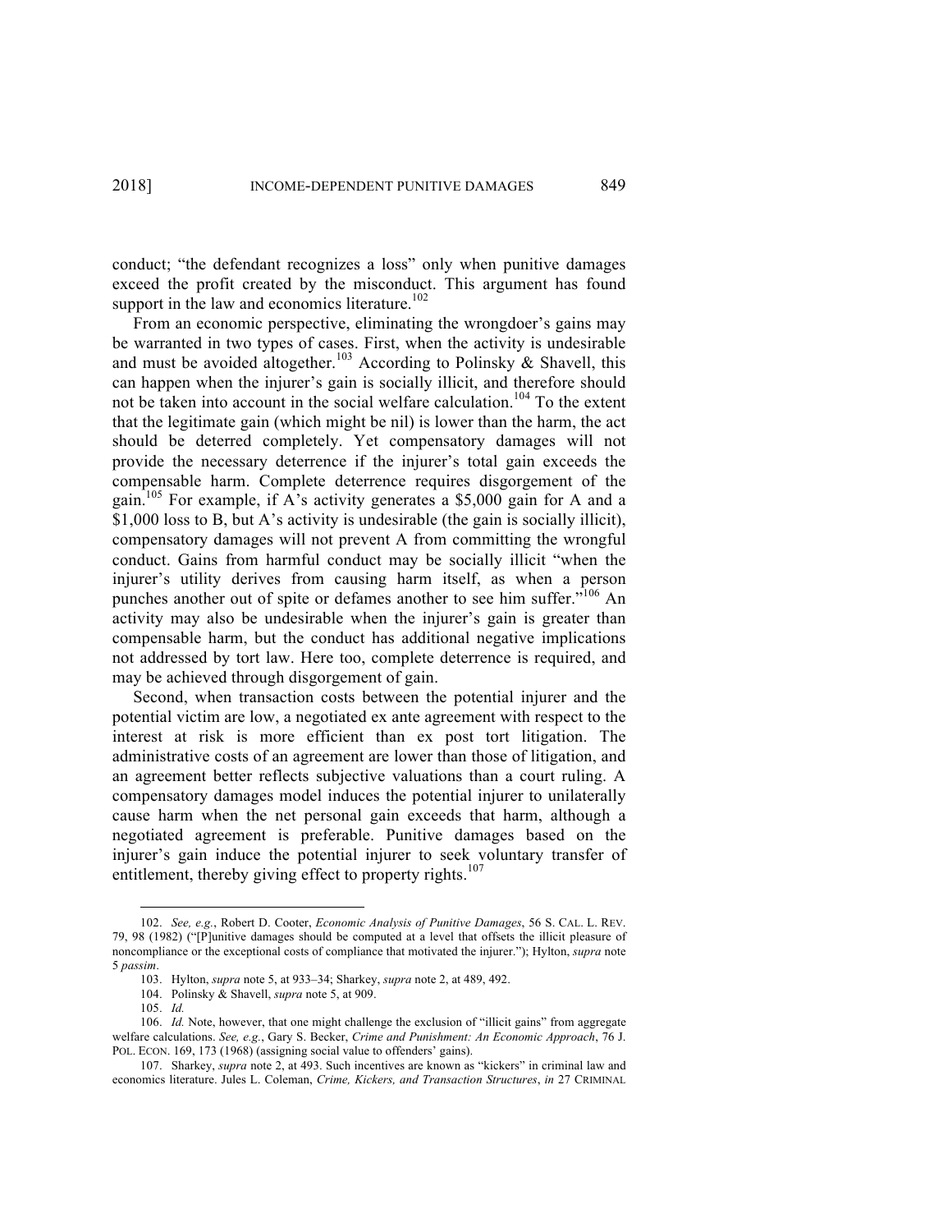conduct; "the defendant recognizes a loss" only when punitive damages exceed the profit created by the misconduct. This argument has found support in the law and economics literature.[102]

From an economic perspective, eliminating the wrongdoer's gains may be warranted in two types of cases. First, when the activity is undesirable and must be avoided altogether.[103] According to Polinsky & Shavell, this can happen when the injurer's gain is socially illicit, and therefore should not be taken into account in the social welfare calculation.[104] To the extent that the legitimate gain (which might be nil) is lower than the harm, the act should be deterred completely. Yet compensatory damages will not provide the necessary deterrence if the injurer's total gain exceeds the compensable harm. Complete deterrence requires disgorgement of the gain.[105] For example, if A's activity generates a \$5,000 gain for A and a \$1,000 loss to B, but A's activity is undesirable (the gain is socially illicit), compensatory damages will not prevent A from committing the wrongful conduct. Gains from harmful conduct may be socially illicit "when the injurer's utility derives from causing harm itself, as when a person punches another out of spite or defames another to see him suffer."[106] An activity may also be undesirable when the injurer's gain is greater than compensable harm, but the conduct has additional negative implications not addressed by tort law. Here too, complete deterrence is required, and may be achieved through disgorgement of gain.

Second, when transaction costs between the potential injurer and the potential victim are low, a negotiated ex ante agreement with respect to the interest at risk is more efficient than ex post tort litigation. The administrative costs of an agreement are lower than those of litigation, and an agreement better reflects subjective valuations than a court ruling. A compensatory damages model induces the potential injurer to unilaterally cause harm when the net personal gain exceeds that harm, although a negotiated agreement is preferable. Punitive damages based on the injurer's gain induce the potential injurer to seek voluntary transfer of entitlement, thereby giving effect to property rights.[107]

---

102. *See, e.g.*, Robert D. Cooter, *Economic Analysis of Punitive Damages*, 56 S. CAL. L. REV. 79, 98 (1982) ("[P]unitive damages should be computed at a level that offsets the illicit pleasure of noncompliance or the exceptional costs of compliance that motivated the injurer."); Hylton, *supra* note 5 *passim*.

103. Hylton, *supra* note 5, at 933–34; Sharkey, *supra* note 2, at 489, 492.

104. Polinsky & Shavell, *supra* note 5, at 909.

105. *Id.*

106. *Id.* Note, however, that one might challenge the exclusion of "illicit gains" from aggregate welfare calculations. *See, e.g.*, Gary S. Becker, *Crime and Punishment: An Economic Approach*, 76 J. POL. ECON. 169, 173 (1968) (assigning social value to offenders' gains).

107. Sharkey, *supra* note 2, at 493. Such incentives are known as "kickers" in criminal law and economics literature. Jules L. Coleman, *Crime, Kickers, and Transaction Structures*, *in* 27 CRIMINAL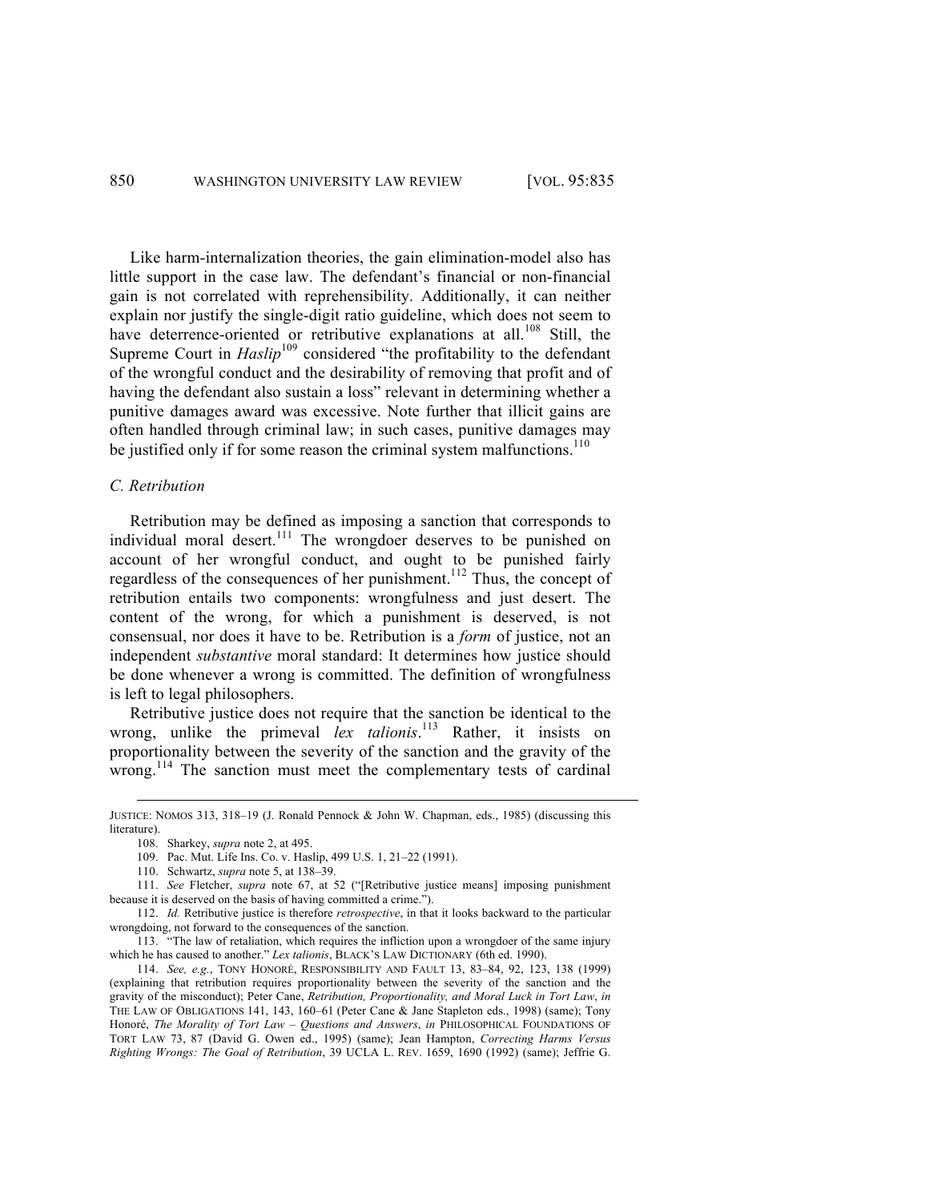Like harm-internalization theories, the gain elimination-model also has little support in the case law. The defendant's financial or non-financial gain is not correlated with reprehensibility. Additionally, it can neither explain nor justify the single-digit ratio guideline, which does not seem to have deterrence-oriented or retributive explanations at all.[108] Still, the Supreme Court in *Haslip*[109] considered "the profitability to the defendant of the wrongful conduct and the desirability of removing that profit and of having the defendant also sustain a loss" relevant in determining whether a punitive damages award was excessive. Note further that illicit gains are often handled through criminal law; in such cases, punitive damages may be justified only if for some reason the criminal system malfunctions.[110]

### *C. Retribution*

Retribution may be defined as imposing a sanction that corresponds to individual moral desert.[111] The wrongdoer deserves to be punished on account of her wrongful conduct, and ought to be punished fairly regardless of the consequences of her punishment.[112] Thus, the concept of retribution entails two components: wrongfulness and just desert. The content of the wrong, for which a punishment is deserved, is not consensual, nor does it have to be. Retribution is a *form* of justice, not an independent *substantive* moral standard: It determines how justice should be done whenever a wrong is committed. The definition of wrongfulness is left to legal philosophers.

Retributive justice does not require that the sanction be identical to the wrong, unlike the primeval *lex talionis*.[113] Rather, it insists on proportionality between the severity of the sanction and the gravity of the wrong.[114] The sanction must meet the complementary tests of cardinal

---

JUSTICE: NOMOS 313, 318–19 (J. Ronald Pennock & John W. Chapman, eds., 1985) (discussing this literature).

108. Sharkey, *supra* note 2, at 495.

109. Pac. Mut. Life Ins. Co. v. Haslip, 499 U.S. 1, 21–22 (1991).

110. Schwartz, *supra* note 5, at 138–39.

111. *See* Fletcher, *supra* note 67, at 52 ("[Retributive justice means] imposing punishment because it is deserved on the basis of having committed a crime.").

112. *Id.* Retributive justice is therefore *retrospective*, in that it looks backward to the particular wrongdoing, not forward to the consequences of the sanction.

113. "The law of retaliation, which requires the infliction upon a wrongdoer of the same injury which he has caused to another." *Lex talionis*, BLACK'S LAW DICTIONARY (6th ed. 1990).

114. *See, e.g.*, TONY HONORÉ, RESPONSIBILITY AND FAULT 13, 83–84, 92, 123, 138 (1999) (explaining that retribution requires proportionality between the severity of the sanction and the gravity of the misconduct); Peter Cane, *Retribution, Proportionality, and Moral Luck in Tort Law*, *in* THE LAW OF OBLIGATIONS 141, 143, 160–61 (Peter Cane & Jane Stapleton eds., 1998) (same); Tony Honoré, *The Morality of Tort Law – Questions and Answers*, *in* PHILOSOPHICAL FOUNDATIONS OF TORT LAW 73, 87 (David G. Owen ed., 1995) (same); Jean Hampton, *Correcting Harms Versus Righting Wrongs: The Goal of Retribution*, 39 UCLA L. REV. 1659, 1690 (1992) (same); Jeffrie G.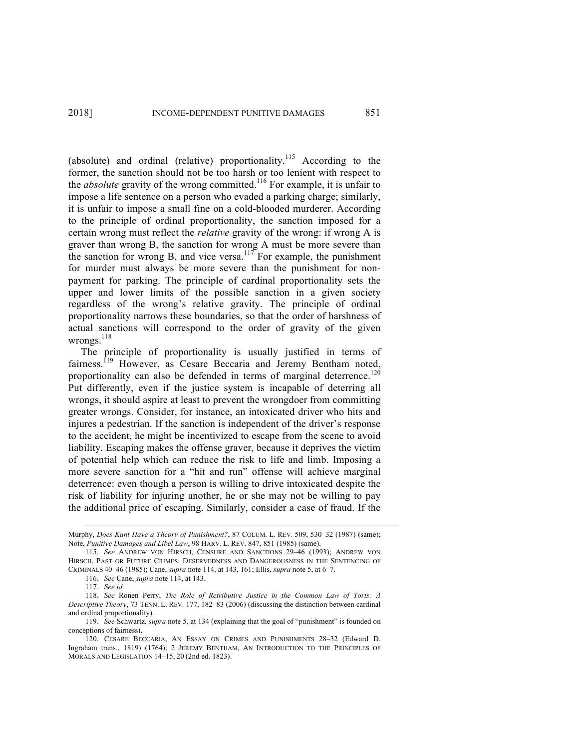(absolute) and ordinal (relative) proportionality.[115] According to the former, the sanction should not be too harsh or too lenient with respect to the *absolute* gravity of the wrong committed.[116] For example, it is unfair to impose a life sentence on a person who evaded a parking charge; similarly, it is unfair to impose a small fine on a cold-blooded murderer. According to the principle of ordinal proportionality, the sanction imposed for a certain wrong must reflect the *relative* gravity of the wrong: if wrong A is graver than wrong B, the sanction for wrong A must be more severe than the sanction for wrong B, and vice versa.[117] For example, the punishment for murder must always be more severe than the punishment for non-payment for parking. The principle of cardinal proportionality sets the upper and lower limits of the possible sanction in a given society regardless of the wrong's relative gravity. The principle of ordinal proportionality narrows these boundaries, so that the order of harshness of actual sanctions will correspond to the order of gravity of the given wrongs.[118]

The principle of proportionality is usually justified in terms of fairness.[119] However, as Cesare Beccaria and Jeremy Bentham noted, proportionality can also be defended in terms of marginal deterrence.[120] Put differently, even if the justice system is incapable of deterring all wrongs, it should aspire at least to prevent the wrongdoer from committing greater wrongs. Consider, for instance, an intoxicated driver who hits and injures a pedestrian. If the sanction is independent of the driver's response to the accident, he might be incentivized to escape from the scene to avoid liability. Escaping makes the offense graver, because it deprives the victim of potential help which can reduce the risk to life and limb. Imposing a more severe sanction for a "hit and run" offense will achieve marginal deterrence: even though a person is willing to drive intoxicated despite the risk of liability for injuring another, he or she may not be willing to pay the additional price of escaping. Similarly, consider a case of fraud. If the

---

Murphy, *Does Kant Have a Theory of Punishment?*, 87 COLUM. L. REV. 509, 530–32 (1987) (same); Note, *Punitive Damages and Libel Law*, 98 HARV. L. REV. 847, 851 (1985) (same).

115. *See* ANDREW VON HIRSCH, CENSURE AND SANCTIONS 29–46 (1993); ANDREW VON HIRSCH, PAST OR FUTURE CRIMES: DESERVEDNESS AND DANGEROUSNESS IN THE SENTENCING OF CRIMINALS 40–46 (1985); Cane, *supra* note 114, at 143, 161; Ellis, *supra* note 5, at 6–7.

116. *See* Cane, *supra* note 114, at 143.

117. *See id.*

118. *See* Ronen Perry, *The Role of Retributive Justice in the Common Law of Torts: A Descriptive Theory*, 73 TENN. L. REV. 177, 182–83 (2006) (discussing the distinction between cardinal and ordinal proportionality).

119. *See* Schwartz, *supra* note 5, at 134 (explaining that the goal of "punishment" is founded on conceptions of fairness).

120. CESARE BECCARIA, AN ESSAY ON CRIMES AND PUNISHMENTS 28–32 (Edward D. Ingraham trans., 1819) (1764); 2 JEREMY BENTHAM, AN INTRODUCTION TO THE PRINCIPLES OF MORALS AND LEGISLATION 14–15, 20 (2nd ed. 1823).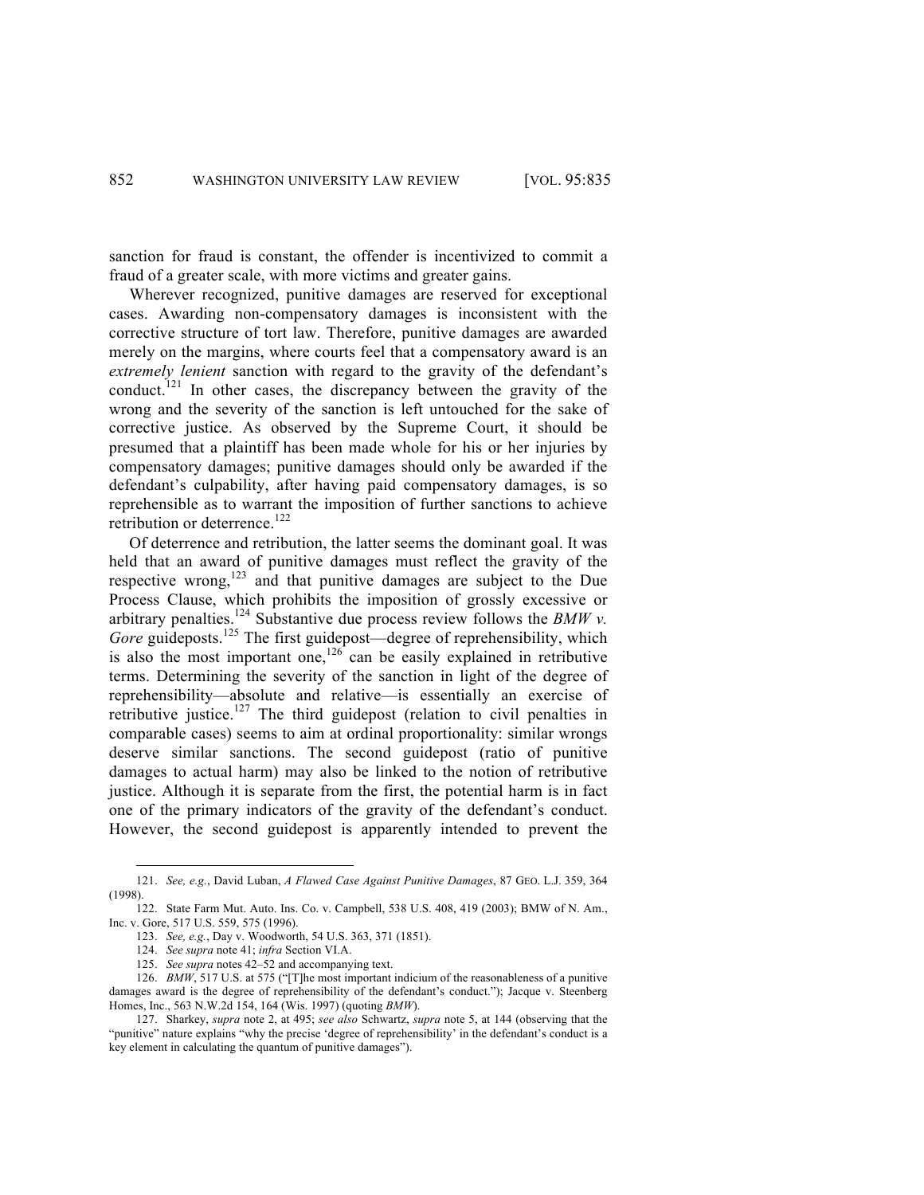sanction for fraud is constant, the offender is incentivized to commit a fraud of a greater scale, with more victims and greater gains.

Wherever recognized, punitive damages are reserved for exceptional cases. Awarding non-compensatory damages is inconsistent with the corrective structure of tort law. Therefore, punitive damages are awarded merely on the margins, where courts feel that a compensatory award is an *extremely lenient* sanction with regard to the gravity of the defendant's conduct.[121] In other cases, the discrepancy between the gravity of the wrong and the severity of the sanction is left untouched for the sake of corrective justice. As observed by the Supreme Court, it should be presumed that a plaintiff has been made whole for his or her injuries by compensatory damages; punitive damages should only be awarded if the defendant's culpability, after having paid compensatory damages, is so reprehensible as to warrant the imposition of further sanctions to achieve retribution or deterrence.[122]

Of deterrence and retribution, the latter seems the dominant goal. It was held that an award of punitive damages must reflect the gravity of the respective wrong,[123] and that punitive damages are subject to the Due Process Clause, which prohibits the imposition of grossly excessive or arbitrary penalties.[124] Substantive due process review follows the *BMW v. Gore* guideposts.[125] The first guidepost—degree of reprehensibility, which is also the most important one,[126] can be easily explained in retributive terms. Determining the severity of the sanction in light of the degree of reprehensibility—absolute and relative—is essentially an exercise of retributive justice.[127] The third guidepost (relation to civil penalties in comparable cases) seems to aim at ordinal proportionality: similar wrongs deserve similar sanctions. The second guidepost (ratio of punitive damages to actual harm) may also be linked to the notion of retributive justice. Although it is separate from the first, the potential harm is in fact one of the primary indicators of the gravity of the defendant's conduct. However, the second guidepost is apparently intended to prevent the

---

121. *See, e.g.*, David Luban, *A Flawed Case Against Punitive Damages*, 87 GEO. L.J. 359, 364 (1998).

122. State Farm Mut. Auto. Ins. Co. v. Campbell, 538 U.S. 408, 419 (2003); BMW of N. Am., Inc. v. Gore, 517 U.S. 559, 575 (1996).

123. *See, e.g.*, Day v. Woodworth, 54 U.S. 363, 371 (1851).

124. *See supra* note 41; *infra* Section VI.A.

125. *See supra* notes 42–52 and accompanying text.

126. *BMW*, 517 U.S. at 575 ("[T]he most important indicium of the reasonableness of a punitive damages award is the degree of reprehensibility of the defendant's conduct."); Jacque v. Steenberg Homes, Inc., 563 N.W.2d 154, 164 (Wis. 1997) (quoting *BMW*).

127. Sharkey, *supra* note 2, at 495; *see also* Schwartz, *supra* note 5, at 144 (observing that the "punitive" nature explains "why the precise 'degree of reprehensibility' in the defendant's conduct is a key element in calculating the quantum of punitive damages").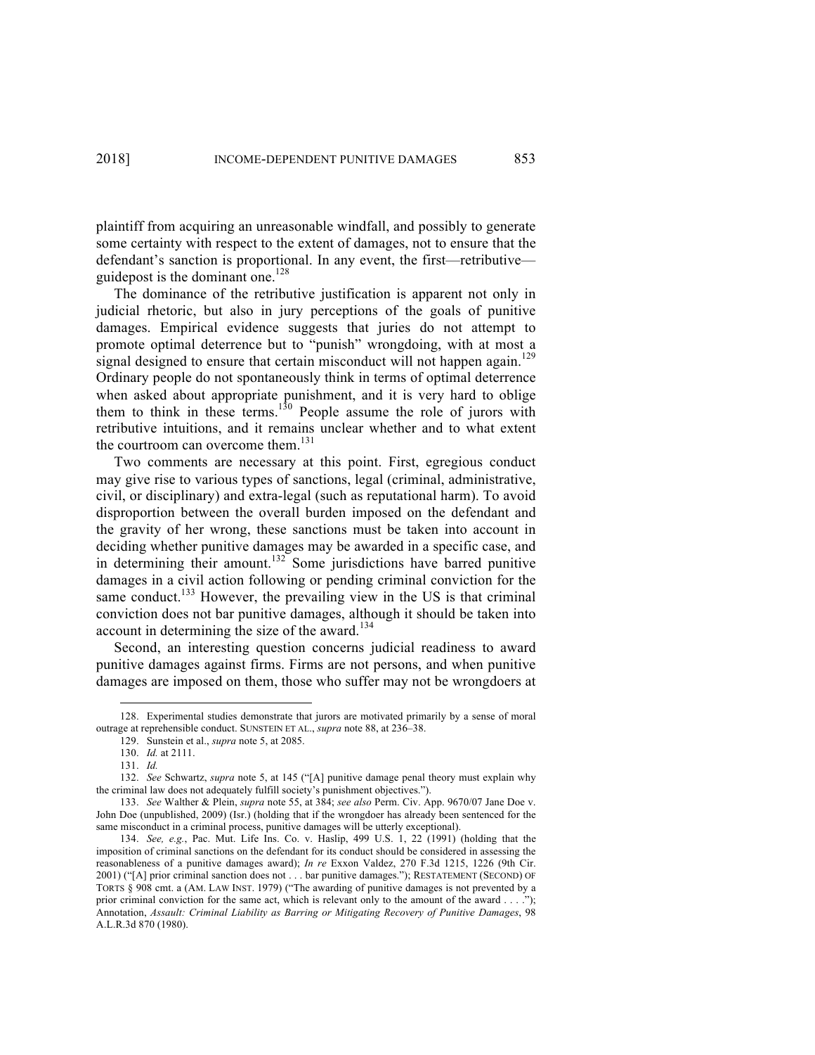plaintiff from acquiring an unreasonable windfall, and possibly to generate some certainty with respect to the extent of damages, not to ensure that the defendant's sanction is proportional. In any event, the first—retributive—guidepost is the dominant one.[128]

The dominance of the retributive justification is apparent not only in judicial rhetoric, but also in jury perceptions of the goals of punitive damages. Empirical evidence suggests that juries do not attempt to promote optimal deterrence but to "punish" wrongdoing, with at most a signal designed to ensure that certain misconduct will not happen again.[129] Ordinary people do not spontaneously think in terms of optimal deterrence when asked about appropriate punishment, and it is very hard to oblige them to think in these terms.[130] People assume the role of jurors with retributive intuitions, and it remains unclear whether and to what extent the courtroom can overcome them.[131]

Two comments are necessary at this point. First, egregious conduct may give rise to various types of sanctions, legal (criminal, administrative, civil, or disciplinary) and extra-legal (such as reputational harm). To avoid disproportion between the overall burden imposed on the defendant and the gravity of her wrong, these sanctions must be taken into account in deciding whether punitive damages may be awarded in a specific case, and in determining their amount.[132] Some jurisdictions have barred punitive damages in a civil action following or pending criminal conviction for the same conduct.[133] However, the prevailing view in the US is that criminal conviction does not bar punitive damages, although it should be taken into account in determining the size of the award.[134]

Second, an interesting question concerns judicial readiness to award punitive damages against firms. Firms are not persons, and when punitive damages are imposed on them, those who suffer may not be wrongdoers at

---

128. Experimental studies demonstrate that jurors are motivated primarily by a sense of moral outrage at reprehensible conduct. SUNSTEIN ET AL., *supra* note 88, at 236–38.

129. Sunstein et al., *supra* note 5, at 2085.

130. *Id.* at 2111.

131. *Id.*

132. *See* Schwartz, *supra* note 5, at 145 ("[A] punitive damage penal theory must explain why the criminal law does not adequately fulfill society's punishment objectives.").

133. *See* Walther & Plein, *supra* note 55, at 384; *see also* Perm. Civ. App. 9670/07 Jane Doe v. John Doe (unpublished, 2009) (Isr.) (holding that if the wrongdoer has already been sentenced for the same misconduct in a criminal process, punitive damages will be utterly exceptional).

134. *See, e.g.*, Pac. Mut. Life Ins. Co. v. Haslip, 499 U.S. 1, 22 (1991) (holding that the imposition of criminal sanctions on the defendant for its conduct should be considered in assessing the reasonableness of a punitive damages award); *In re* Exxon Valdez, 270 F.3d 1215, 1226 (9th Cir. 2001) ("[A] prior criminal sanction does not . . . bar punitive damages."); RESTATEMENT (SECOND) OF TORTS § 908 cmt. a (AM. LAW INST. 1979) ("The awarding of punitive damages is not prevented by a prior criminal conviction for the same act, which is relevant only to the amount of the award . . . ."); Annotation, *Assault: Criminal Liability as Barring or Mitigating Recovery of Punitive Damages*, 98 A.L.R.3d 870 (1980).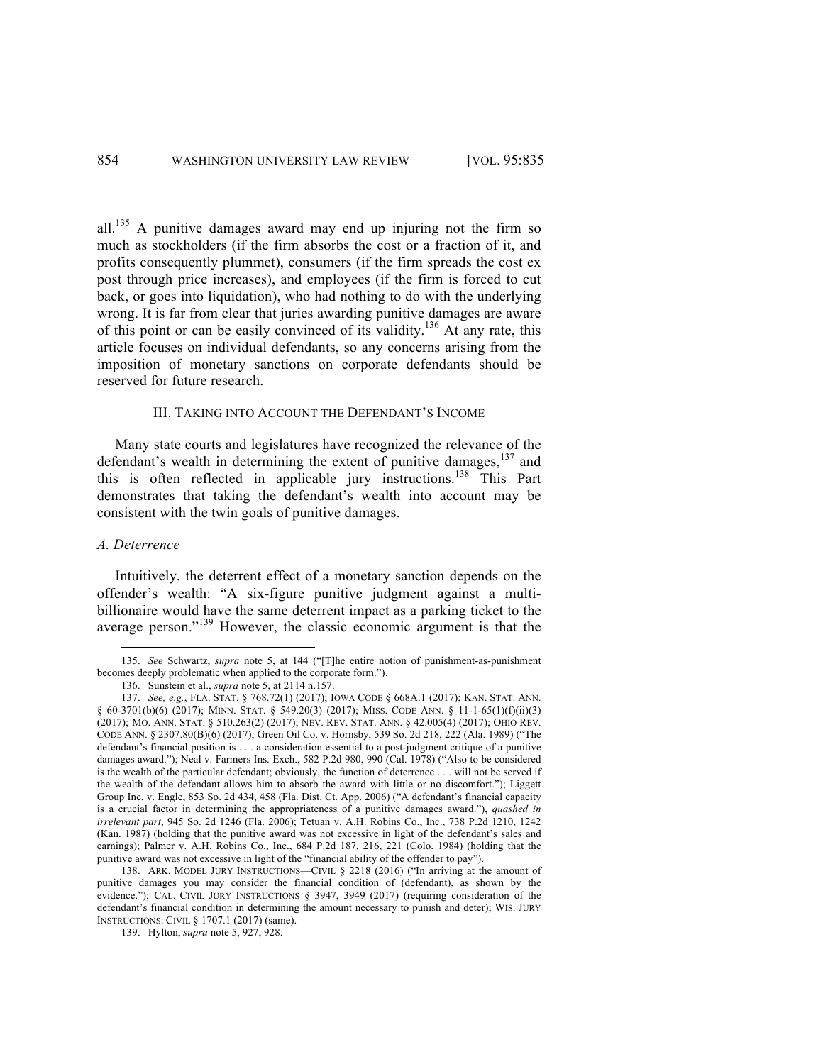all.[135] A punitive damages award may end up injuring not the firm so much as stockholders (if the firm absorbs the cost or a fraction of it, and profits consequently plummet), consumers (if the firm spreads the cost ex post through price increases), and employees (if the firm is forced to cut back, or goes into liquidation), who had nothing to do with the underlying wrong. It is far from clear that juries awarding punitive damages are aware of this point or can be easily convinced of its validity.[136] At any rate, this article focuses on individual defendants, so any concerns arising from the imposition of monetary sanctions on corporate defendants should be reserved for future research.

## III. TAKING INTO ACCOUNT THE DEFENDANT'S INCOME

Many state courts and legislatures have recognized the relevance of the defendant's wealth in determining the extent of punitive damages,[137] and this is often reflected in applicable jury instructions.[138] This Part demonstrates that taking the defendant's wealth into account may be consistent with the twin goals of punitive damages.

### *A. Deterrence*

Intuitively, the deterrent effect of a monetary sanction depends on the offender's wealth: "A six-figure punitive judgment against a multi-billionaire would have the same deterrent impact as a parking ticket to the average person."[139] However, the classic economic argument is that the

---

135. *See* Schwartz, *supra* note 5, at 144 ("[T]he entire notion of punishment-as-punishment becomes deeply problematic when applied to the corporate form.").

136. Sunstein et al., *supra* note 5, at 2114 n.157.

137. *See, e.g.*, FLA. STAT. § 768.72(1) (2017); IOWA CODE § 668A.1 (2017); KAN. STAT. ANN. § 60-3701(b)(6) (2017); MINN. STAT. § 549.20(3) (2017); MISS. CODE ANN. § 11-1-65(1)(f)(ii)(3) (2017); MO. ANN. STAT. § 510.263(2) (2017); NEV. REV. STAT. ANN. § 42.005(4) (2017); OHIO REV. CODE ANN. § 2307.80(B)(6) (2017); Green Oil Co. v. Hornsby, 539 So. 2d 218, 222 (Ala. 1989) ("The defendant's financial position is . . . a consideration essential to a post-judgment critique of a punitive damages award."); Neal v. Farmers Ins. Exch., 582 P.2d 980, 990 (Cal. 1978) ("Also to be considered is the wealth of the particular defendant; obviously, the function of deterrence . . . will not be served if the wealth of the defendant allows him to absorb the award with little or no discomfort."); Liggett Group Inc. v. Engle, 853 So. 2d 434, 458 (Fla. Dist. Ct. App. 2006) ("A defendant's financial capacity is a crucial factor in determining the appropriateness of a punitive damages award."), *quashed in irrelevant part*, 945 So. 2d 1246 (Fla. 2006); Tetuan v. A.H. Robins Co., Inc., 738 P.2d 1210, 1242 (Kan. 1987) (holding that the punitive award was not excessive in light of the defendant's sales and earnings); Palmer v. A.H. Robins Co., Inc., 684 P.2d 187, 216, 221 (Colo. 1984) (holding that the punitive award was not excessive in light of the "financial ability of the offender to pay").

138. ARK. MODEL JURY INSTRUCTIONS—CIVIL § 2218 (2016) ("In arriving at the amount of punitive damages you may consider the financial condition of (defendant), as shown by the evidence."); CAL. CIVIL JURY INSTRUCTIONS § 3947, 3949 (2017) (requiring consideration of the defendant's financial condition in determining the amount necessary to punish and deter); WIS. JURY INSTRUCTIONS: CIVIL § 1707.1 (2017) (same).

139. Hylton, *supra* note 5, 927, 928.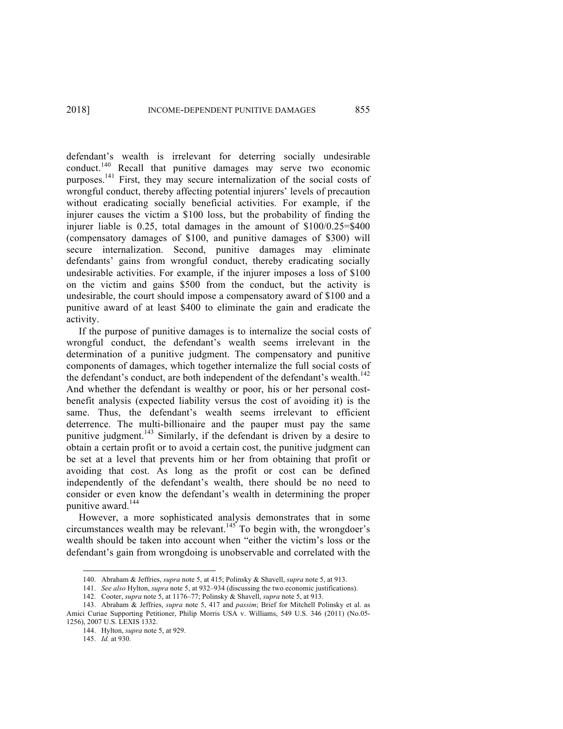defendant's wealth is irrelevant for deterring socially undesirable conduct.[140] Recall that punitive damages may serve two economic purposes.[141] First, they may secure internalization of the social costs of wrongful conduct, thereby affecting potential injurers' levels of precaution without eradicating socially beneficial activities. For example, if the injurer causes the victim a $100 loss, but the probability of finding the injurer liable is 0.25, total damages in the amount of $100/0.25=$400 (compensatory damages of $100, and punitive damages of $300) will secure internalization. Second, punitive damages may eliminate defendants' gains from wrongful conduct, thereby eradicating socially undesirable activities. For example, if the injurer imposes a loss of $100 on the victim and gains $500 from the conduct, but the activity is undesirable, the court should impose a compensatory award of $100 and a punitive award of at least $400 to eliminate the gain and eradicate the activity.

If the purpose of punitive damages is to internalize the social costs of wrongful conduct, the defendant's wealth seems irrelevant in the determination of a punitive judgment. The compensatory and punitive components of damages, which together internalize the full social costs of the defendant's conduct, are both independent of the defendant's wealth.[142] And whether the defendant is wealthy or poor, his or her personal cost-benefit analysis (expected liability versus the cost of avoiding it) is the same. Thus, the defendant's wealth seems irrelevant to efficient deterrence. The multi-billionaire and the pauper must pay the same punitive judgment.[143] Similarly, if the defendant is driven by a desire to obtain a certain profit or to avoid a certain cost, the punitive judgment can be set at a level that prevents him or her from obtaining that profit or avoiding that cost. As long as the profit or cost can be defined independently of the defendant's wealth, there should be no need to consider or even know the defendant's wealth in determining the proper punitive award.[144]

However, a more sophisticated analysis demonstrates that in some circumstances wealth may be relevant.[145] To begin with, the wrongdoer's wealth should be taken into account when "either the victim's loss or the defendant's gain from wrongdoing is unobservable and correlated with the

---

140. Abraham & Jeffries, *supra* note 5, at 415; Polinsky & Shavell, *supra* note 5, at 913.

141. *See also* Hylton, *supra* note 5, at 932–934 (discussing the two economic justifications).

142. Cooter, *supra* note 5, at 1176–77; Polinsky & Shavell, *supra* note 5, at 913.

143. Abraham & Jeffries, *supra* note 5, 417 and *passim*; Brief for Mitchell Polinsky et al. as Amici Curiae Supporting Petitioner, Philip Morris USA v. Williams, 549 U.S. 346 (2011) (No.05-1256), 2007 U.S. LEXIS 1332.

144. Hylton, *supra* note 5, at 929.

145. *Id.* at 930.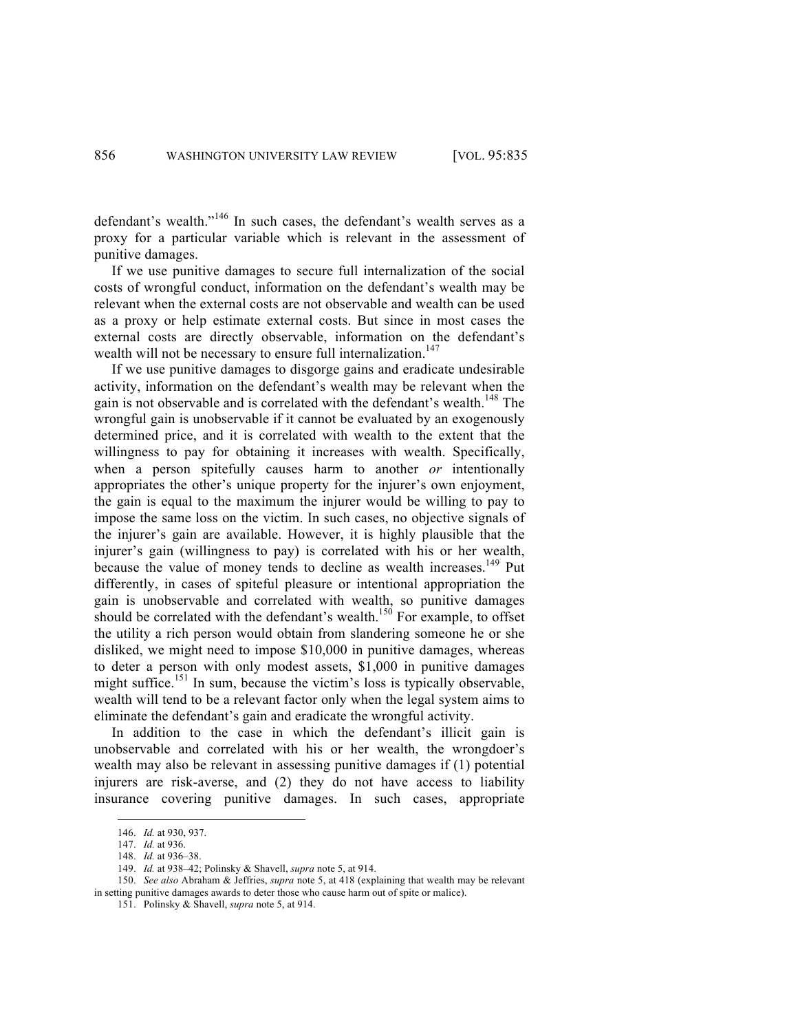defendant's wealth."[146] In such cases, the defendant's wealth serves as a proxy for a particular variable which is relevant in the assessment of punitive damages.

If we use punitive damages to secure full internalization of the social costs of wrongful conduct, information on the defendant's wealth may be relevant when the external costs are not observable and wealth can be used as a proxy or help estimate external costs. But since in most cases the external costs are directly observable, information on the defendant's wealth will not be necessary to ensure full internalization.[147]

If we use punitive damages to disgorge gains and eradicate undesirable activity, information on the defendant's wealth may be relevant when the gain is not observable and is correlated with the defendant's wealth.[148] The wrongful gain is unobservable if it cannot be evaluated by an exogenously determined price, and it is correlated with wealth to the extent that the willingness to pay for obtaining it increases with wealth. Specifically, when a person spitefully causes harm to another *or* intentionally appropriates the other's unique property for the injurer's own enjoyment, the gain is equal to the maximum the injurer would be willing to pay to impose the same loss on the victim. In such cases, no objective signals of the injurer's gain are available. However, it is highly plausible that the injurer's gain (willingness to pay) is correlated with his or her wealth, because the value of money tends to decline as wealth increases.[149] Put differently, in cases of spiteful pleasure or intentional appropriation the gain is unobservable and correlated with wealth, so punitive damages should be correlated with the defendant's wealth.[150] For example, to offset the utility a rich person would obtain from slandering someone he or she disliked, we might need to impose $10,000 in punitive damages, whereas to deter a person with only modest assets, $1,000 in punitive damages might suffice.[151] In sum, because the victim's loss is typically observable, wealth will tend to be a relevant factor only when the legal system aims to eliminate the defendant's gain and eradicate the wrongful activity.

In addition to the case in which the defendant's illicit gain is unobservable and correlated with his or her wealth, the wrongdoer's wealth may also be relevant in assessing punitive damages if (1) potential injurers are risk-averse, and (2) they do not have access to liability insurance covering punitive damages. In such cases, appropriate

---

146. *Id.* at 930, 937.

147. *Id.* at 936.

148. *Id.* at 936–38.

149. *Id.* at 938–42; Polinsky & Shavell, *supra* note 5, at 914.

150. *See also* Abraham & Jeffries, *supra* note 5, at 418 (explaining that wealth may be relevant in setting punitive damages awards to deter those who cause harm out of spite or malice).

151. Polinsky & Shavell, *supra* note 5, at 914.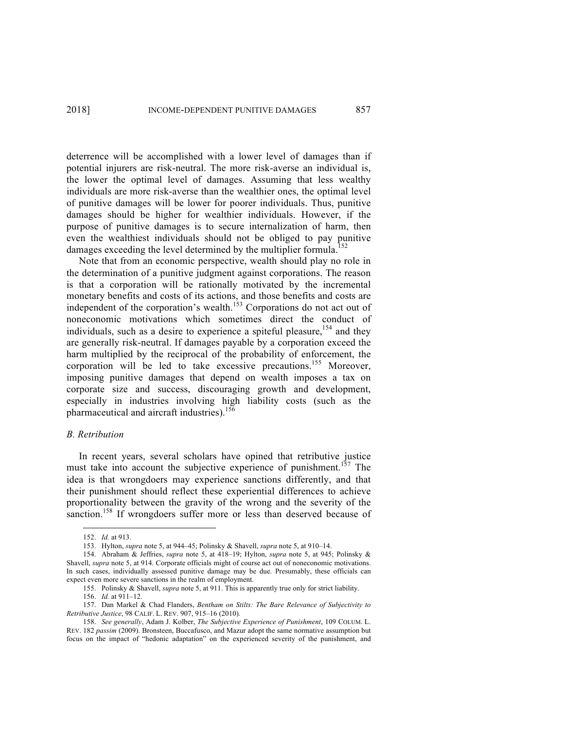deterrence will be accomplished with a lower level of damages than if potential injurers are risk-neutral. The more risk-averse an individual is, the lower the optimal level of damages. Assuming that less wealthy individuals are more risk-averse than the wealthier ones, the optimal level of punitive damages will be lower for poorer individuals. Thus, punitive damages should be higher for wealthier individuals. However, if the purpose of punitive damages is to secure internalization of harm, then even the wealthiest individuals should not be obliged to pay punitive damages exceeding the level determined by the multiplier formula.[152]

Note that from an economic perspective, wealth should play no role in the determination of a punitive judgment against corporations. The reason is that a corporation will be rationally motivated by the incremental monetary benefits and costs of its actions, and those benefits and costs are independent of the corporation's wealth.[153] Corporations do not act out of noneconomic motivations which sometimes direct the conduct of individuals, such as a desire to experience a spiteful pleasure,[154] and they are generally risk-neutral. If damages payable by a corporation exceed the harm multiplied by the reciprocal of the probability of enforcement, the corporation will be led to take excessive precautions.[155] Moreover, imposing punitive damages that depend on wealth imposes a tax on corporate size and success, discouraging growth and development, especially in industries involving high liability costs (such as the pharmaceutical and aircraft industries).[156]

### *B. Retribution*

In recent years, several scholars have opined that retributive justice must take into account the subjective experience of punishment.[157] The idea is that wrongdoers may experience sanctions differently, and that their punishment should reflect these experiential differences to achieve proportionality between the gravity of the wrong and the severity of the sanction.[158] If wrongdoers suffer more or less than deserved because of

---

152. *Id.* at 913.

153. Hylton, *supra* note 5, at 944–45; Polinsky & Shavell, *supra* note 5, at 910–14.

154. Abraham & Jeffries, *supra* note 5, at 418–19; Hylton, *supra* note 5, at 945; Polinsky & Shavell, *supra* note 5, at 914. Corporate officials might of course act out of noneconomic motivations. In such cases, individually assessed punitive damage may be due. Presumably, these officials can expect even more severe sanctions in the realm of employment.

155. Polinsky & Shavell, *supra* note 5, at 911. This is apparently true only for strict liability.

156. *Id.* at 911–12.

157. Dan Markel & Chad Flanders, *Bentham on Stilts: The Bare Relevance of Subjectivity to Retributive Justice*, 98 CALIF. L. REV. 907, 915–16 (2010).

158. *See generally*, Adam J. Kolber, *The Subjective Experience of Punishment*, 109 COLUM. L. REV. 182 *passim* (2009). Bronsteen, Buccafusco, and Mazur adopt the same normative assumption but focus on the impact of "hedonic adaptation" on the experienced severity of the punishment, and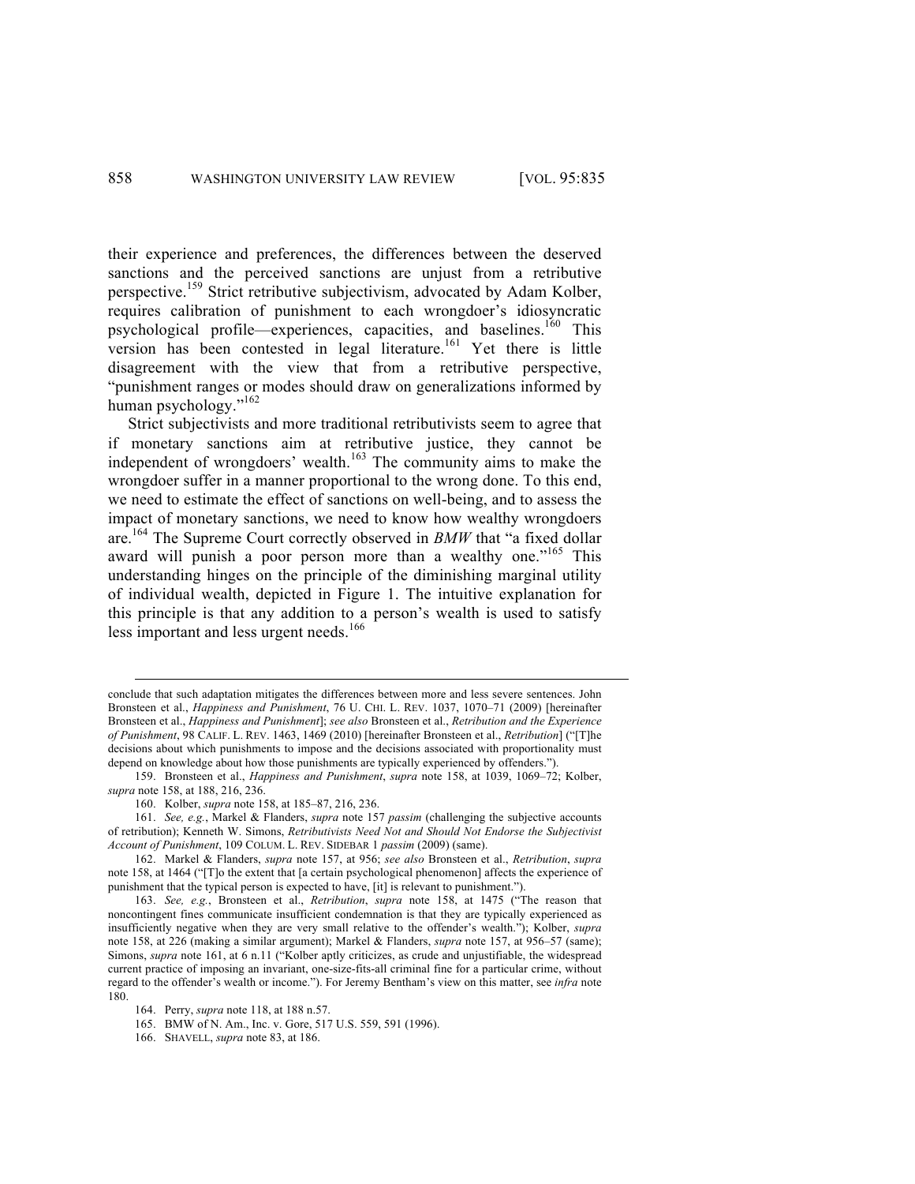their experience and preferences, the differences between the deserved sanctions and the perceived sanctions are unjust from a retributive perspective.[159] Strict retributive subjectivism, advocated by Adam Kolber, requires calibration of punishment to each wrongdoer's idiosyncratic psychological profile—experiences, capacities, and baselines.[160] This version has been contested in legal literature.[161] Yet there is little disagreement with the view that from a retributive perspective, "punishment ranges or modes should draw on generalizations informed by human psychology."[162]

Strict subjectivists and more traditional retributivists seem to agree that if monetary sanctions aim at retributive justice, they cannot be independent of wrongdoers' wealth.[163] The community aims to make the wrongdoer suffer in a manner proportional to the wrong done. To this end, we need to estimate the effect of sanctions on well-being, and to assess the impact of monetary sanctions, we need to know how wealthy wrongdoers are.[164] The Supreme Court correctly observed in *BMW* that "a fixed dollar award will punish a poor person more than a wealthy one."[165] This understanding hinges on the principle of the diminishing marginal utility of individual wealth, depicted in Figure 1. The intuitive explanation for this principle is that any addition to a person's wealth is used to satisfy less important and less urgent needs.[166]

---

conclude that such adaptation mitigates the differences between more and less severe sentences. John Bronsteen et al., *Happiness and Punishment*, 76 U. CHI. L. REV. 1037, 1070–71 (2009) [hereinafter Bronsteen et al., *Happiness and Punishment*]; *see also* Bronsteen et al., *Retribution and the Experience of Punishment*, 98 CALIF. L. REV. 1463, 1469 (2010) [hereinafter Bronsteen et al., *Retribution*] ("[T]he decisions about which punishments to impose and the decisions associated with proportionality must depend on knowledge about how those punishments are typically experienced by offenders.").

159. Bronsteen et al., *Happiness and Punishment*, *supra* note 158, at 1039, 1069–72; Kolber, *supra* note 158, at 188, 216, 236.

160. Kolber, *supra* note 158, at 185–87, 216, 236.

161. *See, e.g.*, Markel & Flanders, *supra* note 157 *passim* (challenging the subjective accounts of retribution); Kenneth W. Simons, *Retributivists Need Not and Should Not Endorse the Subjectivist Account of Punishment*, 109 COLUM. L. REV. SIDEBAR 1 *passim* (2009) (same).

162. Markel & Flanders, *supra* note 157, at 956; *see also* Bronsteen et al., *Retribution*, *supra* note 158, at 1464 ("[T]o the extent that [a certain psychological phenomenon] affects the experience of punishment that the typical person is expected to have, [it] is relevant to punishment.").

163. *See, e.g.*, Bronsteen et al., *Retribution*, *supra* note 158, at 1475 ("The reason that noncontingent fines communicate insufficient condemnation is that they are typically experienced as insufficiently negative when they are very small relative to the offender's wealth."); Kolber, *supra* note 158, at 226 (making a similar argument); Markel & Flanders, *supra* note 157, at 956–57 (same); Simons, *supra* note 161, at 6 n.11 ("Kolber aptly criticizes, as crude and unjustifiable, the widespread current practice of imposing an invariant, one-size-fits-all criminal fine for a particular crime, without regard to the offender's wealth or income."). For Jeremy Bentham's view on this matter, see *infra* note 180.

164. Perry, *supra* note 118, at 188 n.57.

165. BMW of N. Am., Inc. v. Gore, 517 U.S. 559, 591 (1996).

166. SHAVELL, *supra* note 83, at 186.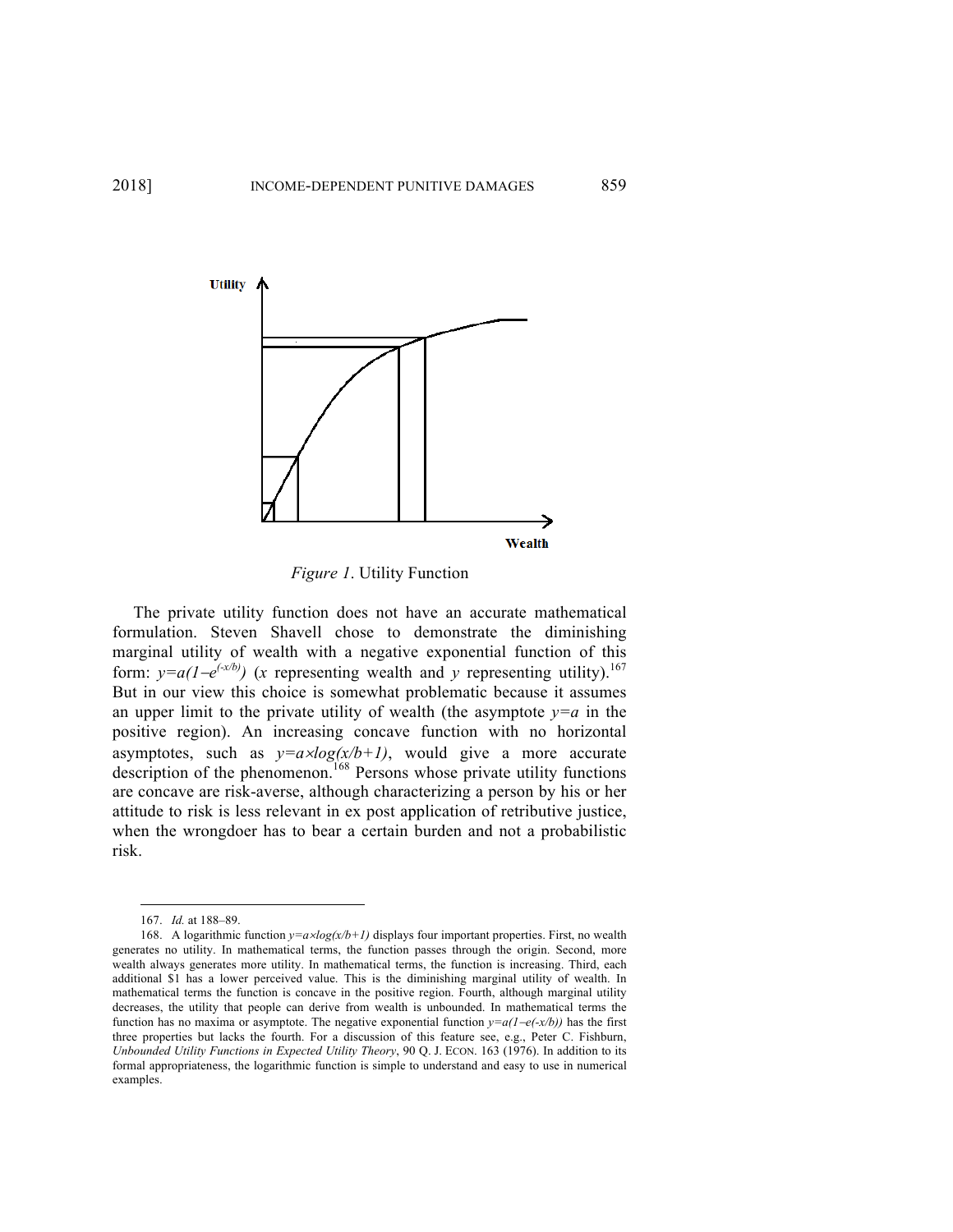*Figure 1*. Utility Function

The private utility function does not have an accurate mathematical formulation. Steven Shavell chose to demonstrate the diminishing marginal utility of wealth with a negative exponential function of this form: $y=a(1-e^{(-x/b)})$ ($x$ representing wealth and $y$ representing utility).[167] But in our view this choice is somewhat problematic because it assumes an upper limit to the private utility of wealth (the asymptote $y=a$ in the positive region). An increasing concave function with no horizontal asymptotes, such as $y=a\times log(x/b+1)$, would give a more accurate description of the phenomenon.[168] Persons whose private utility functions are concave are risk-averse, although characterizing a person by his or her attitude to risk is less relevant in ex post application of retributive justice, when the wrongdoer has to bear a certain burden and not a probabilistic risk.

---

167. *Id.* at 188–89.

168. A logarithmic function $y=a\times log(x/b+1)$ displays four important properties. First, no wealth generates no utility. In mathematical terms, the function passes through the origin. Second, more wealth always generates more utility. In mathematical terms, the function is increasing. Third, each additional $1 has a lower perceived value. This is the diminishing marginal utility of wealth. In mathematical terms the function is concave in the positive region. Fourth, although marginal utility decreases, the utility that people can derive from wealth is unbounded. In mathematical terms the function has no maxima or asymptote. The negative exponential function $y=a(1-e(-x/b))$ has the first three properties but lacks the fourth. For a discussion of this feature see, e.g., Peter C. Fishburn, *Unbounded Utility Functions in Expected Utility Theory*, 90 Q. J. ECON. 163 (1976). In addition to its formal appropriateness, the logarithmic function is simple to understand and easy to use in numerical examples.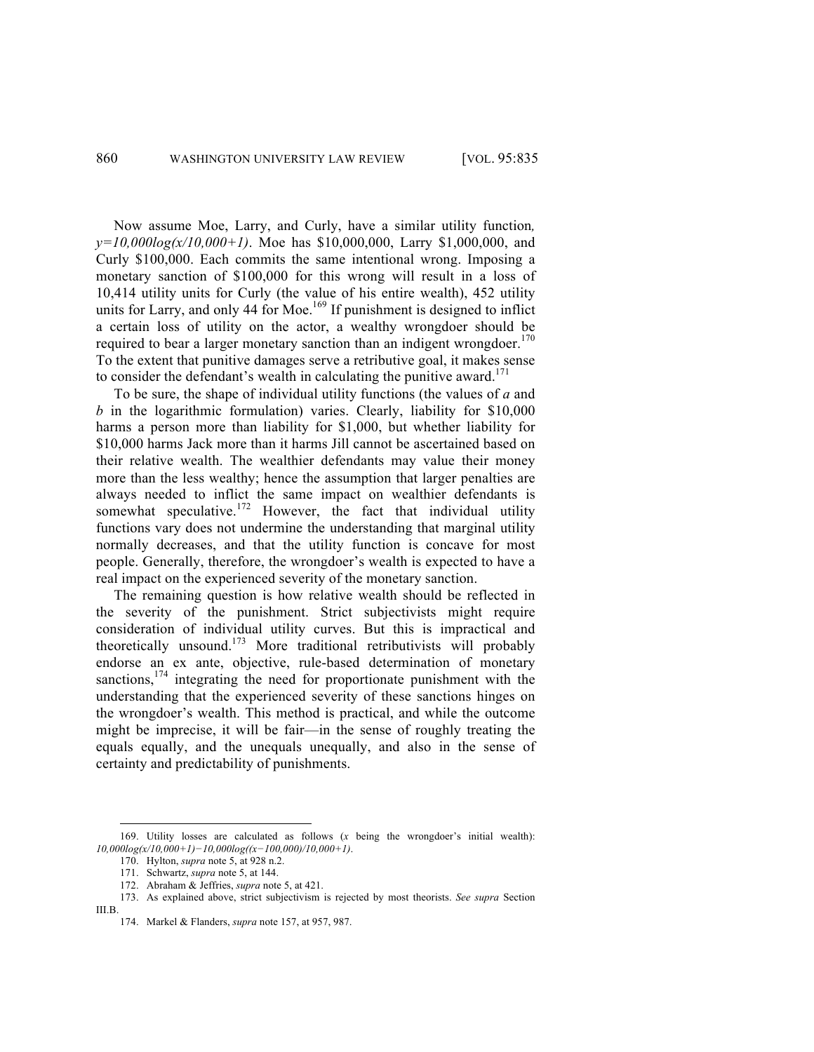Now assume Moe, Larry, and Curly, have a similar utility function, $y=10{,}000\log(x/10{,}000+1)$. Moe has \$10,000,000, Larry \$1,000,000, and Curly \$100,000. Each commits the same intentional wrong. Imposing a monetary sanction of \$100,000 for this wrong will result in a loss of 10,414 utility units for Curly (the value of his entire wealth), 452 utility units for Larry, and only 44 for Moe.[169] If punishment is designed to inflict a certain loss of utility on the actor, a wealthy wrongdoer should be required to bear a larger monetary sanction than an indigent wrongdoer.[170] To the extent that punitive damages serve a retributive goal, it makes sense to consider the defendant's wealth in calculating the punitive award.[171]

To be sure, the shape of individual utility functions (the values of $a$ and $b$ in the logarithmic formulation) varies. Clearly, liability for \$10,000 harms a person more than liability for \$1,000, but whether liability for \$10,000 harms Jack more than it harms Jill cannot be ascertained based on their relative wealth. The wealthier defendants may value their money more than the less wealthy; hence the assumption that larger penalties are always needed to inflict the same impact on wealthier defendants is somewhat speculative.[172] However, the fact that individual utility functions vary does not undermine the understanding that marginal utility normally decreases, and that the utility function is concave for most people. Generally, therefore, the wrongdoer's wealth is expected to have a real impact on the experienced severity of the monetary sanction.

The remaining question is how relative wealth should be reflected in the severity of the punishment. Strict subjectivists might require consideration of individual utility curves. But this is impractical and theoretically unsound.[173] More traditional retributivists will probably endorse an ex ante, objective, rule-based determination of monetary sanctions,[174] integrating the need for proportionate punishment with the understanding that the experienced severity of these sanctions hinges on the wrongdoer's wealth. This method is practical, and while the outcome might be imprecise, it will be fair—in the sense of roughly treating the equals equally, and the unequals unequally, and also in the sense of certainty and predictability of punishments.

---

169. Utility losses are calculated as follows ($x$ being the wrongdoer's initial wealth): $10{,}000\log(x/10{,}000+1)-10{,}000\log((x-100{,}000)/10{,}000+1)$.

170. Hylton, *supra* note 5, at 928 n.2.

171. Schwartz, *supra* note 5, at 144.

172. Abraham & Jeffries, *supra* note 5, at 421.

173. As explained above, strict subjectivism is rejected by most theorists. *See supra* Section III.B.

174. Markel & Flanders, *supra* note 157, at 957, 987.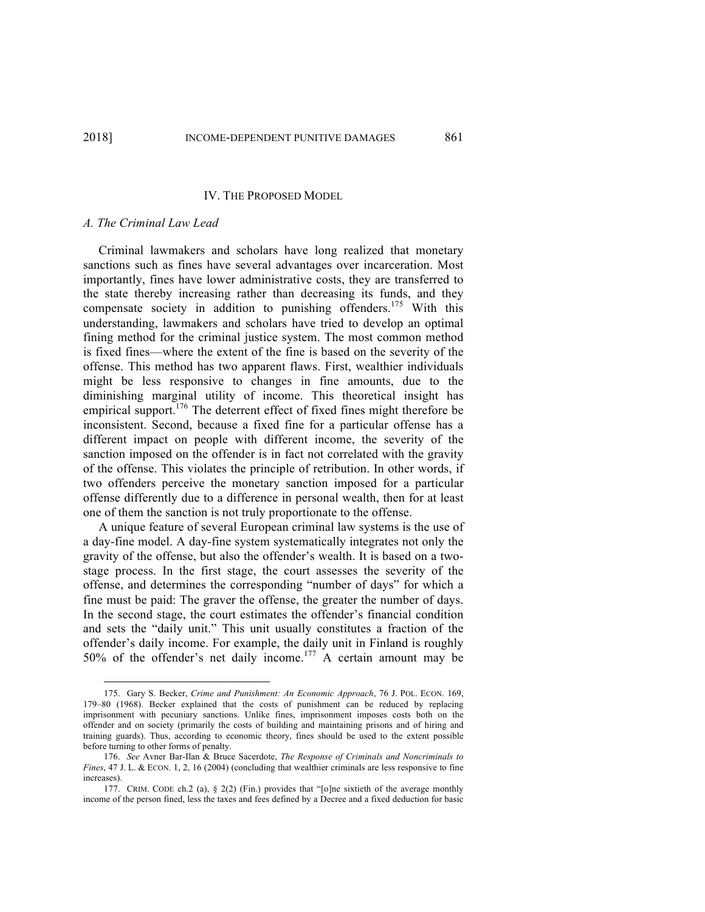## IV. THE PROPOSED MODEL

### *A. The Criminal Law Lead*

Criminal lawmakers and scholars have long realized that monetary sanctions such as fines have several advantages over incarceration. Most importantly, fines have lower administrative costs, they are transferred to the state thereby increasing rather than decreasing its funds, and they compensate society in addition to punishing offenders.[175] With this understanding, lawmakers and scholars have tried to develop an optimal fining method for the criminal justice system. The most common method is fixed fines—where the extent of the fine is based on the severity of the offense. This method has two apparent flaws. First, wealthier individuals might be less responsive to changes in fine amounts, due to the diminishing marginal utility of income. This theoretical insight has empirical support.[176] The deterrent effect of fixed fines might therefore be inconsistent. Second, because a fixed fine for a particular offense has a different impact on people with different income, the severity of the sanction imposed on the offender is in fact not correlated with the gravity of the offense. This violates the principle of retribution. In other words, if two offenders perceive the monetary sanction imposed for a particular offense differently due to a difference in personal wealth, then for at least one of them the sanction is not truly proportionate to the offense.

A unique feature of several European criminal law systems is the use of a day-fine model. A day-fine system systematically integrates not only the gravity of the offense, but also the offender's wealth. It is based on a two-stage process. In the first stage, the court assesses the severity of the offense, and determines the corresponding "number of days" for which a fine must be paid: The graver the offense, the greater the number of days. In the second stage, the court estimates the offender's financial condition and sets the "daily unit." This unit usually constitutes a fraction of the offender's daily income. For example, the daily unit in Finland is roughly 50% of the offender's net daily income.[177] A certain amount may be

---

175. Gary S. Becker, *Crime and Punishment: An Economic Approach*, 76 J. POL. ECON. 169, 179–80 (1968). Becker explained that the costs of punishment can be reduced by replacing imprisonment with pecuniary sanctions. Unlike fines, imprisonment imposes costs both on the offender and on society (primarily the costs of building and maintaining prisons and of hiring and training guards). Thus, according to economic theory, fines should be used to the extent possible before turning to other forms of penalty.

176. *See* Avner Bar-Ilan & Bruce Sacerdote, *The Response of Criminals and Noncriminals to Fines*, 47 J. L. & ECON. 1, 2, 16 (2004) (concluding that wealthier criminals are less responsive to fine increases).

177. CRIM. CODE ch.2 (a), § 2(2) (Fin.) provides that "[o]ne sixtieth of the average monthly income of the person fined, less the taxes and fees defined by a Decree and a fixed deduction for basic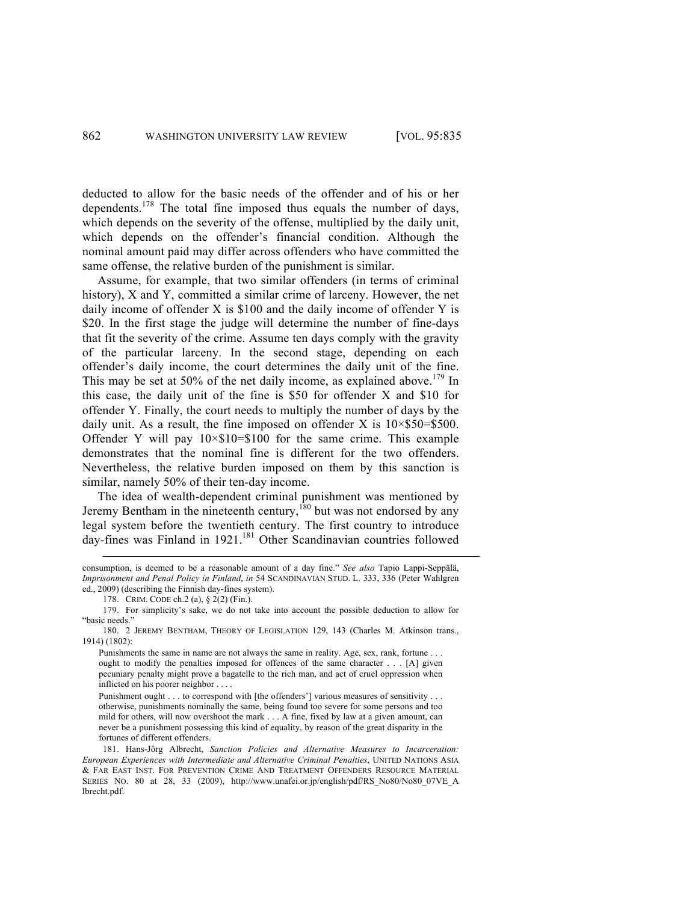deducted to allow for the basic needs of the offender and of his or her dependents.[178] The total fine imposed thus equals the number of days, which depends on the severity of the offense, multiplied by the daily unit, which depends on the offender's financial condition. Although the nominal amount paid may differ across offenders who have committed the same offense, the relative burden of the punishment is similar.

Assume, for example, that two similar offenders (in terms of criminal history), X and Y, committed a similar crime of larceny. However, the net daily income of offender X is $100 and the daily income of offender Y is $20. In the first stage the judge will determine the number of fine-days that fit the severity of the crime. Assume ten days comply with the gravity of the particular larceny. In the second stage, depending on each offender's daily income, the court determines the daily unit of the fine. This may be set at 50% of the net daily income, as explained above.[179] In this case, the daily unit of the fine is $50 for offender X and $10 for offender Y. Finally, the court needs to multiply the number of days by the daily unit. As a result, the fine imposed on offender X is 10×$50=$500. Offender Y will pay 10×$10=$100 for the same crime. This example demonstrates that the nominal fine is different for the two offenders. Nevertheless, the relative burden imposed on them by this sanction is similar, namely 50% of their ten-day income.

The idea of wealth-dependent criminal punishment was mentioned by Jeremy Bentham in the nineteenth century,[180] but was not endorsed by any legal system before the twentieth century. The first country to introduce day-fines was Finland in 1921.[181] Other Scandinavian countries followed

---

consumption, is deemed to be a reasonable amount of a day fine." *See also* Tapio Lappi-Seppälä, *Imprisonment and Penal Policy in Finland*, *in* 54 SCANDINAVIAN STUD. L. 333, 336 (Peter Wahlgren ed., 2009) (describing the Finnish day-fines system).

178. CRIM. CODE ch.2 (a), § 2(2) (Fin.).

179. For simplicity's sake, we do not take into account the possible deduction to allow for "basic needs."

180. 2 JEREMY BENTHAM, THEORY OF LEGISLATION 129, 143 (Charles M. Atkinson trans., 1914) (1802):

> Punishments the same in name are not always the same in reality. Age, sex, rank, fortune . . . ought to modify the penalties imposed for offences of the same character . . . [A] given pecuniary penalty might prove a bagatelle to the rich man, and act of cruel oppression when inflicted on his poorer neighbor . . . .
>
> Punishment ought . . . to correspond with [the offenders'] various measures of sensitivity . . . otherwise, punishments nominally the same, being found too severe for some persons and too mild for others, will now overshoot the mark . . . A fine, fixed by law at a given amount, can never be a punishment possessing this kind of equality, by reason of the great disparity in the fortunes of different offenders.

181. Hans-Jörg Albrecht, *Sanction Policies and Alternative Measures to Incarceration: European Experiences with Intermediate and Alternative Criminal Penalties*, UNITED NATIONS ASIA & FAR EAST INST. FOR PREVENTION CRIME AND TREATMENT OFFENDERS RESOURCE MATERIAL SERIES NO. 80 at 28, 33 (2009), http://www.unafei.or.jp/english/pdf/RS_No80/No80_07VE_Albrecht.pdf.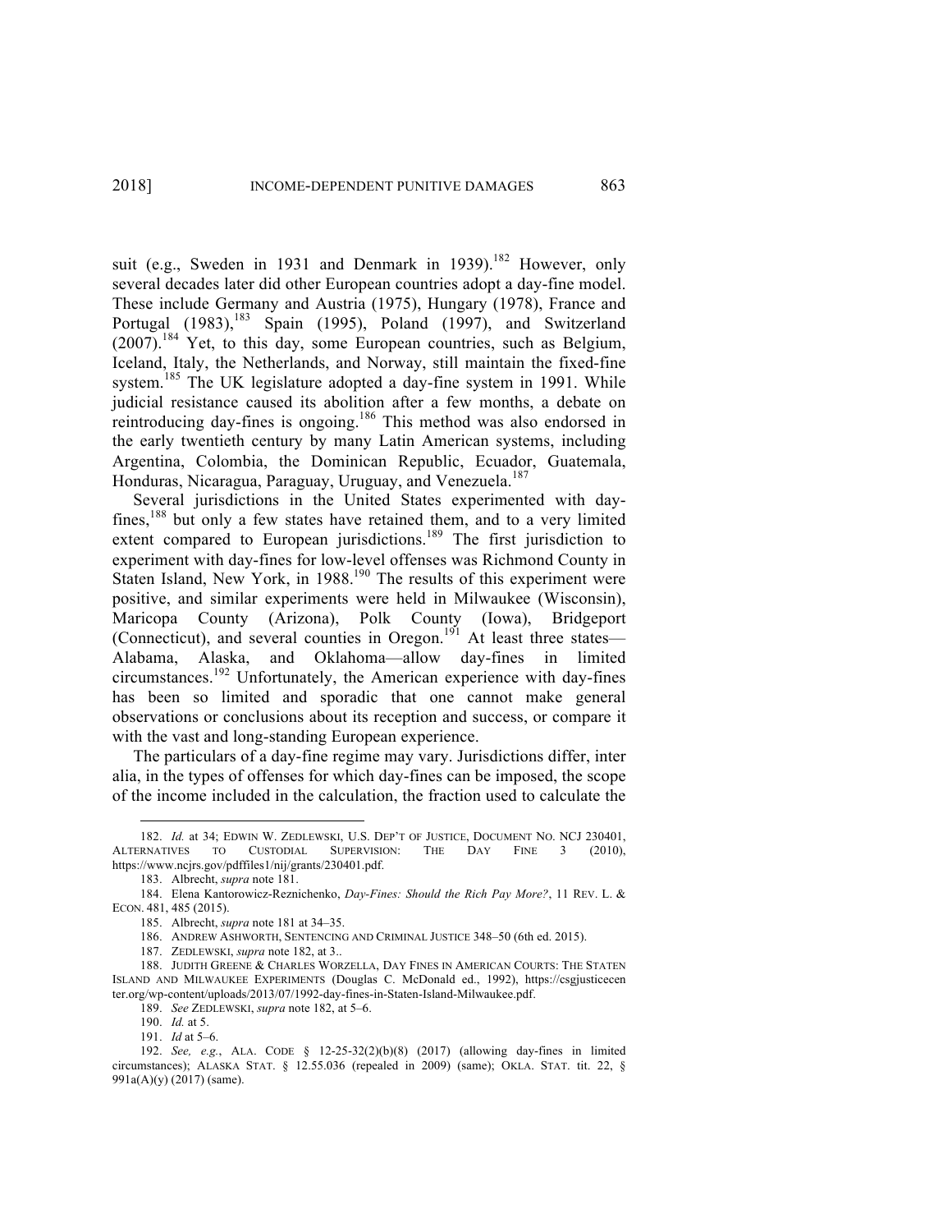suit (e.g., Sweden in 1931 and Denmark in 1939).[182] However, only several decades later did other European countries adopt a day-fine model. These include Germany and Austria (1975), Hungary (1978), France and Portugal (1983),[183] Spain (1995), Poland (1997), and Switzerland (2007).[184] Yet, to this day, some European countries, such as Belgium, Iceland, Italy, the Netherlands, and Norway, still maintain the fixed-fine system.[185] The UK legislature adopted a day-fine system in 1991. While judicial resistance caused its abolition after a few months, a debate on reintroducing day-fines is ongoing.[186] This method was also endorsed in the early twentieth century by many Latin American systems, including Argentina, Colombia, the Dominican Republic, Ecuador, Guatemala, Honduras, Nicaragua, Paraguay, Uruguay, and Venezuela.[187]

Several jurisdictions in the United States experimented with day-fines,[188] but only a few states have retained them, and to a very limited extent compared to European jurisdictions.[189] The first jurisdiction to experiment with day-fines for low-level offenses was Richmond County in Staten Island, New York, in 1988.[190] The results of this experiment were positive, and similar experiments were held in Milwaukee (Wisconsin), Maricopa County (Arizona), Polk County (Iowa), Bridgeport (Connecticut), and several counties in Oregon.[191] At least three states—Alabama, Alaska, and Oklahoma—allow day-fines in limited circumstances.[192] Unfortunately, the American experience with day-fines has been so limited and sporadic that one cannot make general observations or conclusions about its reception and success, or compare it with the vast and long-standing European experience.

The particulars of a day-fine regime may vary. Jurisdictions differ, inter alia, in the types of offenses for which day-fines can be imposed, the scope of the income included in the calculation, the fraction used to calculate the

---

182. *Id.* at 34; EDWIN W. ZEDLEWSKI, U.S. DEP'T OF JUSTICE, DOCUMENT NO. NCJ 230401, ALTERNATIVES TO CUSTODIAL SUPERVISION: THE DAY FINE 3 (2010), https://www.ncjrs.gov/pdffiles1/nij/grants/230401.pdf.

183. Albrecht, *supra* note 181.

184. Elena Kantorowicz-Reznichenko, *Day-Fines: Should the Rich Pay More?*, 11 REV. L. & ECON. 481, 485 (2015).

185. Albrecht, *supra* note 181 at 34–35.

186. ANDREW ASHWORTH, SENTENCING AND CRIMINAL JUSTICE 348–50 (6th ed. 2015).

187. ZEDLEWSKI, *supra* note 182, at 3..

188. JUDITH GREENE & CHARLES WORZELLA, DAY FINES IN AMERICAN COURTS: THE STATEN ISLAND AND MILWAUKEE EXPERIMENTS (Douglas C. McDonald ed., 1992), https://csgjusticecenter.org/wp-content/uploads/2013/07/1992-day-fines-in-Staten-Island-Milwaukee.pdf.

189. *See* ZEDLEWSKI, *supra* note 182, at 5–6.

190. *Id.* at 5.

191. *Id* at 5–6.

192. *See, e.g.*, ALA. CODE § 12-25-32(2)(b)(8) (2017) (allowing day-fines in limited circumstances); ALASKA STAT. § 12.55.036 (repealed in 2009) (same); OKLA. STAT. tit. 22, § 991a(A)(y) (2017) (same).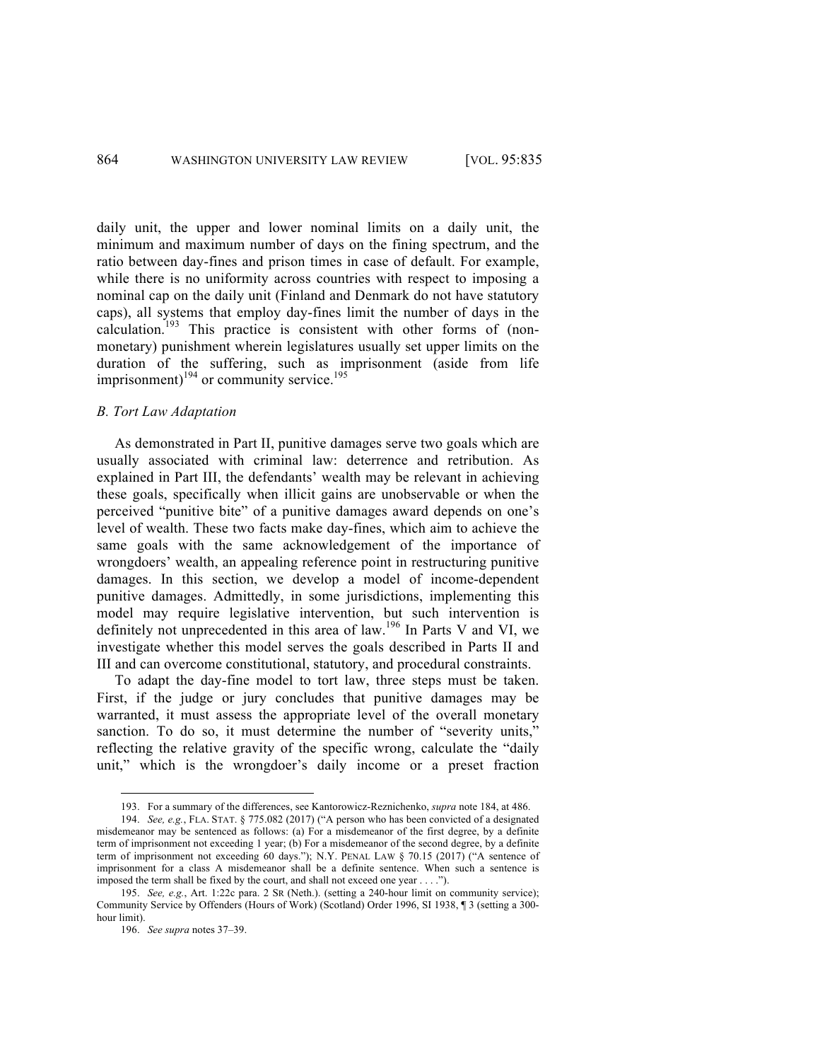daily unit, the upper and lower nominal limits on a daily unit, the minimum and maximum number of days on the fining spectrum, and the ratio between day-fines and prison times in case of default. For example, while there is no uniformity across countries with respect to imposing a nominal cap on the daily unit (Finland and Denmark do not have statutory caps), all systems that employ day-fines limit the number of days in the calculation.[193] This practice is consistent with other forms of (non-monetary) punishment wherein legislatures usually set upper limits on the duration of the suffering, such as imprisonment (aside from life imprisonment)[194] or community service.[195]

### *B. Tort Law Adaptation*

As demonstrated in Part II, punitive damages serve two goals which are usually associated with criminal law: deterrence and retribution. As explained in Part III, the defendants' wealth may be relevant in achieving these goals, specifically when illicit gains are unobservable or when the perceived "punitive bite" of a punitive damages award depends on one's level of wealth. These two facts make day-fines, which aim to achieve the same goals with the same acknowledgement of the importance of wrongdoers' wealth, an appealing reference point in restructuring punitive damages. In this section, we develop a model of income-dependent punitive damages. Admittedly, in some jurisdictions, implementing this model may require legislative intervention, but such intervention is definitely not unprecedented in this area of law.[196] In Parts V and VI, we investigate whether this model serves the goals described in Parts II and III and can overcome constitutional, statutory, and procedural constraints.

To adapt the day-fine model to tort law, three steps must be taken. First, if the judge or jury concludes that punitive damages may be warranted, it must assess the appropriate level of the overall monetary sanction. To do so, it must determine the number of "severity units," reflecting the relative gravity of the specific wrong, calculate the "daily unit," which is the wrongdoer's daily income or a preset fraction

---

193. For a summary of the differences, see Kantorowicz-Reznichenko, *supra* note 184, at 486.

194. *See, e.g.*, FLA. STAT. § 775.082 (2017) ("A person who has been convicted of a designated misdemeanor may be sentenced as follows: (a) For a misdemeanor of the first degree, by a definite term of imprisonment not exceeding 1 year; (b) For a misdemeanor of the second degree, by a definite term of imprisonment not exceeding 60 days."); N.Y. PENAL LAW § 70.15 (2017) ("A sentence of imprisonment for a class A misdemeanor shall be a definite sentence. When such a sentence is imposed the term shall be fixed by the court, and shall not exceed one year . . . .").

195. *See, e.g.*, Art. 1:22c para. 2 SR (Neth.). (setting a 240-hour limit on community service); Community Service by Offenders (Hours of Work) (Scotland) Order 1996, SI 1938, ¶ 3 (setting a 300-hour limit).

196. *See supra* notes 37–39.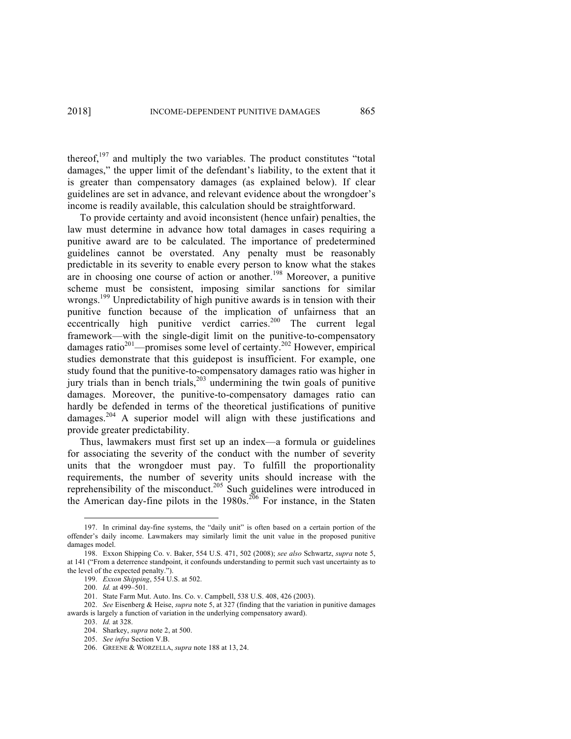thereof,[197] and multiply the two variables. The product constitutes "total damages," the upper limit of the defendant's liability, to the extent that it is greater than compensatory damages (as explained below). If clear guidelines are set in advance, and relevant evidence about the wrongdoer's income is readily available, this calculation should be straightforward.

To provide certainty and avoid inconsistent (hence unfair) penalties, the law must determine in advance how total damages in cases requiring a punitive award are to be calculated. The importance of predetermined guidelines cannot be overstated. Any penalty must be reasonably predictable in its severity to enable every person to know what the stakes are in choosing one course of action or another.[198] Moreover, a punitive scheme must be consistent, imposing similar sanctions for similar wrongs.[199] Unpredictability of high punitive awards is in tension with their punitive function because of the implication of unfairness that an eccentrically high punitive verdict carries.[200] The current legal framework—with the single-digit limit on the punitive-to-compensatory damages ratio[201]—promises some level of certainty.[202] However, empirical studies demonstrate that this guidepost is insufficient. For example, one study found that the punitive-to-compensatory damages ratio was higher in jury trials than in bench trials,[203] undermining the twin goals of punitive damages. Moreover, the punitive-to-compensatory damages ratio can hardly be defended in terms of the theoretical justifications of punitive damages.[204] A superior model will align with these justifications and provide greater predictability.

Thus, lawmakers must first set up an index—a formula or guidelines for associating the severity of the conduct with the number of severity units that the wrongdoer must pay. To fulfill the proportionality requirements, the number of severity units should increase with the reprehensibility of the misconduct.[205] Such guidelines were introduced in the American day-fine pilots in the 1980s.[206] For instance, in the Staten

---

197. In criminal day-fine systems, the "daily unit" is often based on a certain portion of the offender's daily income. Lawmakers may similarly limit the unit value in the proposed punitive damages model.

198. Exxon Shipping Co. v. Baker, 554 U.S. 471, 502 (2008); *see also* Schwartz, *supra* note 5, at 141 ("From a deterrence standpoint, it confounds understanding to permit such vast uncertainty as to the level of the expected penalty.").

199. *Exxon Shipping*, 554 U.S. at 502.

200. *Id.* at 499–501.

201. State Farm Mut. Auto. Ins. Co. v. Campbell, 538 U.S. 408, 426 (2003).

202. *See* Eisenberg & Heise, *supra* note 5, at 327 (finding that the variation in punitive damages awards is largely a function of variation in the underlying compensatory award).

203. *Id.* at 328.

204. Sharkey, *supra* note 2, at 500.

205. *See infra* Section V.B.

206. GREENE & WORZELLA, *supra* note 188 at 13, 24.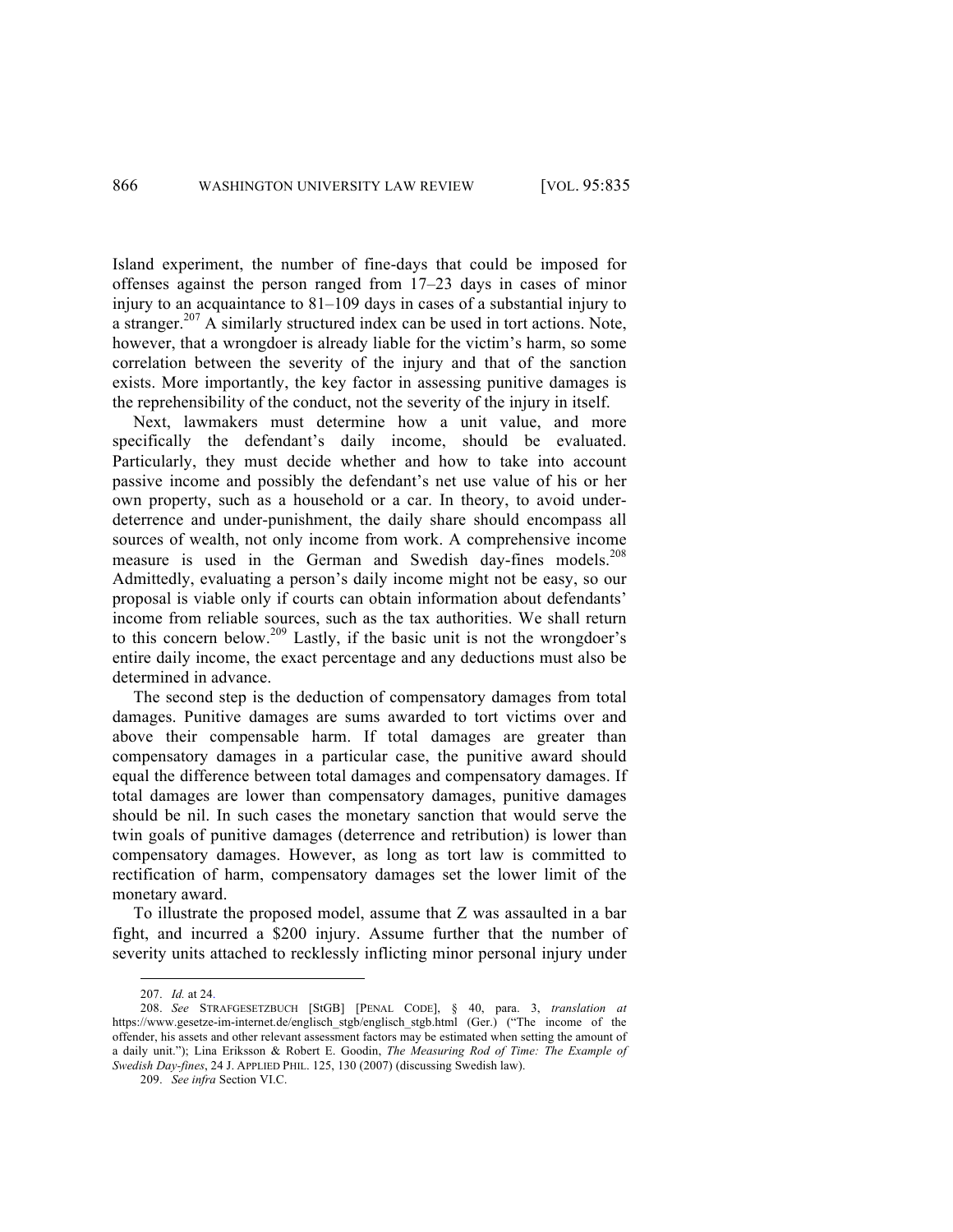Island experiment, the number of fine-days that could be imposed for offenses against the person ranged from 17–23 days in cases of minor injury to an acquaintance to 81–109 days in cases of a substantial injury to a stranger.[207] A similarly structured index can be used in tort actions. Note, however, that a wrongdoer is already liable for the victim's harm, so some correlation between the severity of the injury and that of the sanction exists. More importantly, the key factor in assessing punitive damages is the reprehensibility of the conduct, not the severity of the injury in itself.

Next, lawmakers must determine how a unit value, and more specifically the defendant's daily income, should be evaluated. Particularly, they must decide whether and how to take into account passive income and possibly the defendant's net use value of his or her own property, such as a household or a car. In theory, to avoid under-deterrence and under-punishment, the daily share should encompass all sources of wealth, not only income from work. A comprehensive income measure is used in the German and Swedish day-fines models.[208] Admittedly, evaluating a person's daily income might not be easy, so our proposal is viable only if courts can obtain information about defendants' income from reliable sources, such as the tax authorities. We shall return to this concern below.[209] Lastly, if the basic unit is not the wrongdoer's entire daily income, the exact percentage and any deductions must also be determined in advance.

The second step is the deduction of compensatory damages from total damages. Punitive damages are sums awarded to tort victims over and above their compensable harm. If total damages are greater than compensatory damages in a particular case, the punitive award should equal the difference between total damages and compensatory damages. If total damages are lower than compensatory damages, punitive damages should be nil. In such cases the monetary sanction that would serve the twin goals of punitive damages (deterrence and retribution) is lower than compensatory damages. However, as long as tort law is committed to rectification of harm, compensatory damages set the lower limit of the monetary award.

To illustrate the proposed model, assume that Z was assaulted in a bar fight, and incurred a $200 injury. Assume further that the number of severity units attached to recklessly inflicting minor personal injury under

---

207. *Id.* at 24.

208. *See* STRAFGESETZBUCH [StGB] [PENAL CODE], § 40, para. 3, *translation at* https://www.gesetze-im-internet.de/englisch_stgb/englisch_stgb.html (Ger.) ("The income of the offender, his assets and other relevant assessment factors may be estimated when setting the amount of a daily unit."); Lina Eriksson & Robert E. Goodin, *The Measuring Rod of Time: The Example of Swedish Day-fines*, 24 J. APPLIED PHIL. 125, 130 (2007) (discussing Swedish law).

209. *See infra* Section VI.C.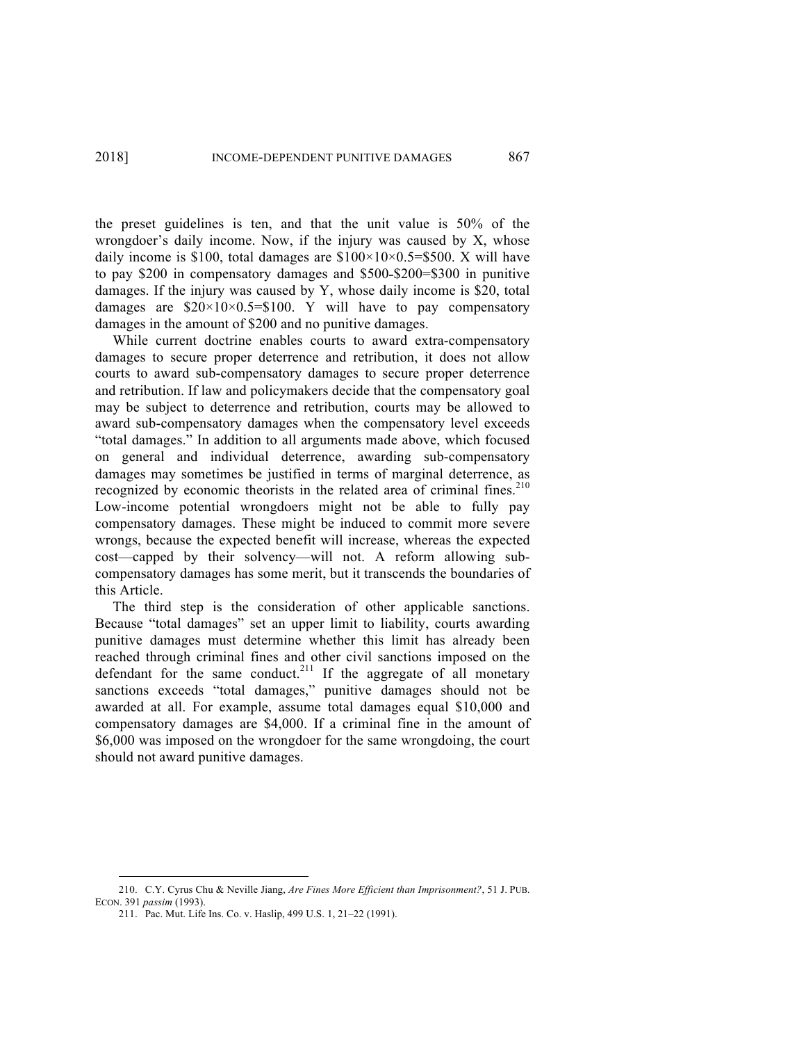the preset guidelines is ten, and that the unit value is 50% of the wrongdoer's daily income. Now, if the injury was caused by X, whose daily income is \$100, total damages are $\$100 \times 10 \times 0.5 = \$500$. X will have to pay \$200 in compensatory damages and $\$500 - \$200 = \$300$ in punitive damages. If the injury was caused by Y, whose daily income is \$20, total damages are $\$20 \times 10 \times 0.5 = \$100$. Y will have to pay compensatory damages in the amount of \$200 and no punitive damages.

While current doctrine enables courts to award extra-compensatory damages to secure proper deterrence and retribution, it does not allow courts to award sub-compensatory damages to secure proper deterrence and retribution. If law and policymakers decide that the compensatory goal may be subject to deterrence and retribution, courts may be allowed to award sub-compensatory damages when the compensatory level exceeds "total damages." In addition to all arguments made above, which focused on general and individual deterrence, awarding sub-compensatory damages may sometimes be justified in terms of marginal deterrence, as recognized by economic theorists in the related area of criminal fines.[210] Low-income potential wrongdoers might not be able to fully pay compensatory damages. These might be induced to commit more severe wrongs, because the expected benefit will increase, whereas the expected cost—capped by their solvency—will not. A reform allowing sub-compensatory damages has some merit, but it transcends the boundaries of this Article.

The third step is the consideration of other applicable sanctions. Because "total damages" set an upper limit to liability, courts awarding punitive damages must determine whether this limit has already been reached through criminal fines and other civil sanctions imposed on the defendant for the same conduct.[211] If the aggregate of all monetary sanctions exceeds "total damages," punitive damages should not be awarded at all. For example, assume total damages equal \$10,000 and compensatory damages are \$4,000. If a criminal fine in the amount of \$6,000 was imposed on the wrongdoer for the same wrongdoing, the court should not award punitive damages.

---

210. C.Y. Cyrus Chu & Neville Jiang, *Are Fines More Efficient than Imprisonment?*, 51 J. PUB. ECON. 391 *passim* (1993).

211. Pac. Mut. Life Ins. Co. v. Haslip, 499 U.S. 1, 21–22 (1991).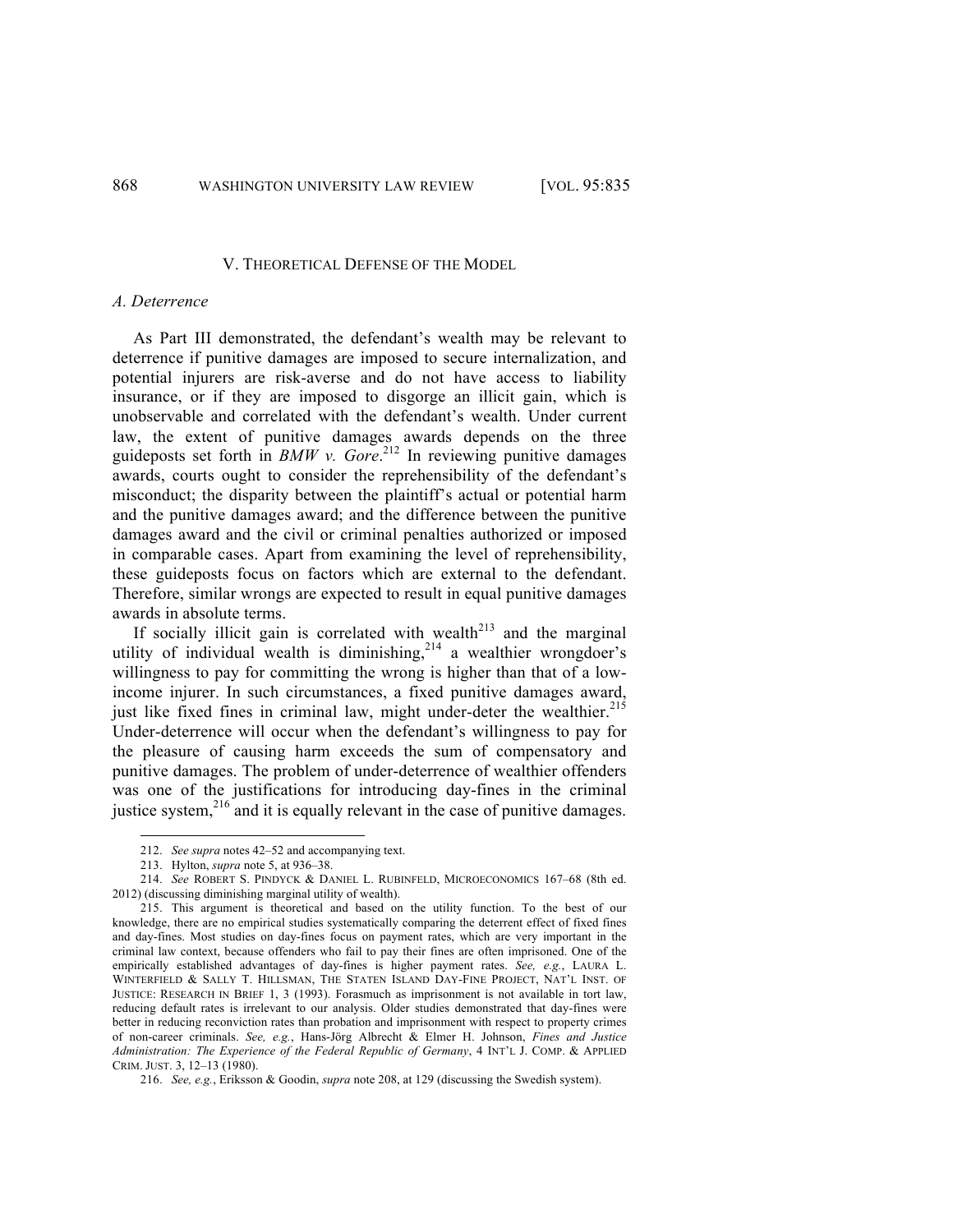## V. THEORETICAL DEFENSE OF THE MODEL

### *A. Deterrence*

As Part III demonstrated, the defendant's wealth may be relevant to deterrence if punitive damages are imposed to secure internalization, and potential injurers are risk-averse and do not have access to liability insurance, or if they are imposed to disgorge an illicit gain, which is unobservable and correlated with the defendant's wealth. Under current law, the extent of punitive damages awards depends on the three guideposts set forth in *BMW v. Gore*.[212] In reviewing punitive damages awards, courts ought to consider the reprehensibility of the defendant's misconduct; the disparity between the plaintiff's actual or potential harm and the punitive damages award; and the difference between the punitive damages award and the civil or criminal penalties authorized or imposed in comparable cases. Apart from examining the level of reprehensibility, these guideposts focus on factors which are external to the defendant. Therefore, similar wrongs are expected to result in equal punitive damages awards in absolute terms.

If socially illicit gain is correlated with wealth[213] and the marginal utility of individual wealth is diminishing,[214] a wealthier wrongdoer's willingness to pay for committing the wrong is higher than that of a low-income injurer. In such circumstances, a fixed punitive damages award, just like fixed fines in criminal law, might under-deter the wealthier.[215] Under-deterrence will occur when the defendant's willingness to pay for the pleasure of causing harm exceeds the sum of compensatory and punitive damages. The problem of under-deterrence of wealthier offenders was one of the justifications for introducing day-fines in the criminal justice system,[216] and it is equally relevant in the case of punitive damages.

---

212. *See supra* notes 42–52 and accompanying text.

213. Hylton, *supra* note 5, at 936–38.

214. *See* ROBERT S. PINDYCK & DANIEL L. RUBINFELD, MICROECONOMICS 167–68 (8th ed. 2012) (discussing diminishing marginal utility of wealth).

215. This argument is theoretical and based on the utility function. To the best of our knowledge, there are no empirical studies systematically comparing the deterrent effect of fixed fines and day-fines. Most studies on day-fines focus on payment rates, which are very important in the criminal law context, because offenders who fail to pay their fines are often imprisoned. One of the empirically established advantages of day-fines is higher payment rates. *See, e.g.*, LAURA L. WINTERFIELD & SALLY T. HILLSMAN, THE STATEN ISLAND DAY-FINE PROJECT, NAT'L INST. OF JUSTICE: RESEARCH IN BRIEF 1, 3 (1993). Forasmuch as imprisonment is not available in tort law, reducing default rates is irrelevant to our analysis. Older studies demonstrated that day-fines were better in reducing reconviction rates than probation and imprisonment with respect to property crimes of non-career criminals. *See, e.g.*, Hans-Jörg Albrecht & Elmer H. Johnson, *Fines and Justice Administration: The Experience of the Federal Republic of Germany*, 4 INT'L J. COMP. & APPLIED CRIM. JUST. 3, 12–13 (1980).

216. *See, e.g.*, Eriksson & Goodin, *supra* note 208, at 129 (discussing the Swedish system).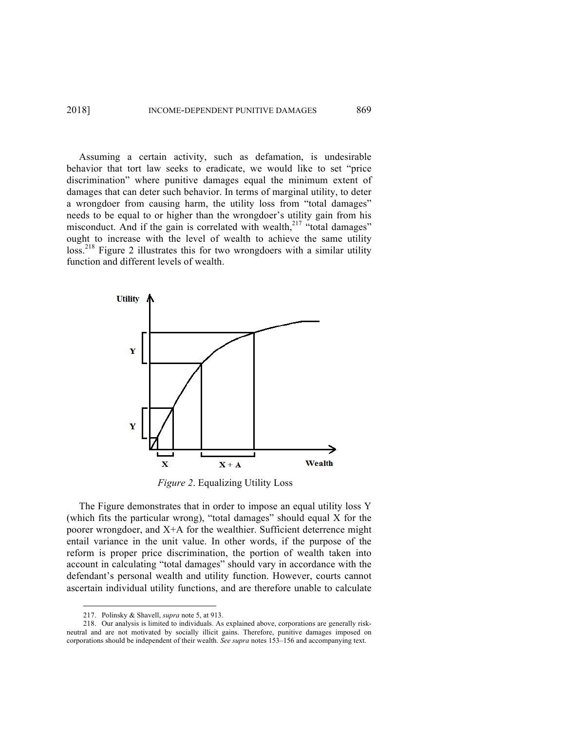Assuming a certain activity, such as defamation, is undesirable behavior that tort law seeks to eradicate, we would like to set "price discrimination" where punitive damages equal the minimum extent of damages that can deter such behavior. In terms of marginal utility, to deter a wrongdoer from causing harm, the utility loss from "total damages" needs to be equal to or higher than the wrongdoer's utility gain from his misconduct. And if the gain is correlated with wealth,[217] "total damages" ought to increase with the level of wealth to achieve the same utility loss.[218] Figure 2 illustrates this for two wrongdoers with a similar utility function and different levels of wealth.

*Figure 2*. Equalizing Utility Loss

The Figure demonstrates that in order to impose an equal utility loss Y (which fits the particular wrong), "total damages" should equal X for the poorer wrongdoer, and X+A for the wealthier. Sufficient deterrence might entail variance in the unit value. In other words, if the purpose of the reform is proper price discrimination, the portion of wealth taken into account in calculating "total damages" should vary in accordance with the defendant's personal wealth and utility function. However, courts cannot ascertain individual utility functions, and are therefore unable to calculate

---

217. Polinsky & Shavell, *supra* note 5, at 913.

218. Our analysis is limited to individuals. As explained above, corporations are generally risk-neutral and are not motivated by socially illicit gains. Therefore, punitive damages imposed on corporations should be independent of their wealth. *See supra* notes 153–156 and accompanying text.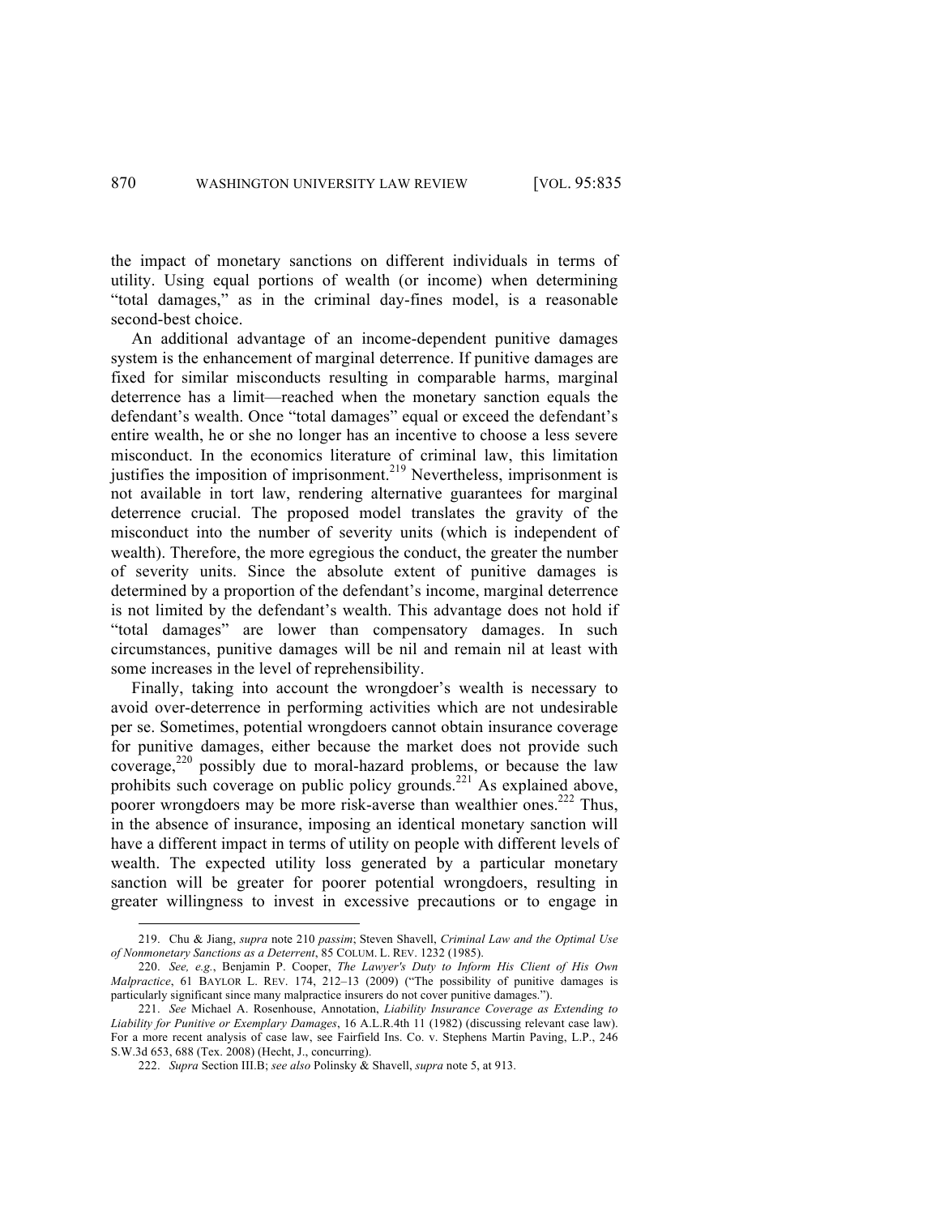the impact of monetary sanctions on different individuals in terms of utility. Using equal portions of wealth (or income) when determining "total damages," as in the criminal day-fines model, is a reasonable second-best choice.

An additional advantage of an income-dependent punitive damages system is the enhancement of marginal deterrence. If punitive damages are fixed for similar misconducts resulting in comparable harms, marginal deterrence has a limit—reached when the monetary sanction equals the defendant's wealth. Once "total damages" equal or exceed the defendant's entire wealth, he or she no longer has an incentive to choose a less severe misconduct. In the economics literature of criminal law, this limitation justifies the imposition of imprisonment.[219] Nevertheless, imprisonment is not available in tort law, rendering alternative guarantees for marginal deterrence crucial. The proposed model translates the gravity of the misconduct into the number of severity units (which is independent of wealth). Therefore, the more egregious the conduct, the greater the number of severity units. Since the absolute extent of punitive damages is determined by a proportion of the defendant's income, marginal deterrence is not limited by the defendant's wealth. This advantage does not hold if "total damages" are lower than compensatory damages. In such circumstances, punitive damages will be nil and remain nil at least with some increases in the level of reprehensibility.

Finally, taking into account the wrongdoer's wealth is necessary to avoid over-deterrence in performing activities which are not undesirable per se. Sometimes, potential wrongdoers cannot obtain insurance coverage for punitive damages, either because the market does not provide such coverage,[220] possibly due to moral-hazard problems, or because the law prohibits such coverage on public policy grounds.[221] As explained above, poorer wrongdoers may be more risk-averse than wealthier ones.[222] Thus, in the absence of insurance, imposing an identical monetary sanction will have a different impact in terms of utility on people with different levels of wealth. The expected utility loss generated by a particular monetary sanction will be greater for poorer potential wrongdoers, resulting in greater willingness to invest in excessive precautions or to engage in

---

219. Chu & Jiang, *supra* note 210 *passim*; Steven Shavell, *Criminal Law and the Optimal Use of Nonmonetary Sanctions as a Deterrent*, 85 COLUM. L. REV. 1232 (1985).

220. *See, e.g.*, Benjamin P. Cooper, *The Lawyer's Duty to Inform His Client of His Own Malpractice*, 61 BAYLOR L. REV. 174, 212–13 (2009) ("The possibility of punitive damages is particularly significant since many malpractice insurers do not cover punitive damages.").

221. *See* Michael A. Rosenhouse, Annotation, *Liability Insurance Coverage as Extending to Liability for Punitive or Exemplary Damages*, 16 A.L.R.4th 11 (1982) (discussing relevant case law). For a more recent analysis of case law, see Fairfield Ins. Co. v. Stephens Martin Paving, L.P., 246 S.W.3d 653, 688 (Tex. 2008) (Hecht, J., concurring).

222. *Supra* Section III.B; *see also* Polinsky & Shavell, *supra* note 5, at 913.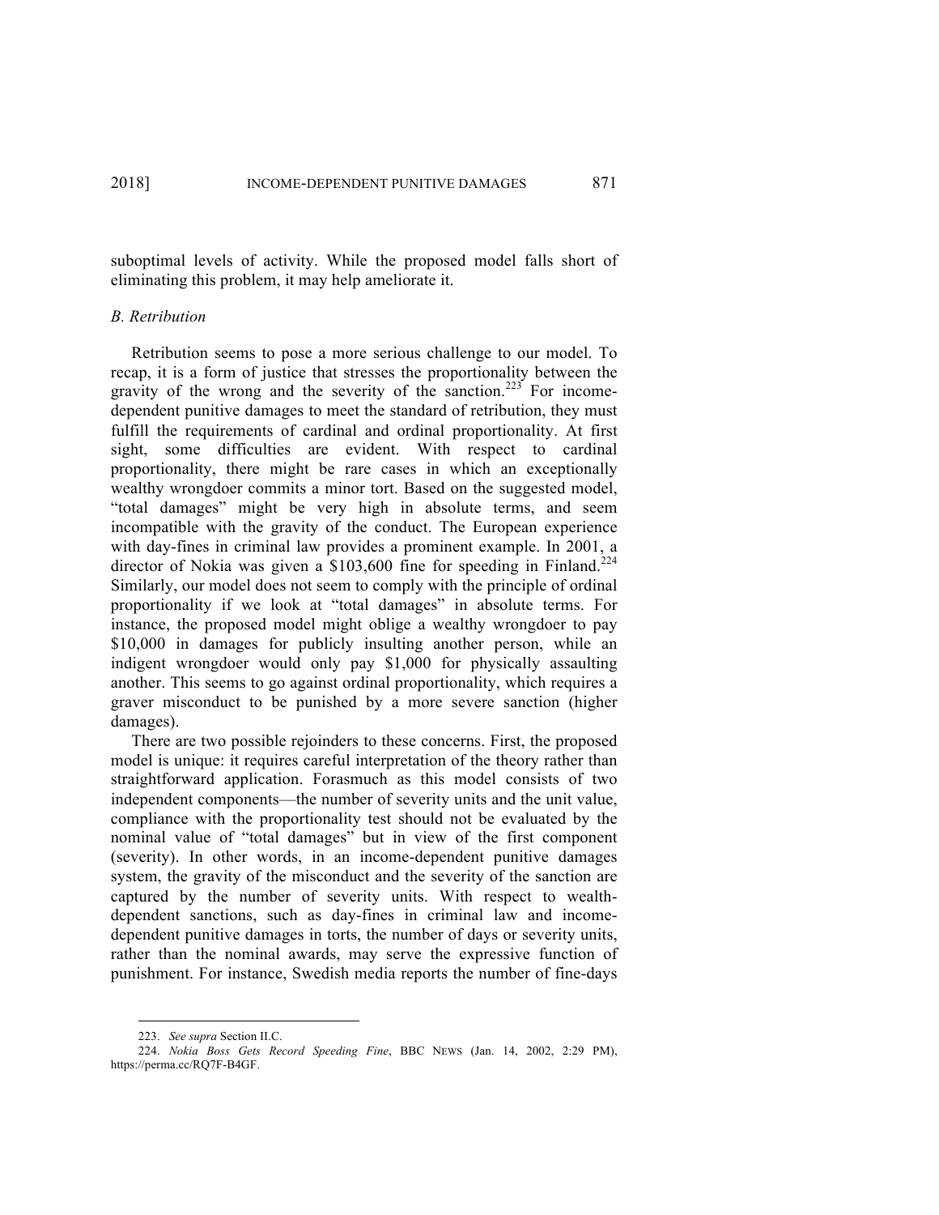suboptimal levels of activity. While the proposed model falls short of eliminating this problem, it may help ameliorate it.

### *B. Retribution*

Retribution seems to pose a more serious challenge to our model. To recap, it is a form of justice that stresses the proportionality between the gravity of the wrong and the severity of the sanction.[223] For income-dependent punitive damages to meet the standard of retribution, they must fulfill the requirements of cardinal and ordinal proportionality. At first sight, some difficulties are evident. With respect to cardinal proportionality, there might be rare cases in which an exceptionally wealthy wrongdoer commits a minor tort. Based on the suggested model, "total damages" might be very high in absolute terms, and seem incompatible with the gravity of the conduct. The European experience with day-fines in criminal law provides a prominent example. In 2001, a director of Nokia was given a $103,600 fine for speeding in Finland.[224] Similarly, our model does not seem to comply with the principle of ordinal proportionality if we look at "total damages" in absolute terms. For instance, the proposed model might oblige a wealthy wrongdoer to pay $10,000 in damages for publicly insulting another person, while an indigent wrongdoer would only pay $1,000 for physically assaulting another. This seems to go against ordinal proportionality, which requires a graver misconduct to be punished by a more severe sanction (higher damages).

There are two possible rejoinders to these concerns. First, the proposed model is unique: it requires careful interpretation of the theory rather than straightforward application. Forasmuch as this model consists of two independent components—the number of severity units and the unit value, compliance with the proportionality test should not be evaluated by the nominal value of "total damages" but in view of the first component (severity). In other words, in an income-dependent punitive damages system, the gravity of the misconduct and the severity of the sanction are captured by the number of severity units. With respect to wealth-dependent sanctions, such as day-fines in criminal law and income-dependent punitive damages in torts, the number of days or severity units, rather than the nominal awards, may serve the expressive function of punishment. For instance, Swedish media reports the number of fine-days

---

223. *See supra* Section II.C.

224. *Nokia Boss Gets Record Speeding Fine*, BBC NEWS (Jan. 14, 2002, 2:29 PM), https://perma.cc/RQ7F-B4GF.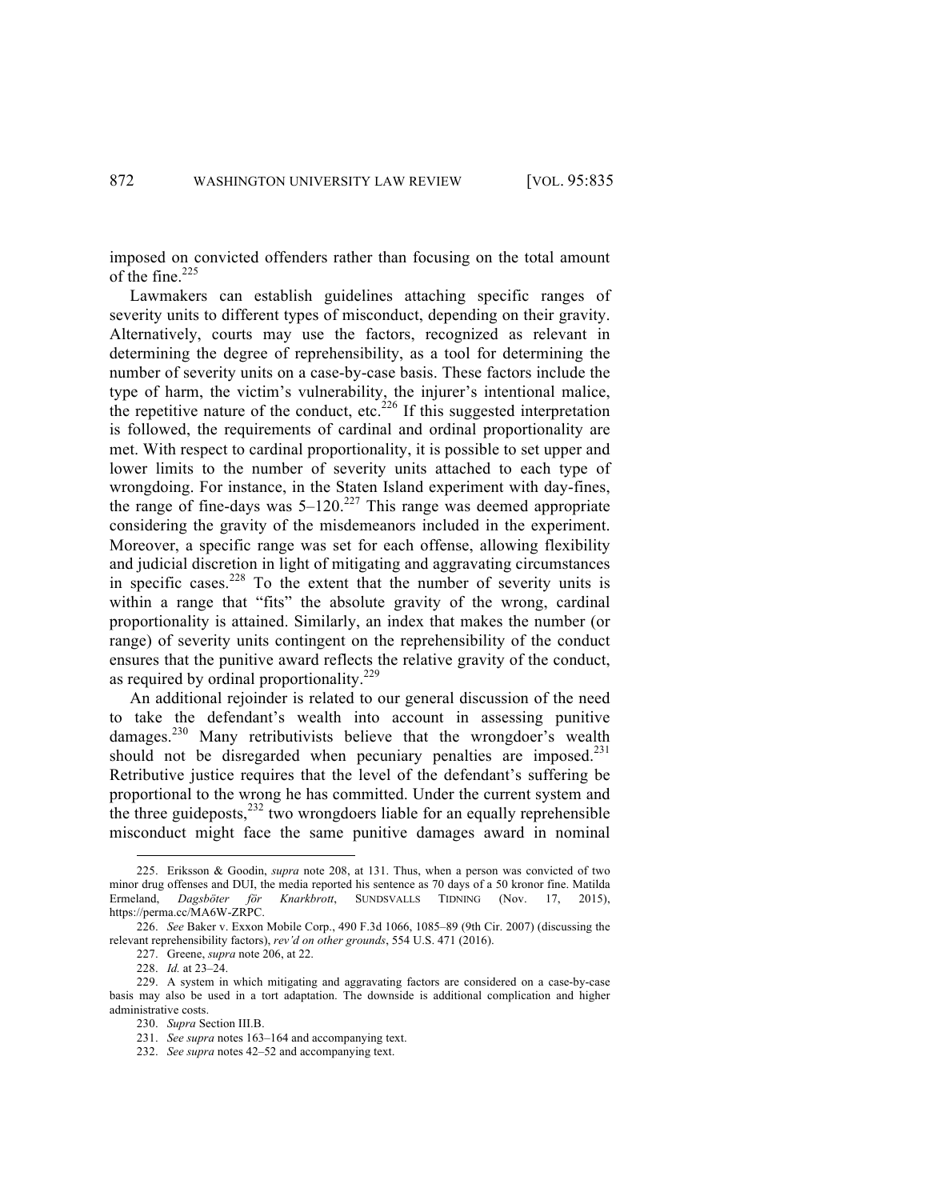imposed on convicted offenders rather than focusing on the total amount of the fine.[225]

Lawmakers can establish guidelines attaching specific ranges of severity units to different types of misconduct, depending on their gravity. Alternatively, courts may use the factors, recognized as relevant in determining the degree of reprehensibility, as a tool for determining the number of severity units on a case-by-case basis. These factors include the type of harm, the victim's vulnerability, the injurer's intentional malice, the repetitive nature of the conduct, etc.[226] If this suggested interpretation is followed, the requirements of cardinal and ordinal proportionality are met. With respect to cardinal proportionality, it is possible to set upper and lower limits to the number of severity units attached to each type of wrongdoing. For instance, in the Staten Island experiment with day-fines, the range of fine-days was 5–120.[227] This range was deemed appropriate considering the gravity of the misdemeanors included in the experiment. Moreover, a specific range was set for each offense, allowing flexibility and judicial discretion in light of mitigating and aggravating circumstances in specific cases.[228] To the extent that the number of severity units is within a range that "fits" the absolute gravity of the wrong, cardinal proportionality is attained. Similarly, an index that makes the number (or range) of severity units contingent on the reprehensibility of the conduct ensures that the punitive award reflects the relative gravity of the conduct, as required by ordinal proportionality.[229]

An additional rejoinder is related to our general discussion of the need to take the defendant's wealth into account in assessing punitive damages.[230] Many retributivists believe that the wrongdoer's wealth should not be disregarded when pecuniary penalties are imposed.[231] Retributive justice requires that the level of the defendant's suffering be proportional to the wrong he has committed. Under the current system and the three guideposts,[232] two wrongdoers liable for an equally reprehensible misconduct might face the same punitive damages award in nominal

---

225. Eriksson & Goodin, *supra* note 208, at 131. Thus, when a person was convicted of two minor drug offenses and DUI, the media reported his sentence as 70 days of a 50 kronor fine. Matilda Ermeland, *Dagsböter för Knarkbrott*, SUNDSVALLS TIDNING (Nov. 17, 2015), https://perma.cc/MA6W-ZRPC.

226. *See* Baker v. Exxon Mobile Corp., 490 F.3d 1066, 1085–89 (9th Cir. 2007) (discussing the relevant reprehensibility factors), *rev'd on other grounds*, 554 U.S. 471 (2016).

227. Greene, *supra* note 206, at 22.

228. *Id.* at 23–24.

229. A system in which mitigating and aggravating factors are considered on a case-by-case basis may also be used in a tort adaptation. The downside is additional complication and higher administrative costs.

230. *Supra* Section III.B.

231. *See supra* notes 163–164 and accompanying text.

232. *See supra* notes 42–52 and accompanying text.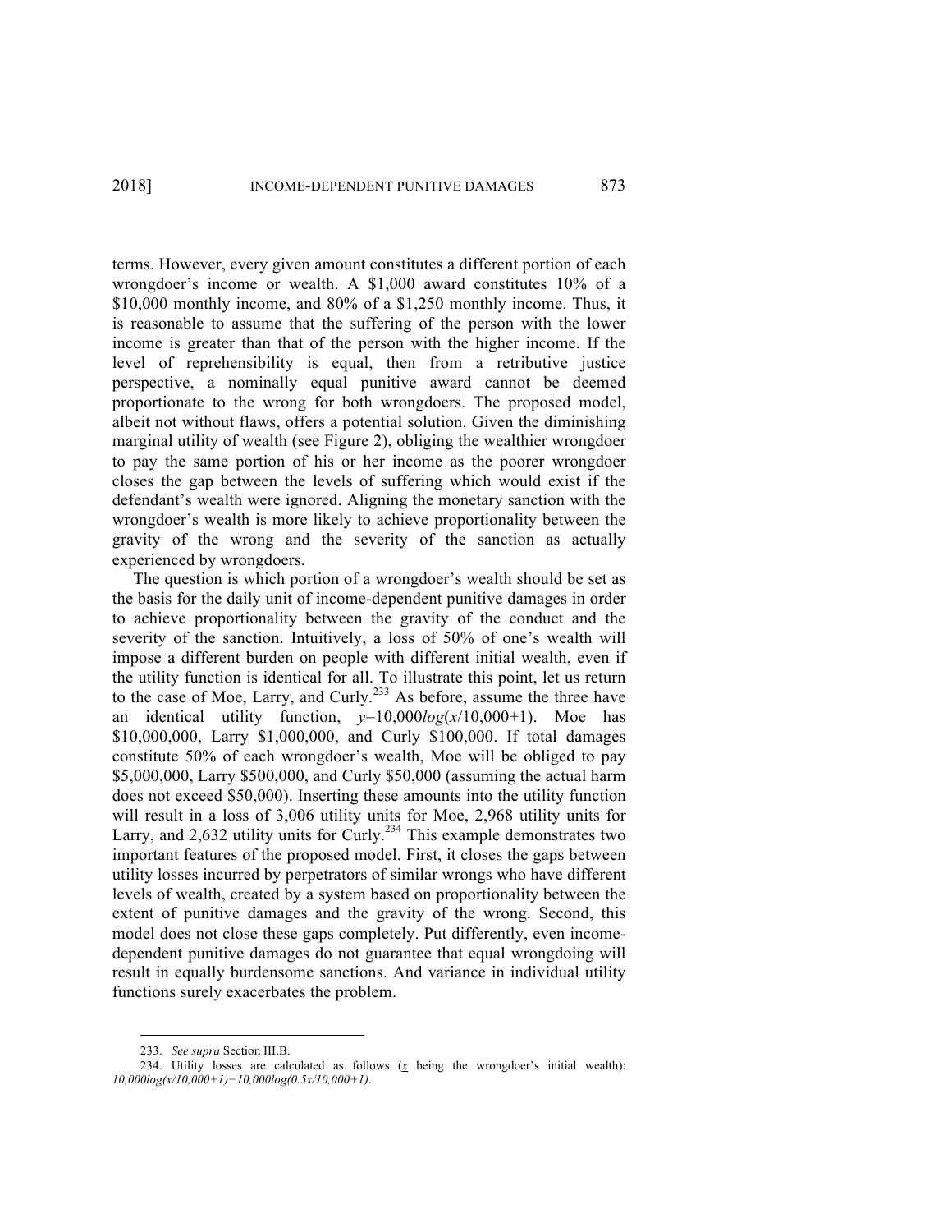terms. However, every given amount constitutes a different portion of each wrongdoer's income or wealth. A $1,000 award constitutes 10% of a $10,000 monthly income, and 80% of a $1,250 monthly income. Thus, it is reasonable to assume that the suffering of the person with the lower income is greater than that of the person with the higher income. If the level of reprehensibility is equal, then from a retributive justice perspective, a nominally equal punitive award cannot be deemed proportionate to the wrong for both wrongdoers. The proposed model, albeit not without flaws, offers a potential solution. Given the diminishing marginal utility of wealth (see Figure 2), obliging the wealthier wrongdoer to pay the same portion of his or her income as the poorer wrongdoer closes the gap between the levels of suffering which would exist if the defendant's wealth were ignored. Aligning the monetary sanction with the wrongdoer's wealth is more likely to achieve proportionality between the gravity of the wrong and the severity of the sanction as actually experienced by wrongdoers.

The question is which portion of a wrongdoer's wealth should be set as the basis for the daily unit of income-dependent punitive damages in order to achieve proportionality between the gravity of the conduct and the severity of the sanction. Intuitively, a loss of 50% of one's wealth will impose a different burden on people with different initial wealth, even if the utility function is identical for all. To illustrate this point, let us return to the case of Moe, Larry, and Curly.[233] As before, assume the three have an identical utility function, $y=10{,}000\log(x/10{,}000+1)$. Moe has $10,000,000, Larry $1,000,000, and Curly $100,000. If total damages constitute 50% of each wrongdoer's wealth, Moe will be obliged to pay $5,000,000, Larry $500,000, and Curly $50,000 (assuming the actual harm does not exceed $50,000). Inserting these amounts into the utility function will result in a loss of 3,006 utility units for Moe, 2,968 utility units for Larry, and 2,632 utility units for Curly.[234] This example demonstrates two important features of the proposed model. First, it closes the gaps between utility losses incurred by perpetrators of similar wrongs who have different levels of wealth, created by a system based on proportionality between the extent of punitive damages and the gravity of the wrong. Second, this model does not close these gaps completely. Put differently, even income-dependent punitive damages do not guarantee that equal wrongdoing will result in equally burdensome sanctions. And variance in individual utility functions surely exacerbates the problem.

---

233. *See supra* Section III.B.

234. Utility losses are calculated as follows ($x$ being the wrongdoer's initial wealth): $10{,}000\log(x/10{,}000+1)-10{,}000\log(0.5x/10{,}000+1)$.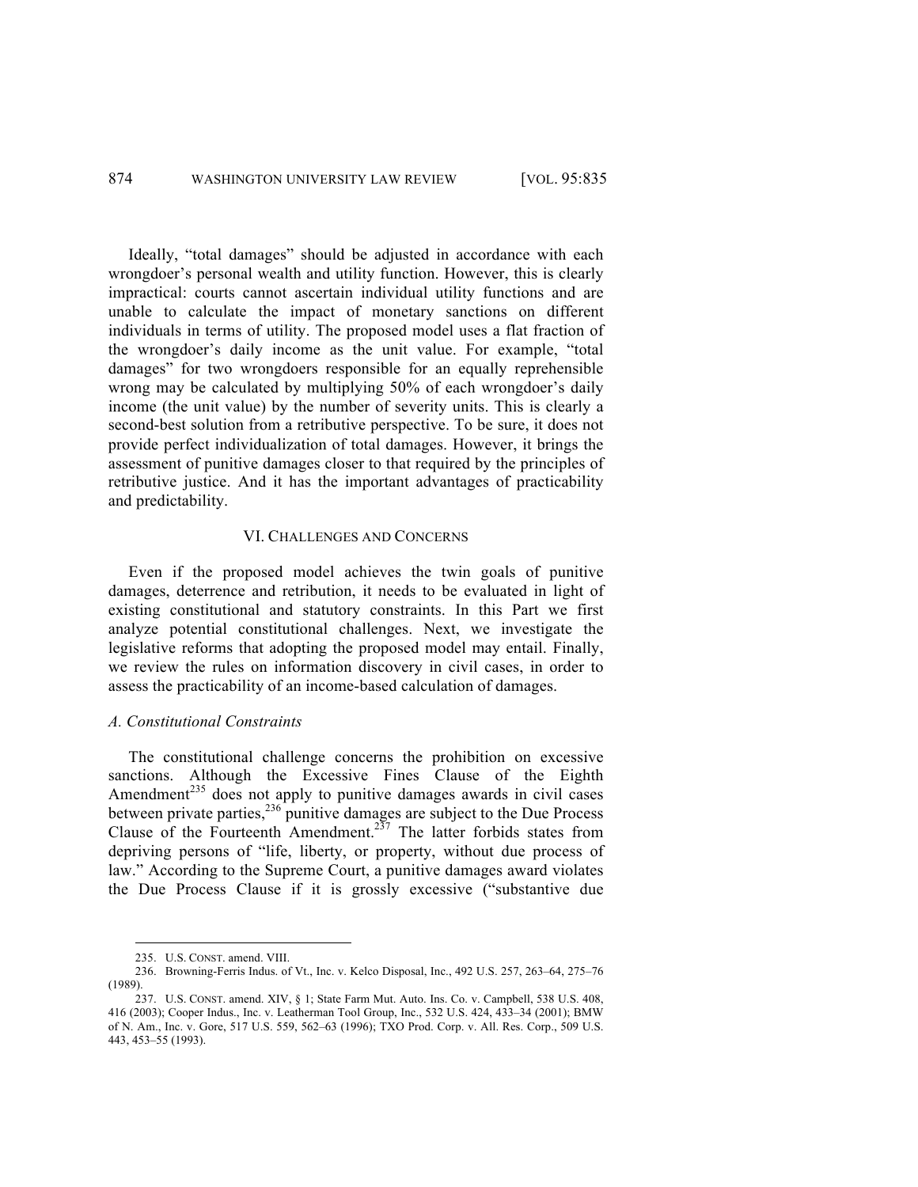Ideally, "total damages" should be adjusted in accordance with each wrongdoer's personal wealth and utility function. However, this is clearly impractical: courts cannot ascertain individual utility functions and are unable to calculate the impact of monetary sanctions on different individuals in terms of utility. The proposed model uses a flat fraction of the wrongdoer's daily income as the unit value. For example, "total damages" for two wrongdoers responsible for an equally reprehensible wrong may be calculated by multiplying 50% of each wrongdoer's daily income (the unit value) by the number of severity units. This is clearly a second-best solution from a retributive perspective. To be sure, it does not provide perfect individualization of total damages. However, it brings the assessment of punitive damages closer to that required by the principles of retributive justice. And it has the important advantages of practicability and predictability.

## VI. CHALLENGES AND CONCERNS

Even if the proposed model achieves the twin goals of punitive damages, deterrence and retribution, it needs to be evaluated in light of existing constitutional and statutory constraints. In this Part we first analyze potential constitutional challenges. Next, we investigate the legislative reforms that adopting the proposed model may entail. Finally, we review the rules on information discovery in civil cases, in order to assess the practicability of an income-based calculation of damages.

### *A. Constitutional Constraints*

The constitutional challenge concerns the prohibition on excessive sanctions. Although the Excessive Fines Clause of the Eighth Amendment[235] does not apply to punitive damages awards in civil cases between private parties,[236] punitive damages are subject to the Due Process Clause of the Fourteenth Amendment.[237] The latter forbids states from depriving persons of "life, liberty, or property, without due process of law." According to the Supreme Court, a punitive damages award violates the Due Process Clause if it is grossly excessive ("substantive due

---

235. U.S. CONST. amend. VIII.

236. Browning-Ferris Indus. of Vt., Inc. v. Kelco Disposal, Inc., 492 U.S. 257, 263–64, 275–76 (1989).

237. U.S. CONST. amend. XIV, § 1; State Farm Mut. Auto. Ins. Co. v. Campbell, 538 U.S. 408, 416 (2003); Cooper Indus., Inc. v. Leatherman Tool Group, Inc., 532 U.S. 424, 433–34 (2001); BMW of N. Am., Inc. v. Gore, 517 U.S. 559, 562–63 (1996); TXO Prod. Corp. v. All. Res. Corp., 509 U.S. 443, 453–55 (1993).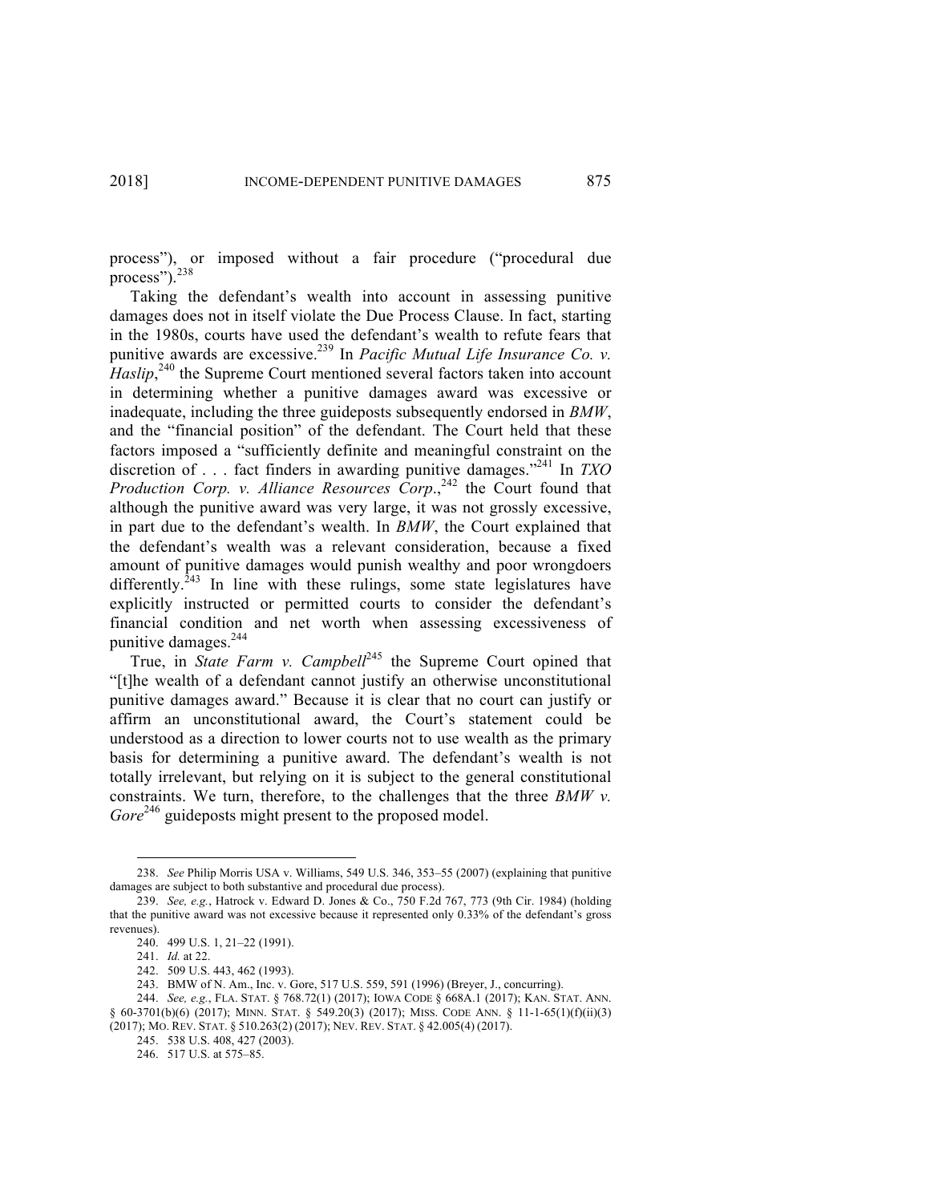process"), or imposed without a fair procedure ("procedural due process").[238]

Taking the defendant's wealth into account in assessing punitive damages does not in itself violate the Due Process Clause. In fact, starting in the 1980s, courts have used the defendant's wealth to refute fears that punitive awards are excessive.[239] In *Pacific Mutual Life Insurance Co. v. Haslip*,[240] the Supreme Court mentioned several factors taken into account in determining whether a punitive damages award was excessive or inadequate, including the three guideposts subsequently endorsed in *BMW*, and the "financial position" of the defendant. The Court held that these factors imposed a "sufficiently definite and meaningful constraint on the discretion of . . . fact finders in awarding punitive damages."[241] In *TXO Production Corp. v. Alliance Resources Corp.*,[242] the Court found that although the punitive award was very large, it was not grossly excessive, in part due to the defendant's wealth. In *BMW*, the Court explained that the defendant's wealth was a relevant consideration, because a fixed amount of punitive damages would punish wealthy and poor wrongdoers differently.[243] In line with these rulings, some state legislatures have explicitly instructed or permitted courts to consider the defendant's financial condition and net worth when assessing excessiveness of punitive damages.[244]

True, in *State Farm v. Campbell*[245] the Supreme Court opined that "[t]he wealth of a defendant cannot justify an otherwise unconstitutional punitive damages award." Because it is clear that no court can justify or affirm an unconstitutional award, the Court's statement could be understood as a direction to lower courts not to use wealth as the primary basis for determining a punitive award. The defendant's wealth is not totally irrelevant, but relying on it is subject to the general constitutional constraints. We turn, therefore, to the challenges that the three *BMW v. Gore*[246] guideposts might present to the proposed model.

---

238. *See* Philip Morris USA v. Williams, 549 U.S. 346, 353–55 (2007) (explaining that punitive damages are subject to both substantive and procedural due process).

239. *See, e.g.*, Hatrock v. Edward D. Jones & Co., 750 F.2d 767, 773 (9th Cir. 1984) (holding that the punitive award was not excessive because it represented only 0.33% of the defendant's gross revenues).

240. 499 U.S. 1, 21–22 (1991).

241. *Id.* at 22.

242. 509 U.S. 443, 462 (1993).

243. BMW of N. Am., Inc. v. Gore, 517 U.S. 559, 591 (1996) (Breyer, J., concurring).

244. *See, e.g.*, FLA. STAT. § 768.72(1) (2017); IOWA CODE § 668A.1 (2017); KAN. STAT. ANN. § 60-3701(b)(6) (2017); MINN. STAT. § 549.20(3) (2017); MISS. CODE ANN. § 11-1-65(1)(f)(ii)(3) (2017); MO. REV. STAT. § 510.263(2) (2017); NEV. REV. STAT. § 42.005(4) (2017).

245. 538 U.S. 408, 427 (2003).

246. 517 U.S. at 575–85.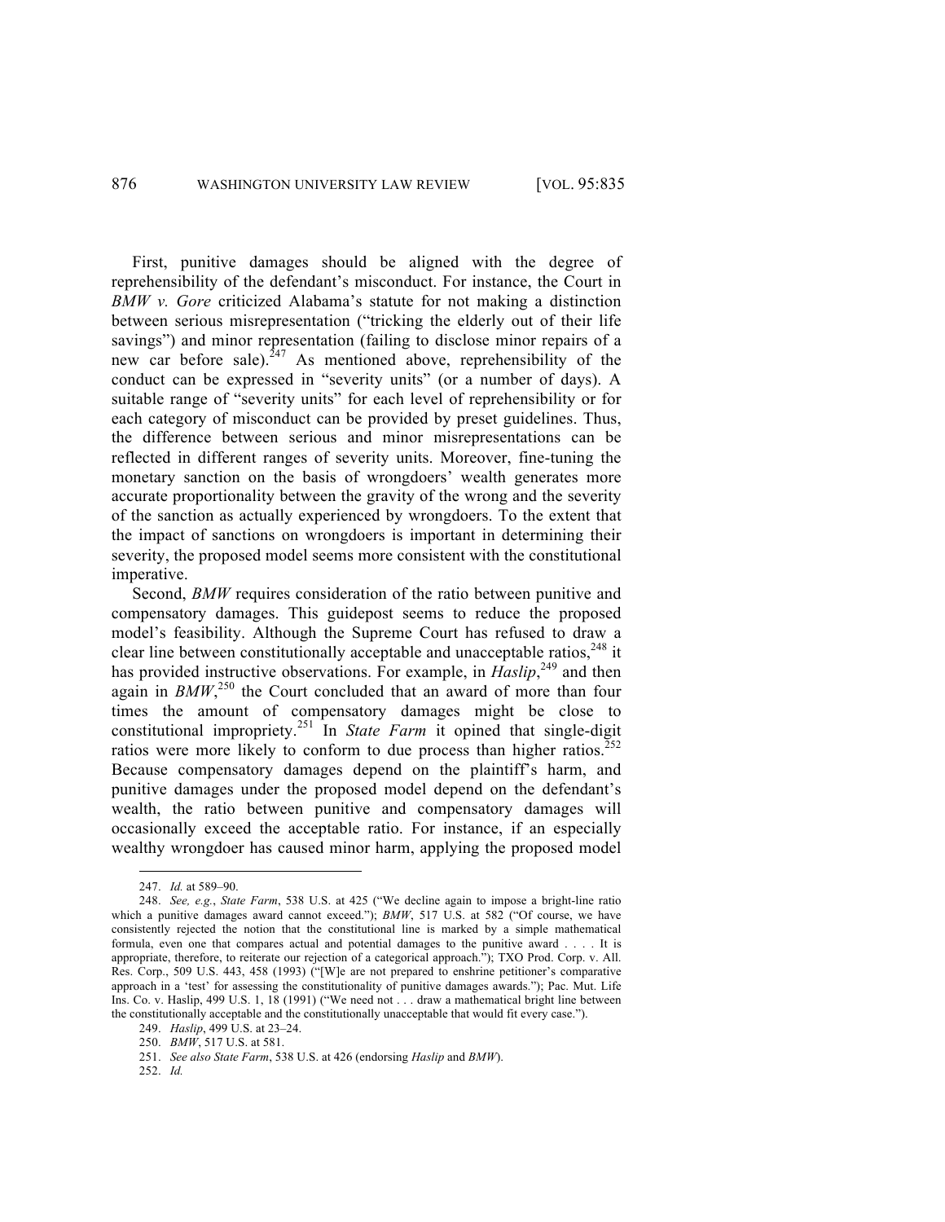First, punitive damages should be aligned with the degree of reprehensibility of the defendant's misconduct. For instance, the Court in *BMW v. Gore* criticized Alabama's statute for not making a distinction between serious misrepresentation ("tricking the elderly out of their life savings") and minor representation (failing to disclose minor repairs of a new car before sale).[247] As mentioned above, reprehensibility of the conduct can be expressed in "severity units" (or a number of days). A suitable range of "severity units" for each level of reprehensibility or for each category of misconduct can be provided by preset guidelines. Thus, the difference between serious and minor misrepresentations can be reflected in different ranges of severity units. Moreover, fine-tuning the monetary sanction on the basis of wrongdoers' wealth generates more accurate proportionality between the gravity of the wrong and the severity of the sanction as actually experienced by wrongdoers. To the extent that the impact of sanctions on wrongdoers is important in determining their severity, the proposed model seems more consistent with the constitutional imperative.

Second, *BMW* requires consideration of the ratio between punitive and compensatory damages. This guidepost seems to reduce the proposed model's feasibility. Although the Supreme Court has refused to draw a clear line between constitutionally acceptable and unacceptable ratios,[248] it has provided instructive observations. For example, in *Haslip*,[249] and then again in *BMW*,[250] the Court concluded that an award of more than four times the amount of compensatory damages might be close to constitutional impropriety.[251] In *State Farm* it opined that single-digit ratios were more likely to conform to due process than higher ratios.[252] Because compensatory damages depend on the plaintiff's harm, and punitive damages under the proposed model depend on the defendant's wealth, the ratio between punitive and compensatory damages will occasionally exceed the acceptable ratio. For instance, if an especially wealthy wrongdoer has caused minor harm, applying the proposed model

---

247. *Id.* at 589–90.

248. *See, e.g.*, *State Farm*, 538 U.S. at 425 ("We decline again to impose a bright-line ratio which a punitive damages award cannot exceed."); *BMW*, 517 U.S. at 582 ("Of course, we have consistently rejected the notion that the constitutional line is marked by a simple mathematical formula, even one that compares actual and potential damages to the punitive award . . . . It is appropriate, therefore, to reiterate our rejection of a categorical approach."); TXO Prod. Corp. v. All. Res. Corp., 509 U.S. 443, 458 (1993) ("[W]e are not prepared to enshrine petitioner's comparative approach in a 'test' for assessing the constitutionality of punitive damages awards."); Pac. Mut. Life Ins. Co. v. Haslip, 499 U.S. 1, 18 (1991) ("We need not . . . draw a mathematical bright line between the constitutionally acceptable and the constitutionally unacceptable that would fit every case.").

249. *Haslip*, 499 U.S. at 23–24.

250. *BMW*, 517 U.S. at 581.

251. *See also State Farm*, 538 U.S. at 426 (endorsing *Haslip* and *BMW*).

252. *Id.*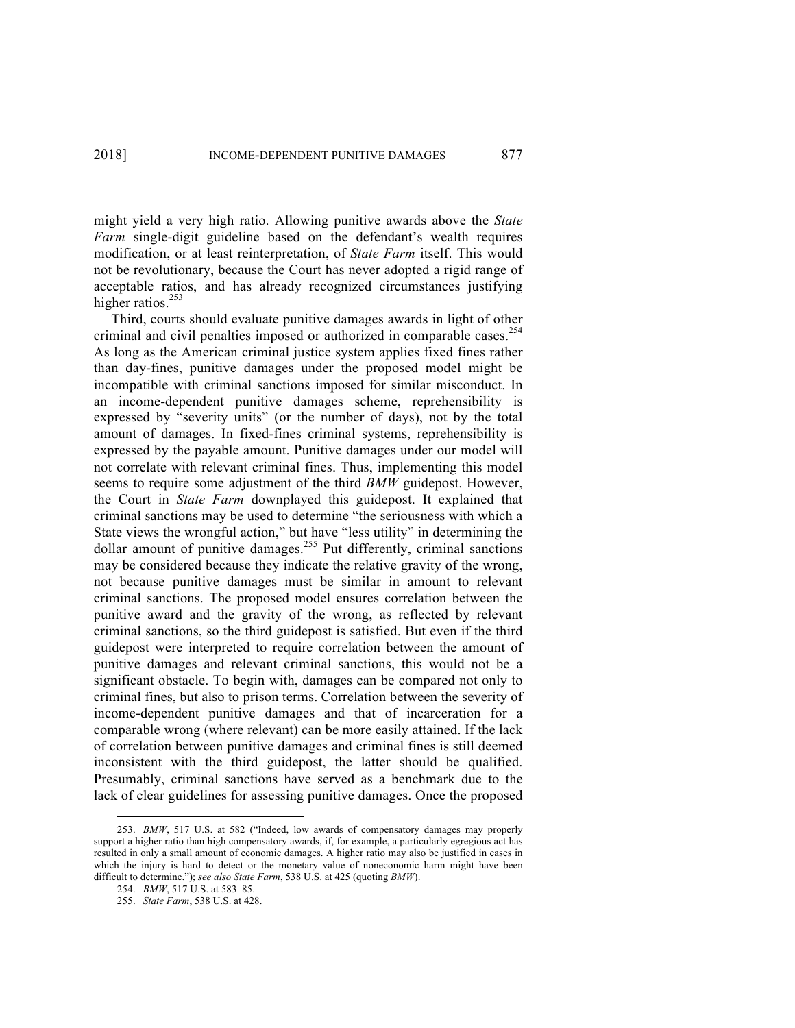might yield a very high ratio. Allowing punitive awards above the *State Farm* single-digit guideline based on the defendant's wealth requires modification, or at least reinterpretation, of *State Farm* itself. This would not be revolutionary, because the Court has never adopted a rigid range of acceptable ratios, and has already recognized circumstances justifying higher ratios.[253]

Third, courts should evaluate punitive damages awards in light of other criminal and civil penalties imposed or authorized in comparable cases.[254] As long as the American criminal justice system applies fixed fines rather than day-fines, punitive damages under the proposed model might be incompatible with criminal sanctions imposed for similar misconduct. In an income-dependent punitive damages scheme, reprehensibility is expressed by "severity units" (or the number of days), not by the total amount of damages. In fixed-fines criminal systems, reprehensibility is expressed by the payable amount. Punitive damages under our model will not correlate with relevant criminal fines. Thus, implementing this model seems to require some adjustment of the third *BMW* guidepost. However, the Court in *State Farm* downplayed this guidepost. It explained that criminal sanctions may be used to determine "the seriousness with which a State views the wrongful action," but have "less utility" in determining the dollar amount of punitive damages.[255] Put differently, criminal sanctions may be considered because they indicate the relative gravity of the wrong, not because punitive damages must be similar in amount to relevant criminal sanctions. The proposed model ensures correlation between the punitive award and the gravity of the wrong, as reflected by relevant criminal sanctions, so the third guidepost is satisfied. But even if the third guidepost were interpreted to require correlation between the amount of punitive damages and relevant criminal sanctions, this would not be a significant obstacle. To begin with, damages can be compared not only to criminal fines, but also to prison terms. Correlation between the severity of income-dependent punitive damages and that of incarceration for a comparable wrong (where relevant) can be more easily attained. If the lack of correlation between punitive damages and criminal fines is still deemed inconsistent with the third guidepost, the latter should be qualified. Presumably, criminal sanctions have served as a benchmark due to the lack of clear guidelines for assessing punitive damages. Once the proposed

---

253. *BMW*, 517 U.S. at 582 ("Indeed, low awards of compensatory damages may properly support a higher ratio than high compensatory awards, if, for example, a particularly egregious act has resulted in only a small amount of economic damages. A higher ratio may also be justified in cases in which the injury is hard to detect or the monetary value of noneconomic harm might have been difficult to determine."); *see also State Farm*, 538 U.S. at 425 (quoting *BMW*).

254. *BMW*, 517 U.S. at 583–85.

255. *State Farm*, 538 U.S. at 428.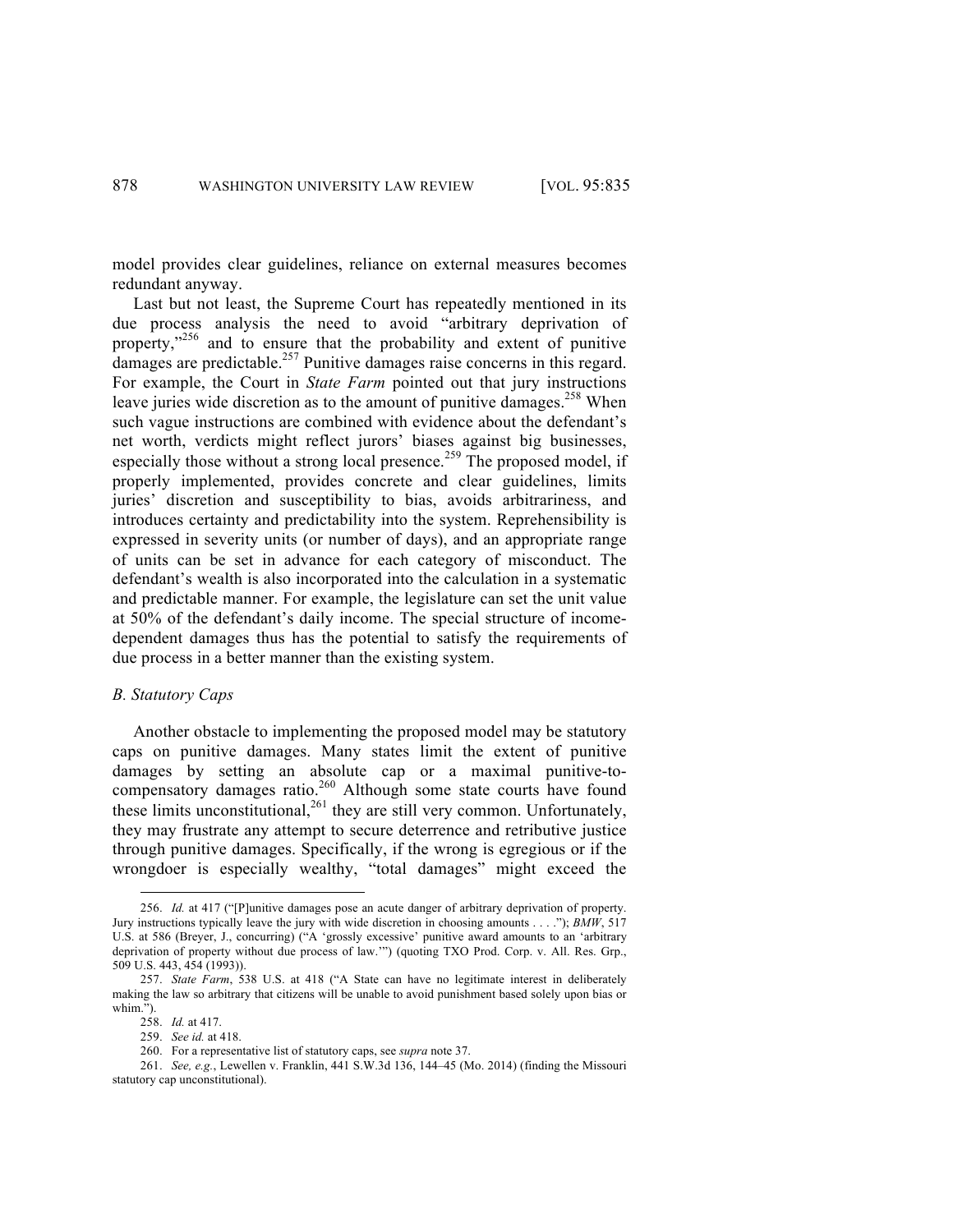model provides clear guidelines, reliance on external measures becomes redundant anyway.

Last but not least, the Supreme Court has repeatedly mentioned in its due process analysis the need to avoid "arbitrary deprivation of property,"[256] and to ensure that the probability and extent of punitive damages are predictable.[257] Punitive damages raise concerns in this regard. For example, the Court in *State Farm* pointed out that jury instructions leave juries wide discretion as to the amount of punitive damages.[258] When such vague instructions are combined with evidence about the defendant's net worth, verdicts might reflect jurors' biases against big businesses, especially those without a strong local presence.[259] The proposed model, if properly implemented, provides concrete and clear guidelines, limits juries' discretion and susceptibility to bias, avoids arbitrariness, and introduces certainty and predictability into the system. Reprehensibility is expressed in severity units (or number of days), and an appropriate range of units can be set in advance for each category of misconduct. The defendant's wealth is also incorporated into the calculation in a systematic and predictable manner. For example, the legislature can set the unit value at 50% of the defendant's daily income. The special structure of income-dependent damages thus has the potential to satisfy the requirements of due process in a better manner than the existing system.

### *B. Statutory Caps*

Another obstacle to implementing the proposed model may be statutory caps on punitive damages. Many states limit the extent of punitive damages by setting an absolute cap or a maximal punitive-to-compensatory damages ratio.[260] Although some state courts have found these limits unconstitutional,[261] they are still very common. Unfortunately, they may frustrate any attempt to secure deterrence and retributive justice through punitive damages. Specifically, if the wrong is egregious or if the wrongdoer is especially wealthy, "total damages" might exceed the

---

256. *Id.* at 417 ("[P]unitive damages pose an acute danger of arbitrary deprivation of property. Jury instructions typically leave the jury with wide discretion in choosing amounts . . . ."); *BMW*, 517 U.S. at 586 (Breyer, J., concurring) ("A 'grossly excessive' punitive award amounts to an 'arbitrary deprivation of property without due process of law.'") (quoting TXO Prod. Corp. v. All. Res. Grp., 509 U.S. 443, 454 (1993)).

257. *State Farm*, 538 U.S. at 418 ("A State can have no legitimate interest in deliberately making the law so arbitrary that citizens will be unable to avoid punishment based solely upon bias or whim.").

258. *Id.* at 417.

259. *See id.* at 418.

260. For a representative list of statutory caps, see *supra* note 37.

261. *See, e.g.*, Lewellen v. Franklin, 441 S.W.3d 136, 144–45 (Mo. 2014) (finding the Missouri statutory cap unconstitutional).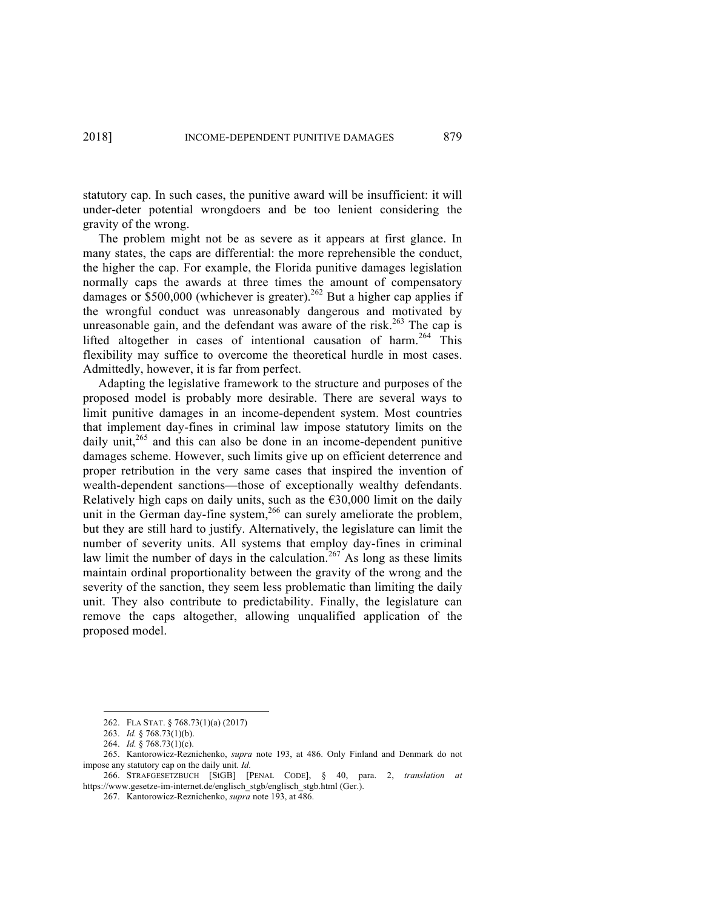statutory cap. In such cases, the punitive award will be insufficient: it will under-deter potential wrongdoers and be too lenient considering the gravity of the wrong.

The problem might not be as severe as it appears at first glance. In many states, the caps are differential: the more reprehensible the conduct, the higher the cap. For example, the Florida punitive damages legislation normally caps the awards at three times the amount of compensatory damages or $500,000 (whichever is greater).[262] But a higher cap applies if the wrongful conduct was unreasonably dangerous and motivated by unreasonable gain, and the defendant was aware of the risk.[263] The cap is lifted altogether in cases of intentional causation of harm.[264] This flexibility may suffice to overcome the theoretical hurdle in most cases. Admittedly, however, it is far from perfect.

Adapting the legislative framework to the structure and purposes of the proposed model is probably more desirable. There are several ways to limit punitive damages in an income-dependent system. Most countries that implement day-fines in criminal law impose statutory limits on the daily unit,[265] and this can also be done in an income-dependent punitive damages scheme. However, such limits give up on efficient deterrence and proper retribution in the very same cases that inspired the invention of wealth-dependent sanctions—those of exceptionally wealthy defendants. Relatively high caps on daily units, such as the €30,000 limit on the daily unit in the German day-fine system,[266] can surely ameliorate the problem, but they are still hard to justify. Alternatively, the legislature can limit the number of severity units. All systems that employ day-fines in criminal law limit the number of days in the calculation.[267] As long as these limits maintain ordinal proportionality between the gravity of the wrong and the severity of the sanction, they seem less problematic than limiting the daily unit. They also contribute to predictability. Finally, the legislature can remove the caps altogether, allowing unqualified application of the proposed model.

---

262. FLA STAT. § 768.73(1)(a) (2017)

263. *Id.* § 768.73(1)(b).

264. *Id.* § 768.73(1)(c).

265. Kantorowicz-Reznichenko, *supra* note 193, at 486. Only Finland and Denmark do not impose any statutory cap on the daily unit. *Id.*

266. STRAFGESETZBUCH [StGB] [PENAL CODE], § 40, para. 2, *translation at* https://www.gesetze-im-internet.de/englisch_stgb/englisch_stgb.html (Ger.).

267. Kantorowicz-Reznichenko, *supra* note 193, at 486.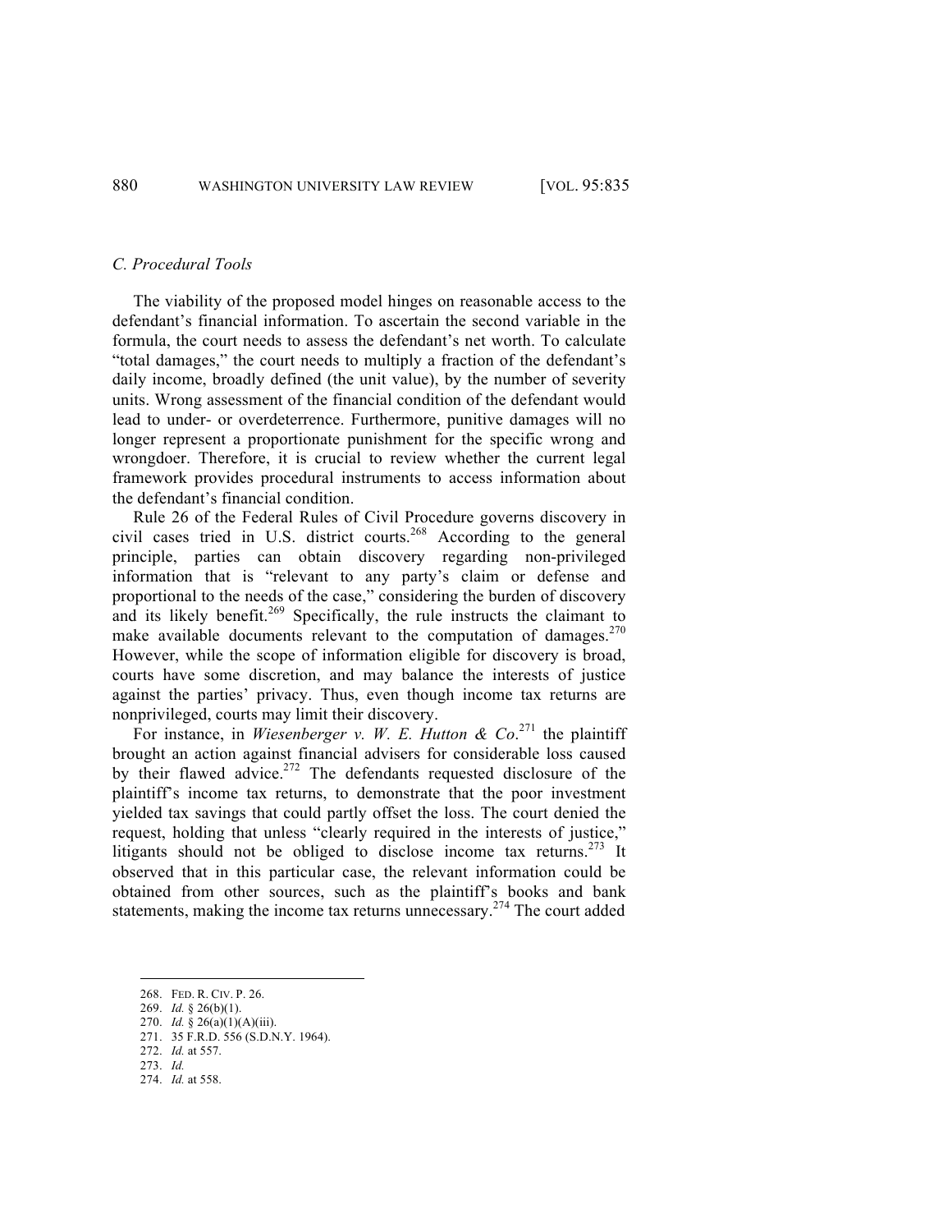### *C. Procedural Tools*

The viability of the proposed model hinges on reasonable access to the defendant's financial information. To ascertain the second variable in the formula, the court needs to assess the defendant's net worth. To calculate "total damages," the court needs to multiply a fraction of the defendant's daily income, broadly defined (the unit value), by the number of severity units. Wrong assessment of the financial condition of the defendant would lead to under- or overdeterrence. Furthermore, punitive damages will no longer represent a proportionate punishment for the specific wrong and wrongdoer. Therefore, it is crucial to review whether the current legal framework provides procedural instruments to access information about the defendant's financial condition.

Rule 26 of the Federal Rules of Civil Procedure governs discovery in civil cases tried in U.S. district courts.[268] According to the general principle, parties can obtain discovery regarding non-privileged information that is "relevant to any party's claim or defense and proportional to the needs of the case," considering the burden of discovery and its likely benefit.[269] Specifically, the rule instructs the claimant to make available documents relevant to the computation of damages.[270] However, while the scope of information eligible for discovery is broad, courts have some discretion, and may balance the interests of justice against the parties' privacy. Thus, even though income tax returns are nonprivileged, courts may limit their discovery.

For instance, in *Wiesenberger v. W. E. Hutton & Co*.[271] the plaintiff brought an action against financial advisers for considerable loss caused by their flawed advice.[272] The defendants requested disclosure of the plaintiff's income tax returns, to demonstrate that the poor investment yielded tax savings that could partly offset the loss. The court denied the request, holding that unless "clearly required in the interests of justice," litigants should not be obliged to disclose income tax returns.[273] It observed that in this particular case, the relevant information could be obtained from other sources, such as the plaintiff's books and bank statements, making the income tax returns unnecessary.[274] The court added

---

268. FED. R. CIV. P. 26.
269. *Id.* § 26(b)(1).
270. *Id.* § 26(a)(1)(A)(iii).
271. 35 F.R.D. 556 (S.D.N.Y. 1964).
272. *Id.* at 557.
273. *Id.*
274. *Id.* at 558.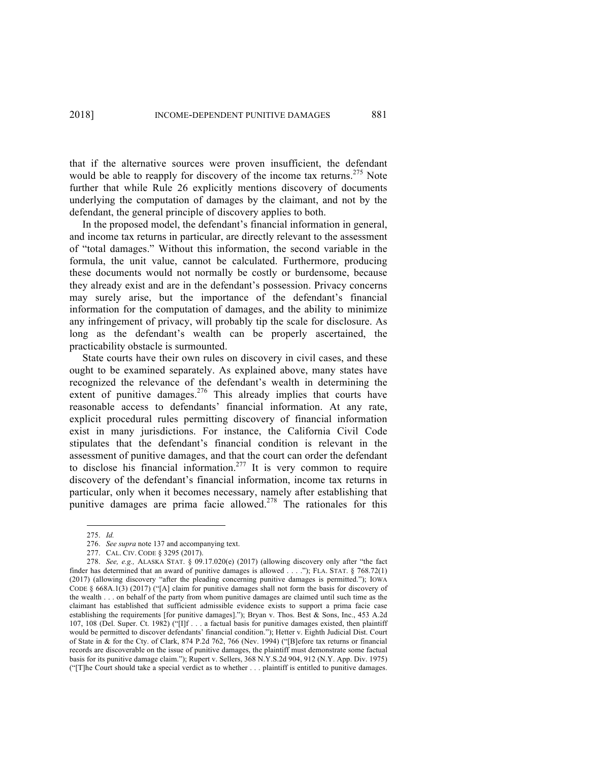that if the alternative sources were proven insufficient, the defendant would be able to reapply for discovery of the income tax returns.[275] Note further that while Rule 26 explicitly mentions discovery of documents underlying the computation of damages by the claimant, and not by the defendant, the general principle of discovery applies to both.

In the proposed model, the defendant's financial information in general, and income tax returns in particular, are directly relevant to the assessment of "total damages." Without this information, the second variable in the formula, the unit value, cannot be calculated. Furthermore, producing these documents would not normally be costly or burdensome, because they already exist and are in the defendant's possession. Privacy concerns may surely arise, but the importance of the defendant's financial information for the computation of damages, and the ability to minimize any infringement of privacy, will probably tip the scale for disclosure. As long as the defendant's wealth can be properly ascertained, the practicability obstacle is surmounted.

State courts have their own rules on discovery in civil cases, and these ought to be examined separately. As explained above, many states have recognized the relevance of the defendant's wealth in determining the extent of punitive damages.[276] This already implies that courts have reasonable access to defendants' financial information. At any rate, explicit procedural rules permitting discovery of financial information exist in many jurisdictions. For instance, the California Civil Code stipulates that the defendant's financial condition is relevant in the assessment of punitive damages, and that the court can order the defendant to disclose his financial information.[277] It is very common to require discovery of the defendant's financial information, income tax returns in particular, only when it becomes necessary, namely after establishing that punitive damages are prima facie allowed.[278] The rationales for this

---

275. *Id.*

276. *See supra* note 137 and accompanying text.

277. CAL. CIV. CODE § 3295 (2017).

278. *See, e.g.,* ALASKA STAT. § 09.17.020(e) (2017) (allowing discovery only after "the fact finder has determined that an award of punitive damages is allowed . . . ."); FLA. STAT. § 768.72(1) (2017) (allowing discovery "after the pleading concerning punitive damages is permitted."); IOWA CODE § 668A.1(3) (2017) ("[A] claim for punitive damages shall not form the basis for discovery of the wealth . . . on behalf of the party from whom punitive damages are claimed until such time as the claimant has established that sufficient admissible evidence exists to support a prima facie case establishing the requirements [for punitive damages]."); Bryan v. Thos. Best & Sons, Inc., 453 A.2d 107, 108 (Del. Super. Ct. 1982) ("[I]f . . . a factual basis for punitive damages existed, then plaintiff would be permitted to discover defendants' financial condition."); Hetter v. Eighth Judicial Dist. Court of State in & for the Cty. of Clark, 874 P.2d 762, 766 (Nev. 1994) ("[B]efore tax returns or financial records are discoverable on the issue of punitive damages, the plaintiff must demonstrate some factual basis for its punitive damage claim."); Rupert v. Sellers, 368 N.Y.S.2d 904, 912 (N.Y. App. Div. 1975) ("[T]he Court should take a special verdict as to whether . . . plaintiff is entitled to punitive damages.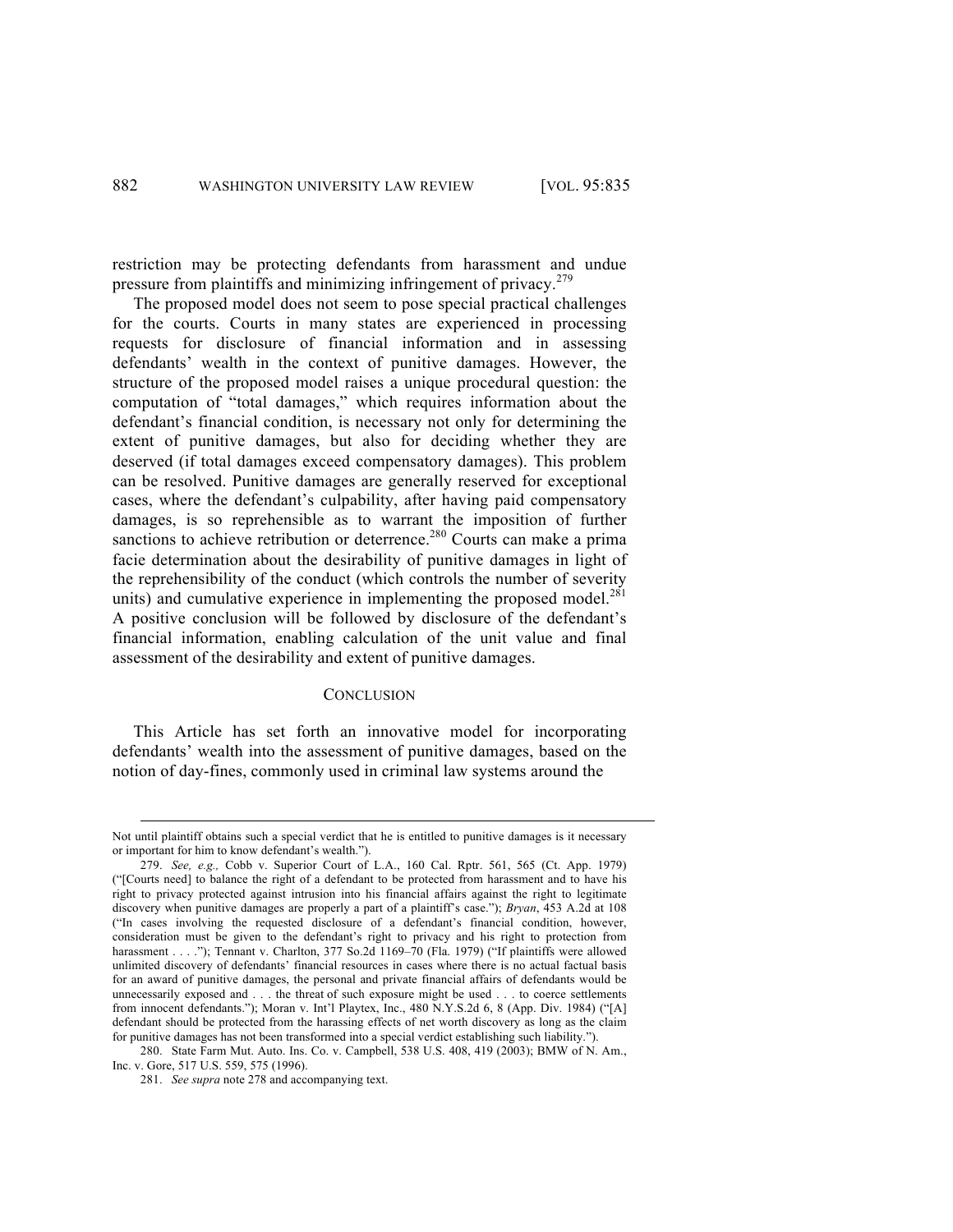restriction may be protecting defendants from harassment and undue pressure from plaintiffs and minimizing infringement of privacy.[279]

The proposed model does not seem to pose special practical challenges for the courts. Courts in many states are experienced in processing requests for disclosure of financial information and in assessing defendants' wealth in the context of punitive damages. However, the structure of the proposed model raises a unique procedural question: the computation of "total damages," which requires information about the defendant's financial condition, is necessary not only for determining the extent of punitive damages, but also for deciding whether they are deserved (if total damages exceed compensatory damages). This problem can be resolved. Punitive damages are generally reserved for exceptional cases, where the defendant's culpability, after having paid compensatory damages, is so reprehensible as to warrant the imposition of further sanctions to achieve retribution or deterrence.[280] Courts can make a prima facie determination about the desirability of punitive damages in light of the reprehensibility of the conduct (which controls the number of severity units) and cumulative experience in implementing the proposed model.[281] A positive conclusion will be followed by disclosure of the defendant's financial information, enabling calculation of the unit value and final assessment of the desirability and extent of punitive damages.

## CONCLUSION

This Article has set forth an innovative model for incorporating defendants' wealth into the assessment of punitive damages, based on the notion of day-fines, commonly used in criminal law systems around the

---

Not until plaintiff obtains such a special verdict that he is entitled to punitive damages is it necessary or important for him to know defendant's wealth.").

279. *See, e.g.,* Cobb v. Superior Court of L.A., 160 Cal. Rptr. 561, 565 (Ct. App. 1979) ("[Courts need] to balance the right of a defendant to be protected from harassment and to have his right to privacy protected against intrusion into his financial affairs against the right to legitimate discovery when punitive damages are properly a part of a plaintiff's case."); *Bryan*, 453 A.2d at 108 ("In cases involving the requested disclosure of a defendant's financial condition, however, consideration must be given to the defendant's right to privacy and his right to protection from harassment . . . ."); Tennant v. Charlton, 377 So.2d 1169–70 (Fla. 1979) ("If plaintiffs were allowed unlimited discovery of defendants' financial resources in cases where there is no actual factual basis for an award of punitive damages, the personal and private financial affairs of defendants would be unnecessarily exposed and . . . the threat of such exposure might be used . . . to coerce settlements from innocent defendants."); Moran v. Int'l Playtex, Inc., 480 N.Y.S.2d 6, 8 (App. Div. 1984) ("[A] defendant should be protected from the harassing effects of net worth discovery as long as the claim for punitive damages has not been transformed into a special verdict establishing such liability.").

280. State Farm Mut. Auto. Ins. Co. v. Campbell, 538 U.S. 408, 419 (2003); BMW of N. Am., Inc. v. Gore, 517 U.S. 559, 575 (1996).

281. *See supra* note 278 and accompanying text.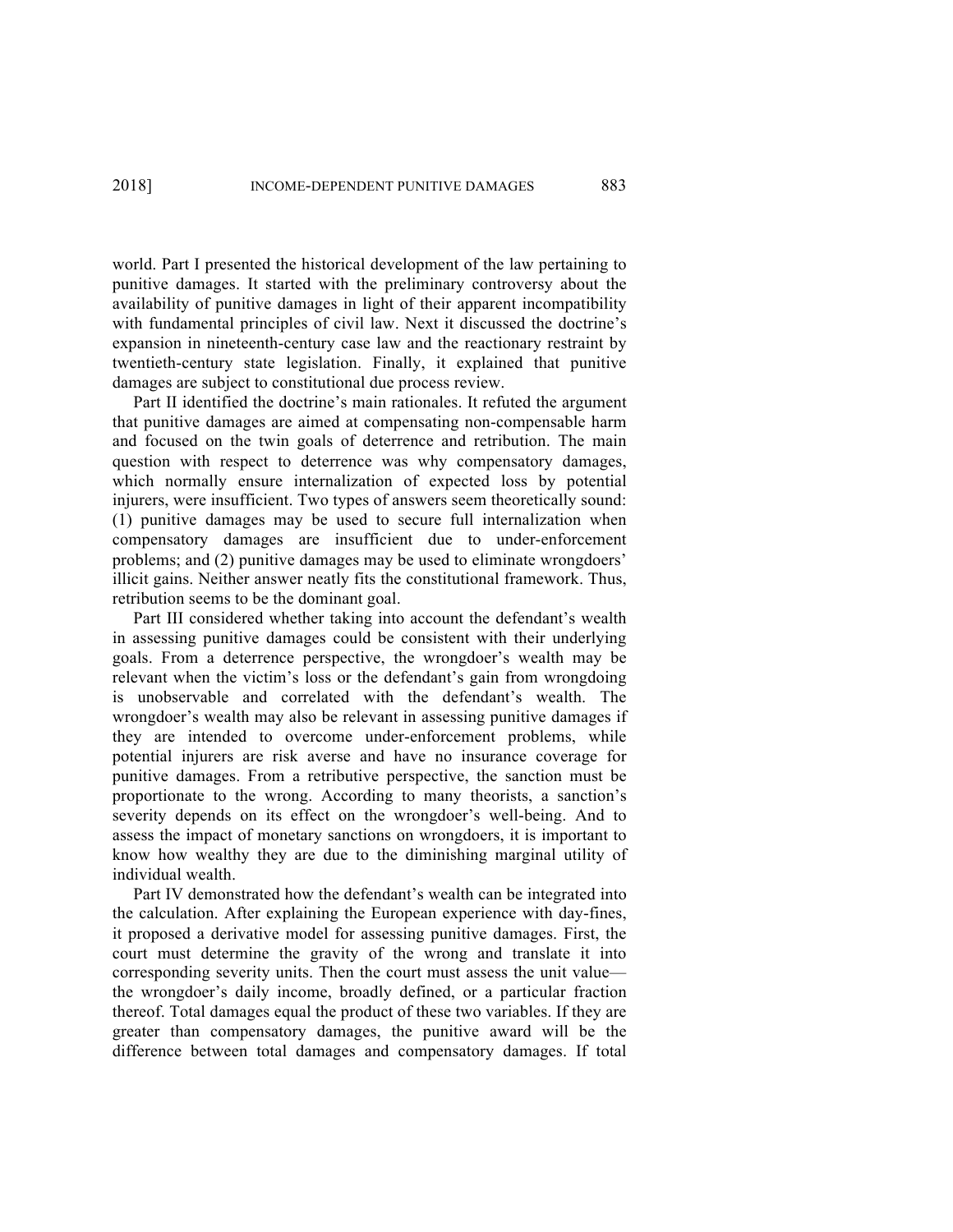world. Part I presented the historical development of the law pertaining to punitive damages. It started with the preliminary controversy about the availability of punitive damages in light of their apparent incompatibility with fundamental principles of civil law. Next it discussed the doctrine's expansion in nineteenth-century case law and the reactionary restraint by twentieth-century state legislation. Finally, it explained that punitive damages are subject to constitutional due process review.

Part II identified the doctrine's main rationales. It refuted the argument that punitive damages are aimed at compensating non-compensable harm and focused on the twin goals of deterrence and retribution. The main question with respect to deterrence was why compensatory damages, which normally ensure internalization of expected loss by potential injurers, were insufficient. Two types of answers seem theoretically sound: (1) punitive damages may be used to secure full internalization when compensatory damages are insufficient due to under-enforcement problems; and (2) punitive damages may be used to eliminate wrongdoers' illicit gains. Neither answer neatly fits the constitutional framework. Thus, retribution seems to be the dominant goal.

Part III considered whether taking into account the defendant's wealth in assessing punitive damages could be consistent with their underlying goals. From a deterrence perspective, the wrongdoer's wealth may be relevant when the victim's loss or the defendant's gain from wrongdoing is unobservable and correlated with the defendant's wealth. The wrongdoer's wealth may also be relevant in assessing punitive damages if they are intended to overcome under-enforcement problems, while potential injurers are risk averse and have no insurance coverage for punitive damages. From a retributive perspective, the sanction must be proportionate to the wrong. According to many theorists, a sanction's severity depends on its effect on the wrongdoer's well-being. And to assess the impact of monetary sanctions on wrongdoers, it is important to know how wealthy they are due to the diminishing marginal utility of individual wealth.

Part IV demonstrated how the defendant's wealth can be integrated into the calculation. After explaining the European experience with day-fines, it proposed a derivative model for assessing punitive damages. First, the court must determine the gravity of the wrong and translate it into corresponding severity units. Then the court must assess the unit value—the wrongdoer's daily income, broadly defined, or a particular fraction thereof. Total damages equal the product of these two variables. If they are greater than compensatory damages, the punitive award will be the difference between total damages and compensatory damages. If total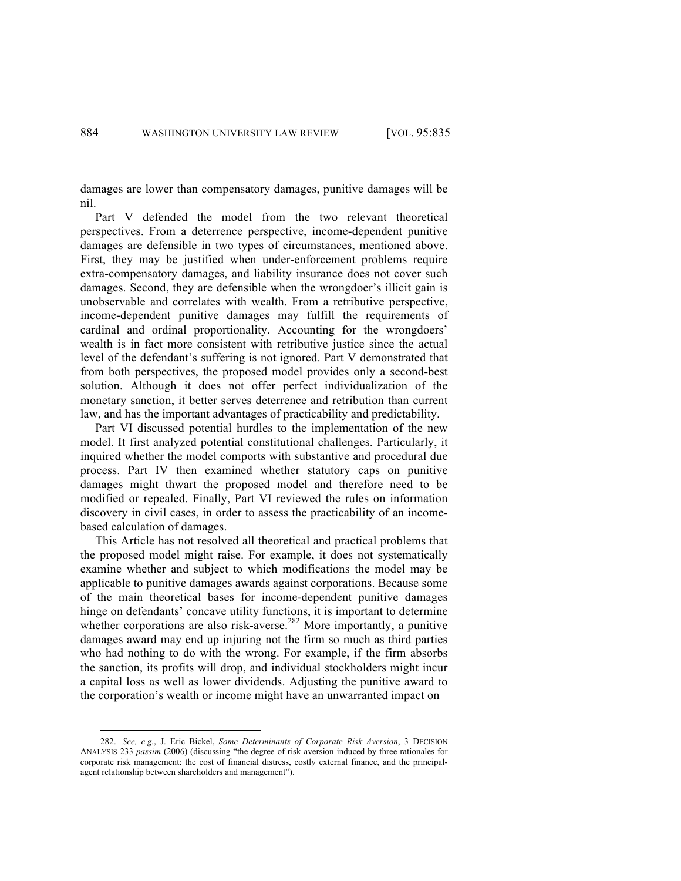damages are lower than compensatory damages, punitive damages will be nil.

Part V defended the model from the two relevant theoretical perspectives. From a deterrence perspective, income-dependent punitive damages are defensible in two types of circumstances, mentioned above. First, they may be justified when under-enforcement problems require extra-compensatory damages, and liability insurance does not cover such damages. Second, they are defensible when the wrongdoer's illicit gain is unobservable and correlates with wealth. From a retributive perspective, income-dependent punitive damages may fulfill the requirements of cardinal and ordinal proportionality. Accounting for the wrongdoers' wealth is in fact more consistent with retributive justice since the actual level of the defendant's suffering is not ignored. Part V demonstrated that from both perspectives, the proposed model provides only a second-best solution. Although it does not offer perfect individualization of the monetary sanction, it better serves deterrence and retribution than current law, and has the important advantages of practicability and predictability.

Part VI discussed potential hurdles to the implementation of the new model. It first analyzed potential constitutional challenges. Particularly, it inquired whether the model comports with substantive and procedural due process. Part IV then examined whether statutory caps on punitive damages might thwart the proposed model and therefore need to be modified or repealed. Finally, Part VI reviewed the rules on information discovery in civil cases, in order to assess the practicability of an income-based calculation of damages.

This Article has not resolved all theoretical and practical problems that the proposed model might raise. For example, it does not systematically examine whether and subject to which modifications the model may be applicable to punitive damages awards against corporations. Because some of the main theoretical bases for income-dependent punitive damages hinge on defendants' concave utility functions, it is important to determine whether corporations are also risk-averse.[282] More importantly, a punitive damages award may end up injuring not the firm so much as third parties who had nothing to do with the wrong. For example, if the firm absorbs the sanction, its profits will drop, and individual stockholders might incur a capital loss as well as lower dividends. Adjusting the punitive award to the corporation's wealth or income might have an unwarranted impact on

282. *See, e.g.*, J. Eric Bickel, *Some Determinants of Corporate Risk Aversion*, 3 DECISION ANALYSIS 233 *passim* (2006) (discussing "the degree of risk aversion induced by three rationales for corporate risk management: the cost of financial distress, costly external finance, and the principal-agent relationship between shareholders and management").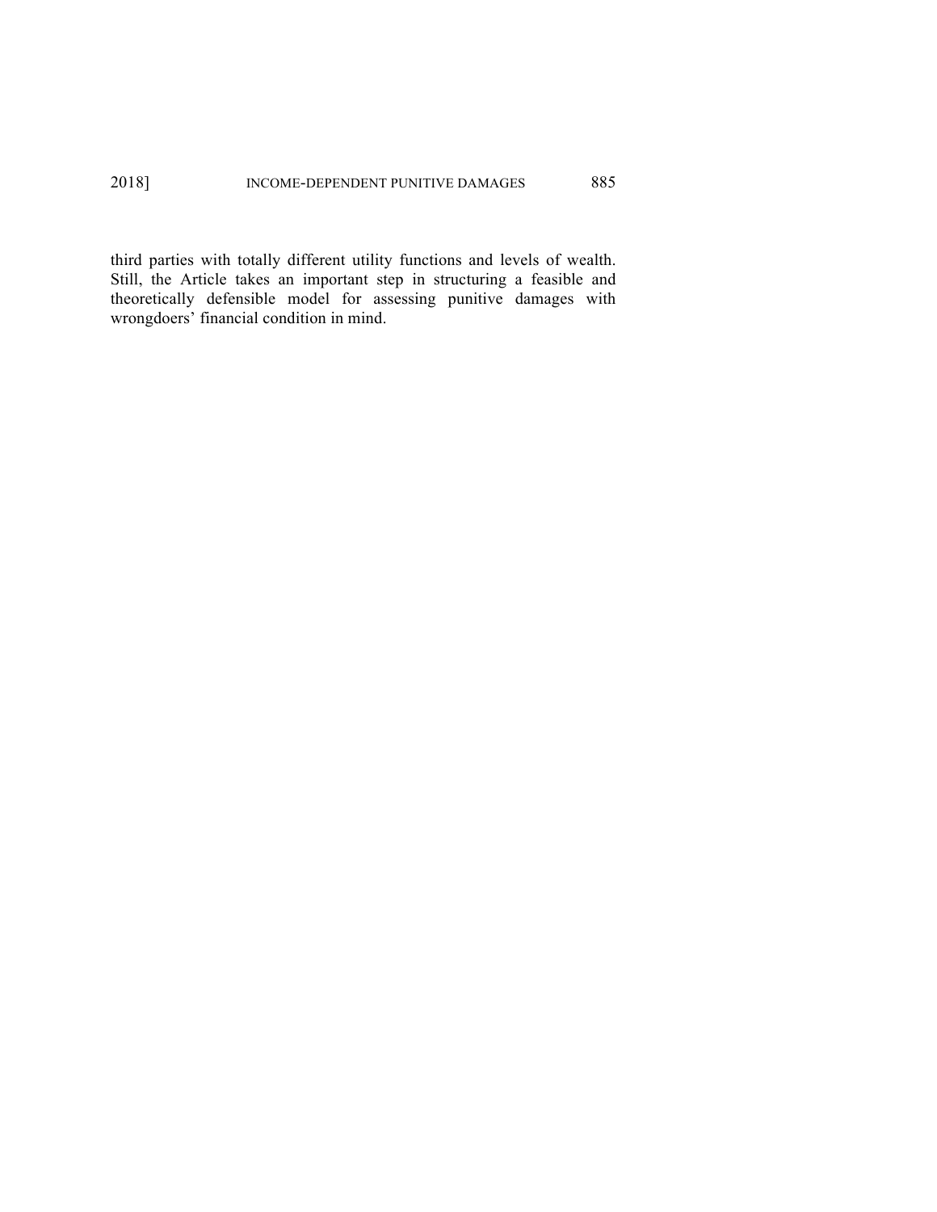third parties with totally different utility functions and levels of wealth. Still, the Article takes an important step in structuring a feasible and theoretically defensible model for assessing punitive damages with wrongdoers' financial condition in mind.